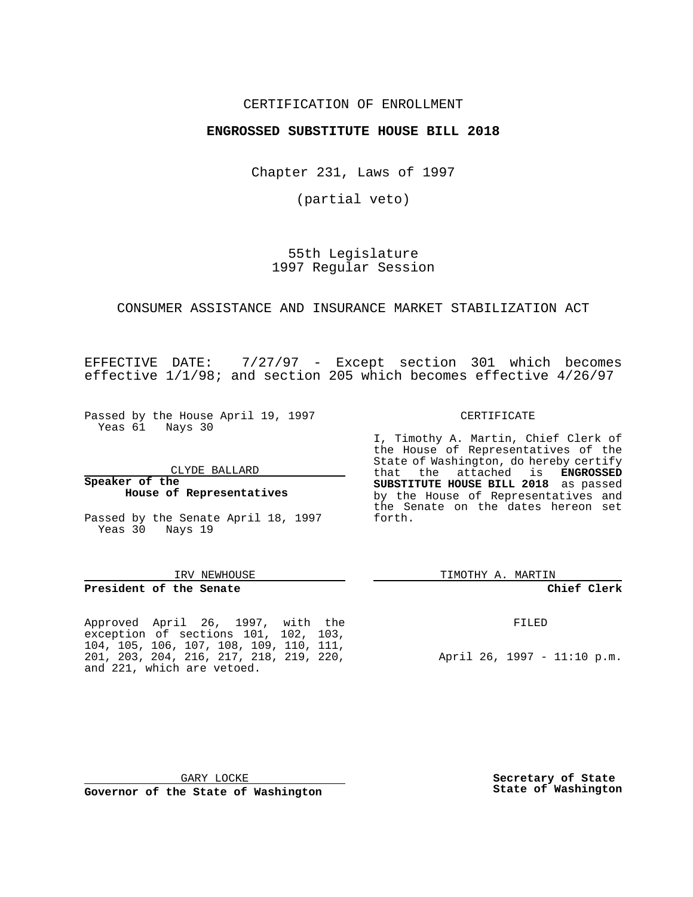CERTIFICATION OF ENROLLMENT

**ENGROSSED SUBSTITUTE HOUSE BILL 2018**

Chapter 231, Laws of 1997

(partial veto)

55th Legislature
1997 Regular Session

CONSUMER ASSISTANCE AND INSURANCE MARKET STABILIZATION ACT

EFFECTIVE DATE: 7/27/97 - Except section 301 which becomes effective 1/1/98; and section 205 which becomes effective 4/26/97

Passed by the House April 19, 1997
Yeas 61 Nays 30

CLYDE BALLARD

**Speaker of the House of Representatives**

Passed by the Senate April 18, 1997
Yeas 30 Nays 19

IRV NEWHOUSE

**President of the Senate**

Approved April 26, 1997, with the exception of sections 101, 102, 103, 104, 105, 106, 107, 108, 109, 110, 111, 201, 203, 204, 216, 217, 218, 219, 220, and 221, which are vetoed.

GARY LOCKE

**Governor of the State of Washington**

CERTIFICATE

I, Timothy A. Martin, Chief Clerk of the House of Representatives of the State of Washington, do hereby certify that the attached is **ENGROSSED SUBSTITUTE HOUSE BILL 2018** as passed by the House of Representatives and the Senate on the dates hereon set forth.

TIMOTHY A. MARTIN

**Chief Clerk**

FILED

April 26, 1997 - 11:10 p.m.

**Secretary of State State of Washington**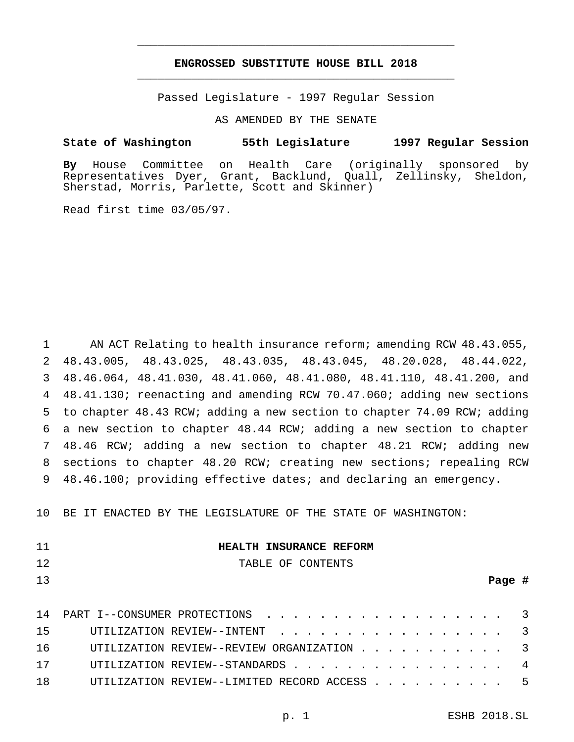---

**ENGROSSED SUBSTITUTE HOUSE BILL 2018**

---

Passed Legislature - 1997 Regular Session

AS AMENDED BY THE SENATE

**State of Washington 55th Legislature 1997 Regular Session**

**By** House Committee on Health Care (originally sponsored by Representatives Dyer, Grant, Backlund, Quall, Zellinsky, Sheldon, Sherstad, Morris, Parlette, Scott and Skinner)

Read first time 03/05/97.

AN ACT Relating to health insurance reform; amending RCW 48.43.055, 48.43.005, 48.43.025, 48.43.035, 48.43.045, 48.20.028, 48.44.022, 48.46.064, 48.41.030, 48.41.060, 48.41.080, 48.41.110, 48.41.200, and 48.41.130; reenacting and amending RCW 70.47.060; adding new sections to chapter 48.43 RCW; adding a new section to chapter 74.09 RCW; adding a new section to chapter 48.44 RCW; adding a new section to chapter 48.46 RCW; adding a new section to chapter 48.21 RCW; adding new sections to chapter 48.20 RCW; creating new sections; repealing RCW 48.46.100; providing effective dates; and declaring an emergency.

BE IT ENACTED BY THE LEGISLATURE OF THE STATE OF WASHINGTON:

**HEALTH INSURANCE REFORM**

TABLE OF CONTENTS

| | **Page #** |
|---|---|
| PART I--CONSUMER PROTECTIONS | 3 |
| UTILIZATION REVIEW--INTENT | 3 |
| UTILIZATION REVIEW--REVIEW ORGANIZATION | 3 |
| UTILIZATION REVIEW--STANDARDS | 4 |
| UTILIZATION REVIEW--LIMITED RECORD ACCESS | 5 |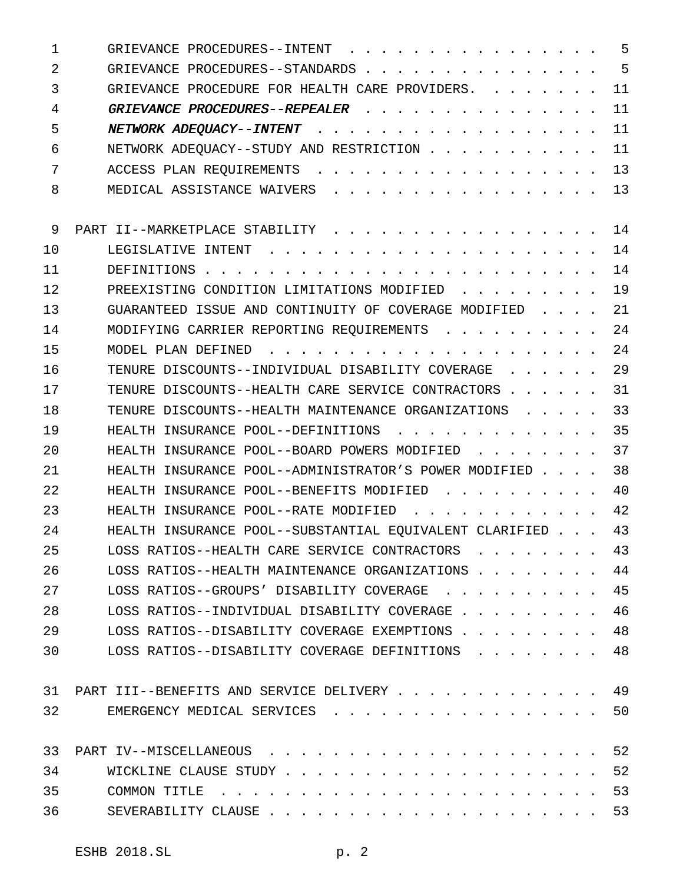GRIEVANCE PROCEDURES--INTENT . . . . . . . . . . . . . . . . . 5
GRIEVANCE PROCEDURES--STANDARDS . . . . . . . . . . . . . . . . 5
GRIEVANCE PROCEDURE FOR HEALTH CARE PROVIDERS. . . . . . . . 11
***GRIEVANCE PROCEDURES--REPEALER*** . . . . . . . . . . . . . . . 11
***NETWORK ADEQUACY--INTENT*** . . . . . . . . . . . . . . . . . . 11
NETWORK ADEQUACY--STUDY AND RESTRICTION . . . . . . . . . . . 11
ACCESS PLAN REQUIREMENTS . . . . . . . . . . . . . . . . . . 13
MEDICAL ASSISTANCE WAIVERS . . . . . . . . . . . . . . . . . 13

PART II--MARKETPLACE STABILITY . . . . . . . . . . . . . . . . . 14
LEGISLATIVE INTENT . . . . . . . . . . . . . . . . . . . . . 14
DEFINITIONS . . . . . . . . . . . . . . . . . . . . . . . . . 14
PREEXISTING CONDITION LIMITATIONS MODIFIED . . . . . . . . . 19
GUARANTEED ISSUE AND CONTINUITY OF COVERAGE MODIFIED . . . . 21
MODIFYING CARRIER REPORTING REQUIREMENTS . . . . . . . . . . 24
MODEL PLAN DEFINED . . . . . . . . . . . . . . . . . . . . . 24
TENURE DISCOUNTS--INDIVIDUAL DISABILITY COVERAGE . . . . . . 29
TENURE DISCOUNTS--HEALTH CARE SERVICE CONTRACTORS . . . . . . 31
TENURE DISCOUNTS--HEALTH MAINTENANCE ORGANIZATIONS . . . . . 33
HEALTH INSURANCE POOL--DEFINITIONS . . . . . . . . . . . . . 35
HEALTH INSURANCE POOL--BOARD POWERS MODIFIED . . . . . . . . 37
HEALTH INSURANCE POOL--ADMINISTRATOR'S POWER MODIFIED . . . . 38
HEALTH INSURANCE POOL--BENEFITS MODIFIED . . . . . . . . . . 40
HEALTH INSURANCE POOL--RATE MODIFIED . . . . . . . . . . . . 42
HEALTH INSURANCE POOL--SUBSTANTIAL EQUIVALENT CLARIFIED . . . 43
LOSS RATIOS--HEALTH CARE SERVICE CONTRACTORS . . . . . . . . 43
LOSS RATIOS--HEALTH MAINTENANCE ORGANIZATIONS . . . . . . . . 44
LOSS RATIOS--GROUPS' DISABILITY COVERAGE . . . . . . . . . . 45
LOSS RATIOS--INDIVIDUAL DISABILITY COVERAGE . . . . . . . . . 46
LOSS RATIOS--DISABILITY COVERAGE EXEMPTIONS . . . . . . . . . 48
LOSS RATIOS--DISABILITY COVERAGE DEFINITIONS . . . . . . . . 48

PART III--BENEFITS AND SERVICE DELIVERY . . . . . . . . . . . . . 49
EMERGENCY MEDICAL SERVICES . . . . . . . . . . . . . . . . . 50

PART IV--MISCELLANEOUS . . . . . . . . . . . . . . . . . . . . . 52
WICKLINE CLAUSE STUDY . . . . . . . . . . . . . . . . . . . . 52
COMMON TITLE . . . . . . . . . . . . . . . . . . . . . . . . 53
SEVERABILITY CLAUSE . . . . . . . . . . . . . . . . . . . . . 53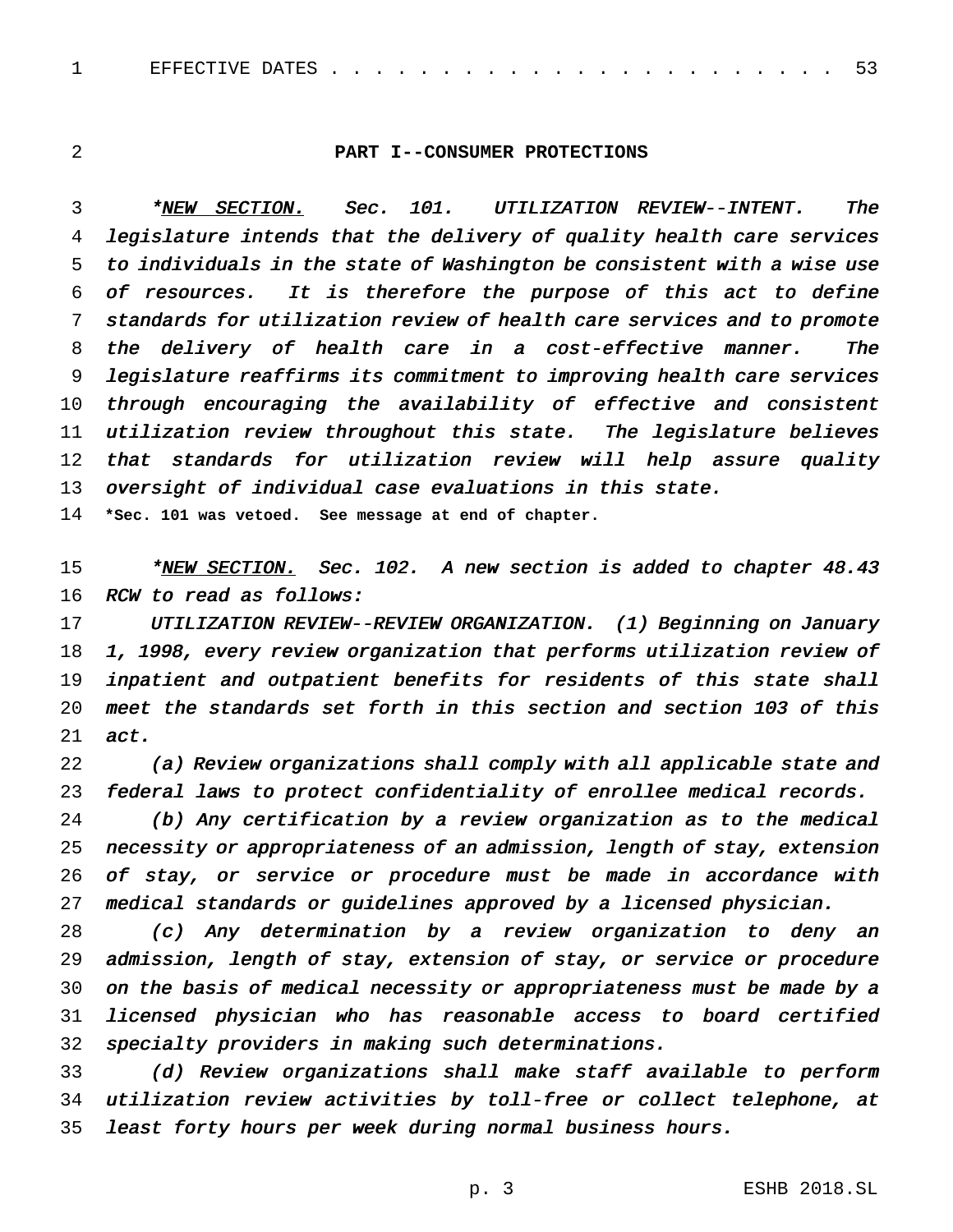EFFECTIVE DATES . . . . . . . . . . . . . . . . . . . . . . . . 53

## PART I--CONSUMER PROTECTIONS

*\*NEW SECTION. Sec. 101. UTILIZATION REVIEW--INTENT. The legislature intends that the delivery of quality health care services to individuals in the state of Washington be consistent with a wise use of resources. It is therefore the purpose of this act to define standards for utilization review of health care services and to promote the delivery of health care in a cost-effective manner. The legislature reaffirms its commitment to improving health care services through encouraging the availability of effective and consistent utilization review throughout this state. The legislature believes that standards for utilization review will help assure quality oversight of individual case evaluations in this state.*

**\*Sec. 101 was vetoed. See message at end of chapter.**

*\*NEW SECTION. Sec. 102. A new section is added to chapter 48.43 RCW to read as follows:*

*UTILIZATION REVIEW--REVIEW ORGANIZATION. (1) Beginning on January 1, 1998, every review organization that performs utilization review of inpatient and outpatient benefits for residents of this state shall meet the standards set forth in this section and section 103 of this act.*

*(a) Review organizations shall comply with all applicable state and federal laws to protect confidentiality of enrollee medical records.*

*(b) Any certification by a review organization as to the medical necessity or appropriateness of an admission, length of stay, extension of stay, or service or procedure must be made in accordance with medical standards or guidelines approved by a licensed physician.*

*(c) Any determination by a review organization to deny an admission, length of stay, extension of stay, or service or procedure on the basis of medical necessity or appropriateness must be made by a licensed physician who has reasonable access to board certified specialty providers in making such determinations.*

*(d) Review organizations shall make staff available to perform utilization review activities by toll-free or collect telephone, at least forty hours per week during normal business hours.*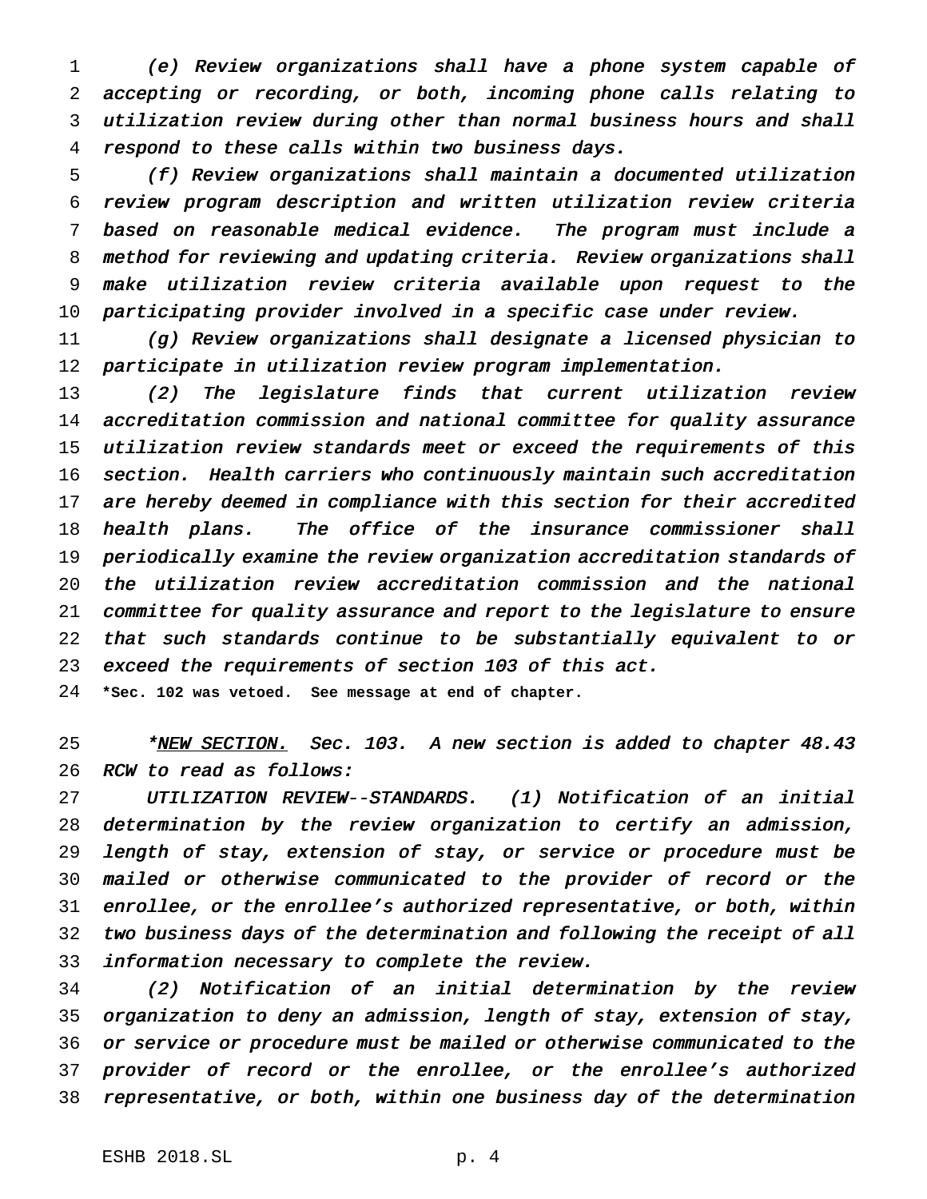*(e) Review organizations shall have a phone system capable of accepting or recording, or both, incoming phone calls relating to utilization review during other than normal business hours and shall respond to these calls within two business days.*

*(f) Review organizations shall maintain a documented utilization review program description and written utilization review criteria based on reasonable medical evidence. The program must include a method for reviewing and updating criteria. Review organizations shall make utilization review criteria available upon request to the participating provider involved in a specific case under review.*

*(g) Review organizations shall designate a licensed physician to participate in utilization review program implementation.*

*(2) The legislature finds that current utilization review accreditation commission and national committee for quality assurance utilization review standards meet or exceed the requirements of this section. Health carriers who continuously maintain such accreditation are hereby deemed in compliance with this section for their accredited health plans. The office of the insurance commissioner shall periodically examine the review organization accreditation standards of the utilization review accreditation commission and the national committee for quality assurance and report to the legislature to ensure that such standards continue to be substantially equivalent to or exceed the requirements of section 103 of this act.*

**\*Sec. 102 was vetoed. See message at end of chapter.**

*\*<u>NEW SECTION.</u> Sec. 103. A new section is added to chapter 48.43 RCW to read as follows:*

*UTILIZATION REVIEW--STANDARDS. (1) Notification of an initial determination by the review organization to certify an admission, length of stay, extension of stay, or service or procedure must be mailed or otherwise communicated to the provider of record or the enrollee, or the enrollee's authorized representative, or both, within two business days of the determination and following the receipt of all information necessary to complete the review.*

*(2) Notification of an initial determination by the review organization to deny an admission, length of stay, extension of stay, or service or procedure must be mailed or otherwise communicated to the provider of record or the enrollee, or the enrollee's authorized representative, or both, within one business day of the determination*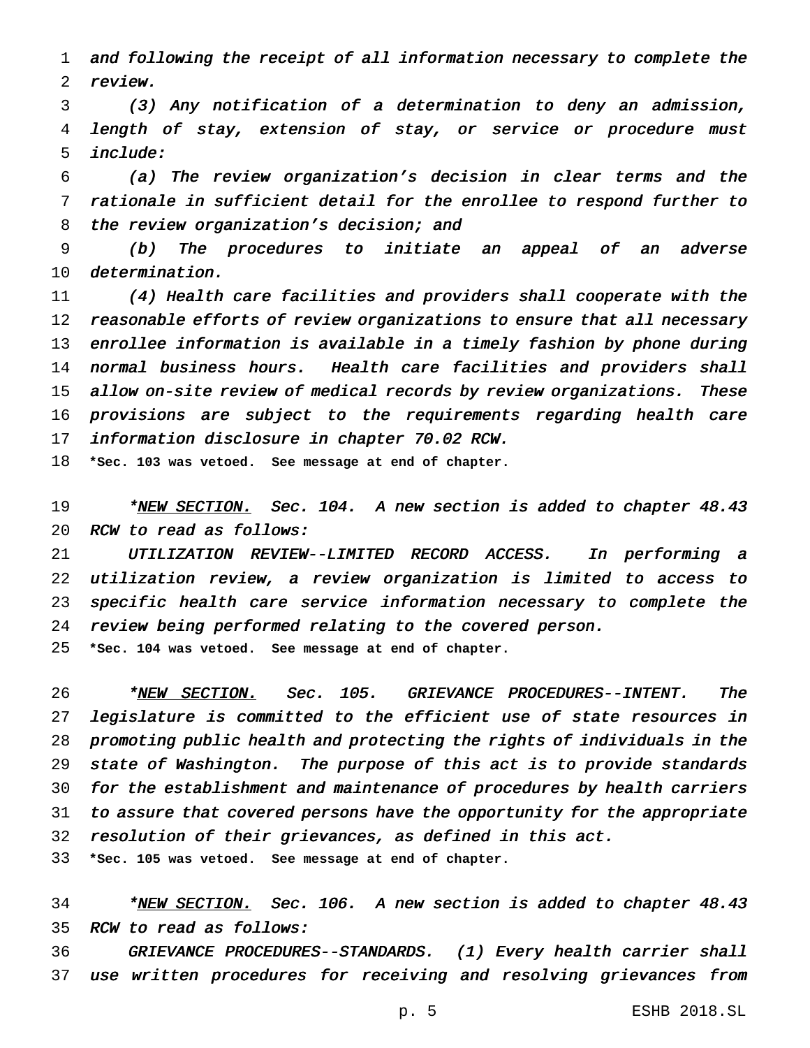*and following the receipt of all information necessary to complete the review.*

*(3) Any notification of a determination to deny an admission, length of stay, extension of stay, or service or procedure must include:*

*(a) The review organization's decision in clear terms and the rationale in sufficient detail for the enrollee to respond further to the review organization's decision; and*

*(b) The procedures to initiate an appeal of an adverse determination.*

*(4) Health care facilities and providers shall cooperate with the reasonable efforts of review organizations to ensure that all necessary enrollee information is available in a timely fashion by phone during normal business hours. Health care facilities and providers shall allow on-site review of medical records by review organizations. These provisions are subject to the requirements regarding health care information disclosure in chapter 70.02 RCW.*

**\*Sec. 103 was vetoed. See message at end of chapter.**

*\*NEW SECTION. Sec. 104. A new section is added to chapter 48.43 RCW to read as follows:*

*UTILIZATION REVIEW--LIMITED RECORD ACCESS. In performing a utilization review, a review organization is limited to access to specific health care service information necessary to complete the review being performed relating to the covered person.*

**\*Sec. 104 was vetoed. See message at end of chapter.**

*\*NEW SECTION. Sec. 105. GRIEVANCE PROCEDURES--INTENT. The legislature is committed to the efficient use of state resources in promoting public health and protecting the rights of individuals in the state of Washington. The purpose of this act is to provide standards for the establishment and maintenance of procedures by health carriers to assure that covered persons have the opportunity for the appropriate resolution of their grievances, as defined in this act.*

**\*Sec. 105 was vetoed. See message at end of chapter.**

*\*NEW SECTION. Sec. 106. A new section is added to chapter 48.43 RCW to read as follows:*

*GRIEVANCE PROCEDURES--STANDARDS. (1) Every health carrier shall use written procedures for receiving and resolving grievances from*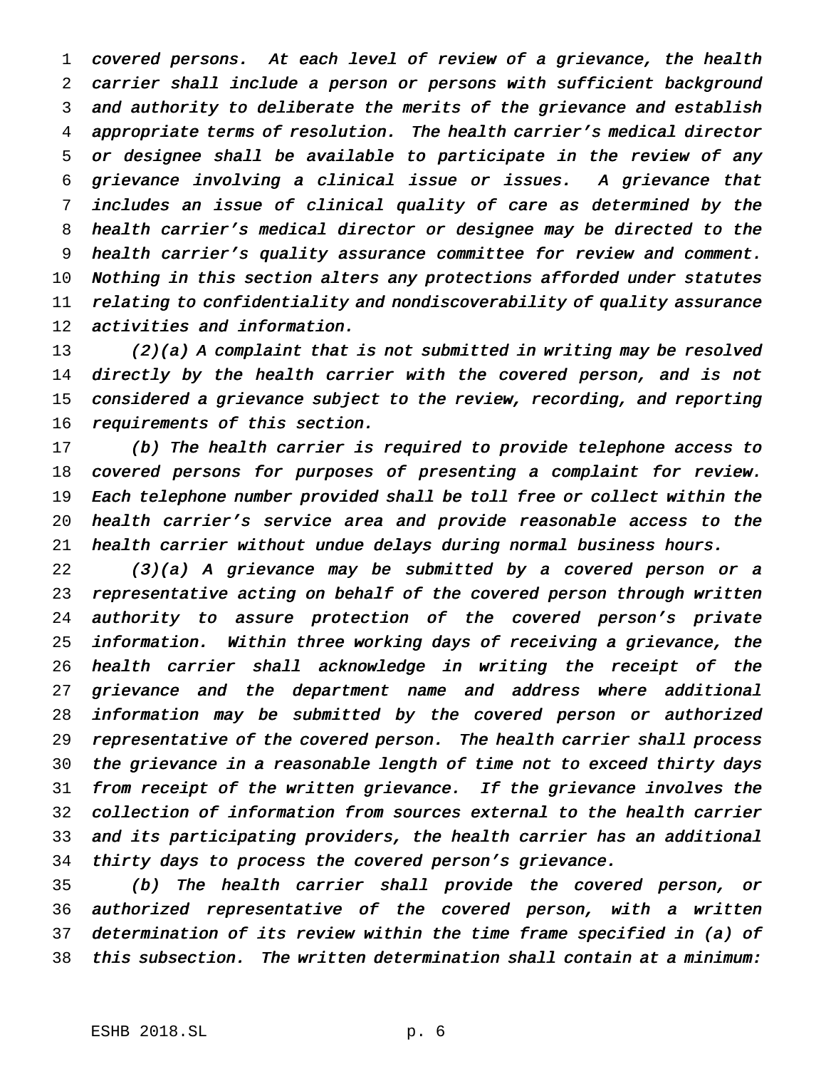*covered persons. At each level of review of a grievance, the health carrier shall include a person or persons with sufficient background and authority to deliberate the merits of the grievance and establish appropriate terms of resolution. The health carrier's medical director or designee shall be available to participate in the review of any grievance involving a clinical issue or issues. A grievance that includes an issue of clinical quality of care as determined by the health carrier's medical director or designee may be directed to the health carrier's quality assurance committee for review and comment. Nothing in this section alters any protections afforded under statutes relating to confidentiality and nondiscoverability of quality assurance activities and information.*

*(2)(a) A complaint that is not submitted in writing may be resolved directly by the health carrier with the covered person, and is not considered a grievance subject to the review, recording, and reporting requirements of this section.*

*(b) The health carrier is required to provide telephone access to covered persons for purposes of presenting a complaint for review. Each telephone number provided shall be toll free or collect within the health carrier's service area and provide reasonable access to the health carrier without undue delays during normal business hours.*

*(3)(a) A grievance may be submitted by a covered person or a representative acting on behalf of the covered person through written authority to assure protection of the covered person's private information. Within three working days of receiving a grievance, the health carrier shall acknowledge in writing the receipt of the grievance and the department name and address where additional information may be submitted by the covered person or authorized representative of the covered person. The health carrier shall process the grievance in a reasonable length of time not to exceed thirty days from receipt of the written grievance. If the grievance involves the collection of information from sources external to the health carrier and its participating providers, the health carrier has an additional thirty days to process the covered person's grievance.*

*(b) The health carrier shall provide the covered person, or authorized representative of the covered person, with a written determination of its review within the time frame specified in (a) of this subsection. The written determination shall contain at a minimum:*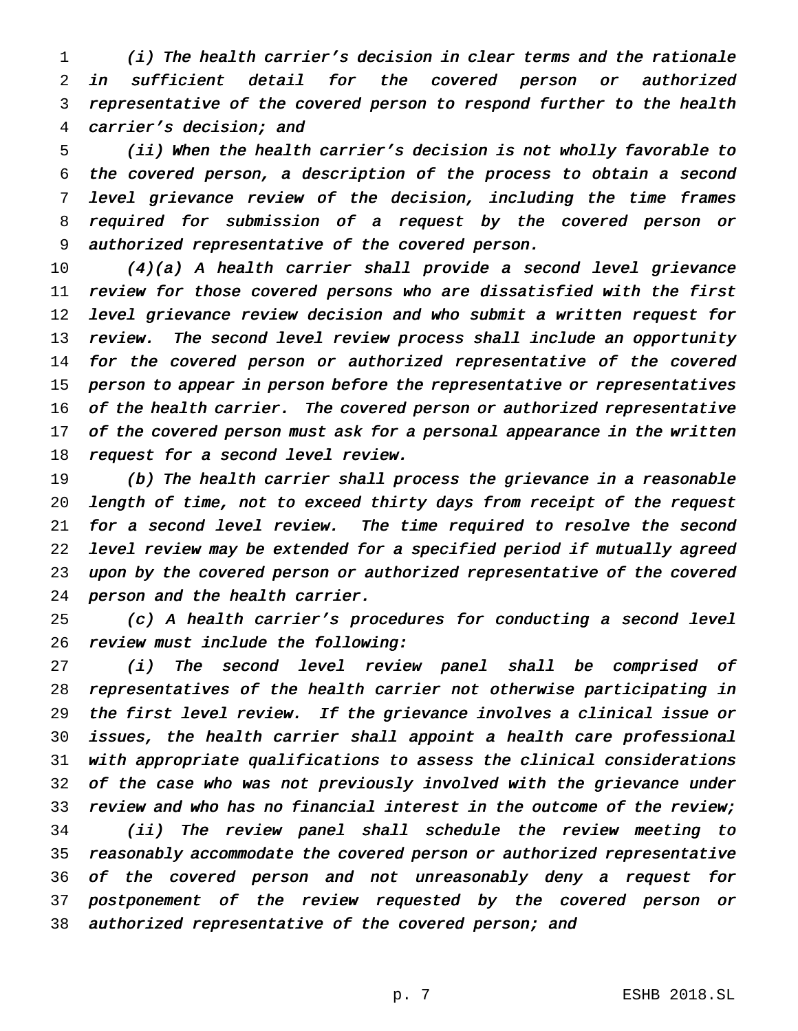*(i) The health carrier's decision in clear terms and the rationale in sufficient detail for the covered person or authorized representative of the covered person to respond further to the health carrier's decision; and*

*(ii) When the health carrier's decision is not wholly favorable to the covered person, a description of the process to obtain a second level grievance review of the decision, including the time frames required for submission of a request by the covered person or authorized representative of the covered person.*

*(4)(a) A health carrier shall provide a second level grievance review for those covered persons who are dissatisfied with the first level grievance review decision and who submit a written request for review. The second level review process shall include an opportunity for the covered person or authorized representative of the covered person to appear in person before the representative or representatives of the health carrier. The covered person or authorized representative of the covered person must ask for a personal appearance in the written request for a second level review.*

*(b) The health carrier shall process the grievance in a reasonable length of time, not to exceed thirty days from receipt of the request for a second level review. The time required to resolve the second level review may be extended for a specified period if mutually agreed upon by the covered person or authorized representative of the covered person and the health carrier.*

*(c) A health carrier's procedures for conducting a second level review must include the following:*

*(i) The second level review panel shall be comprised of representatives of the health carrier not otherwise participating in the first level review. If the grievance involves a clinical issue or issues, the health carrier shall appoint a health care professional with appropriate qualifications to assess the clinical considerations of the case who was not previously involved with the grievance under review and who has no financial interest in the outcome of the review;*

*(ii) The review panel shall schedule the review meeting to reasonably accommodate the covered person or authorized representative of the covered person and not unreasonably deny a request for postponement of the review requested by the covered person or authorized representative of the covered person; and*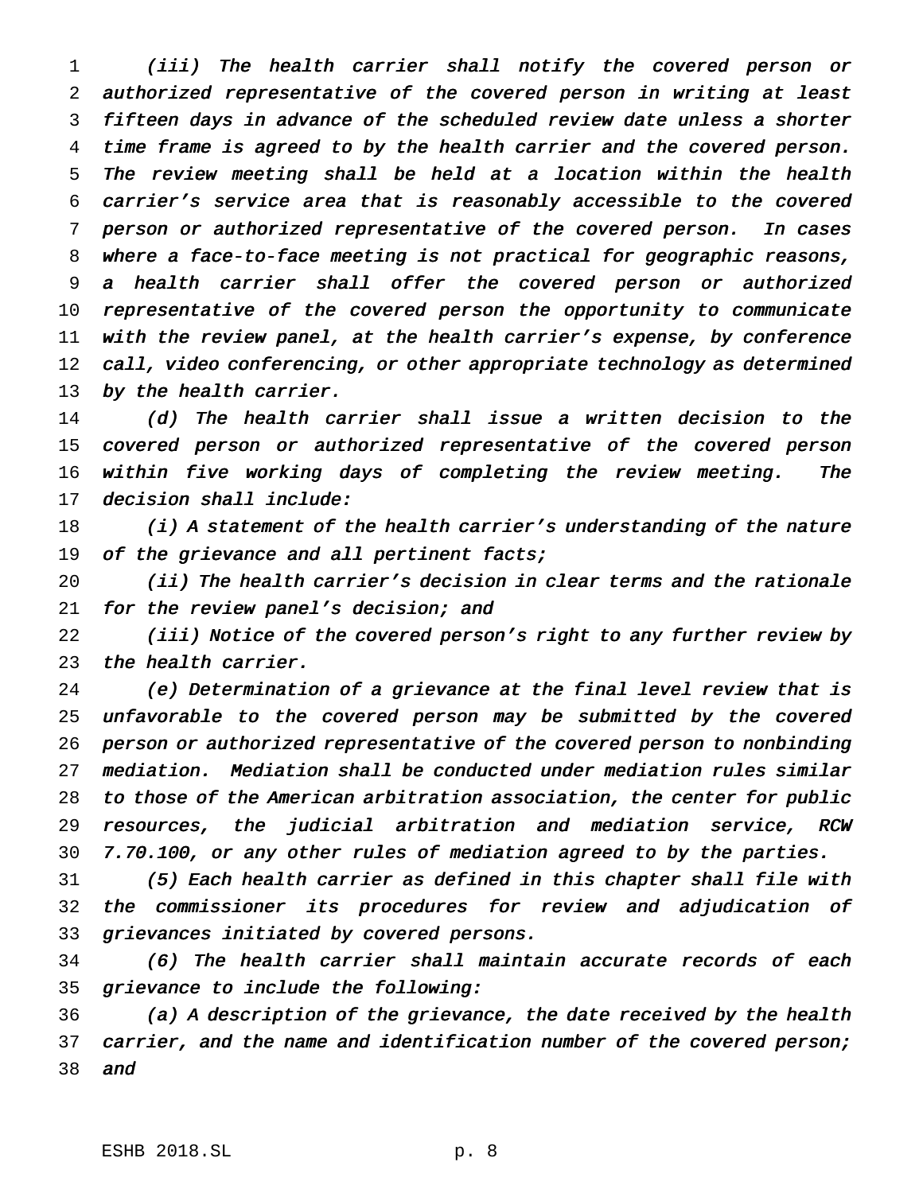*(iii) The health carrier shall notify the covered person or authorized representative of the covered person in writing at least fifteen days in advance of the scheduled review date unless a shorter time frame is agreed to by the health carrier and the covered person. The review meeting shall be held at a location within the health carrier's service area that is reasonably accessible to the covered person or authorized representative of the covered person. In cases where a face-to-face meeting is not practical for geographic reasons, a health carrier shall offer the covered person or authorized representative of the covered person the opportunity to communicate with the review panel, at the health carrier's expense, by conference call, video conferencing, or other appropriate technology as determined by the health carrier.*

*(d) The health carrier shall issue a written decision to the covered person or authorized representative of the covered person within five working days of completing the review meeting. The decision shall include:*

*(i) A statement of the health carrier's understanding of the nature of the grievance and all pertinent facts;*

*(ii) The health carrier's decision in clear terms and the rationale for the review panel's decision; and*

*(iii) Notice of the covered person's right to any further review by the health carrier.*

*(e) Determination of a grievance at the final level review that is unfavorable to the covered person may be submitted by the covered person or authorized representative of the covered person to nonbinding mediation. Mediation shall be conducted under mediation rules similar to those of the American arbitration association, the center for public resources, the judicial arbitration and mediation service, RCW 7.70.100, or any other rules of mediation agreed to by the parties.*

*(5) Each health carrier as defined in this chapter shall file with the commissioner its procedures for review and adjudication of grievances initiated by covered persons.*

*(6) The health carrier shall maintain accurate records of each grievance to include the following:*

*(a) A description of the grievance, the date received by the health carrier, and the name and identification number of the covered person; and*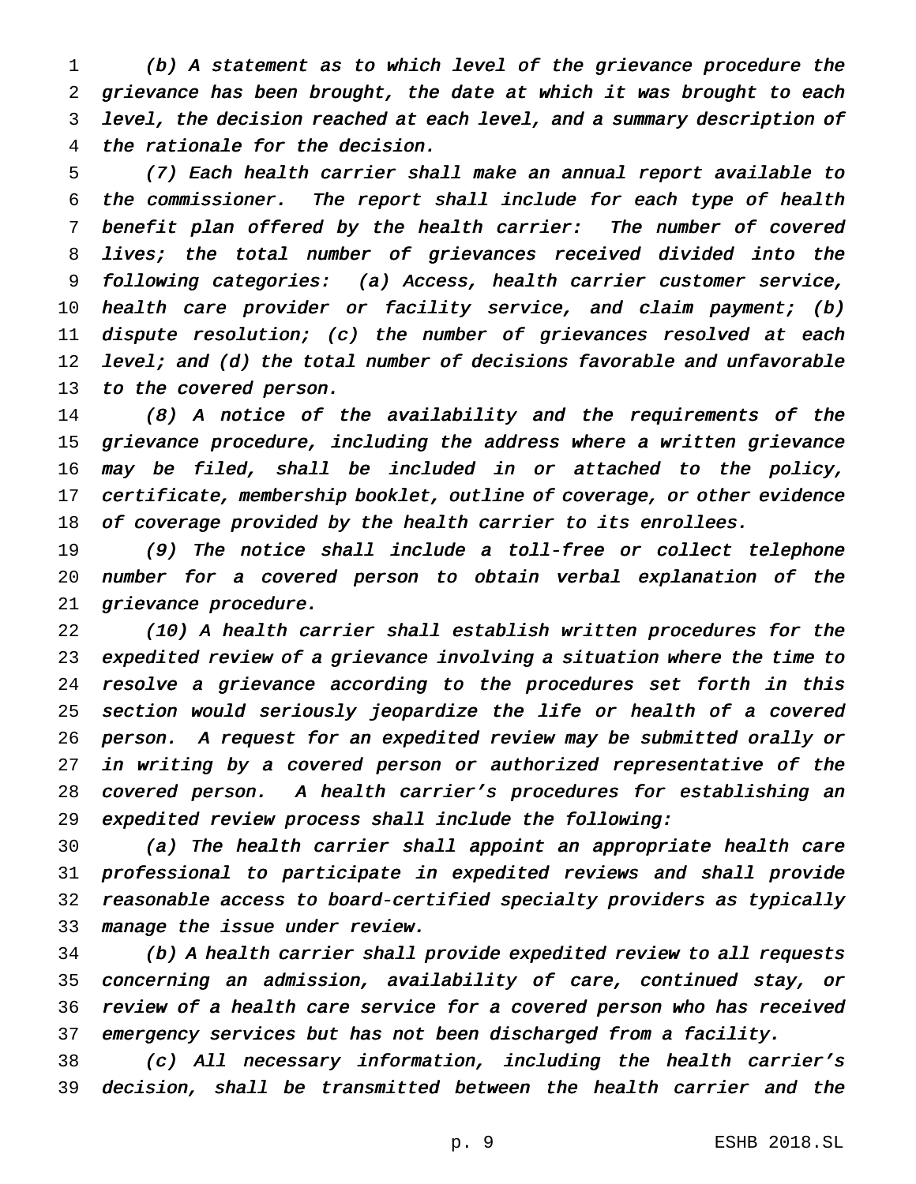*(b) A statement as to which level of the grievance procedure the grievance has been brought, the date at which it was brought to each level, the decision reached at each level, and a summary description of the rationale for the decision.*

*(7) Each health carrier shall make an annual report available to the commissioner. The report shall include for each type of health benefit plan offered by the health carrier: The number of covered lives; the total number of grievances received divided into the following categories: (a) Access, health carrier customer service, health care provider or facility service, and claim payment; (b) dispute resolution; (c) the number of grievances resolved at each level; and (d) the total number of decisions favorable and unfavorable to the covered person.*

*(8) A notice of the availability and the requirements of the grievance procedure, including the address where a written grievance may be filed, shall be included in or attached to the policy, certificate, membership booklet, outline of coverage, or other evidence of coverage provided by the health carrier to its enrollees.*

*(9) The notice shall include a toll-free or collect telephone number for a covered person to obtain verbal explanation of the grievance procedure.*

*(10) A health carrier shall establish written procedures for the expedited review of a grievance involving a situation where the time to resolve a grievance according to the procedures set forth in this section would seriously jeopardize the life or health of a covered person. A request for an expedited review may be submitted orally or in writing by a covered person or authorized representative of the covered person. A health carrier's procedures for establishing an expedited review process shall include the following:*

*(a) The health carrier shall appoint an appropriate health care professional to participate in expedited reviews and shall provide reasonable access to board-certified specialty providers as typically manage the issue under review.*

*(b) A health carrier shall provide expedited review to all requests concerning an admission, availability of care, continued stay, or review of a health care service for a covered person who has received emergency services but has not been discharged from a facility.*

*(c) All necessary information, including the health carrier's decision, shall be transmitted between the health carrier and the*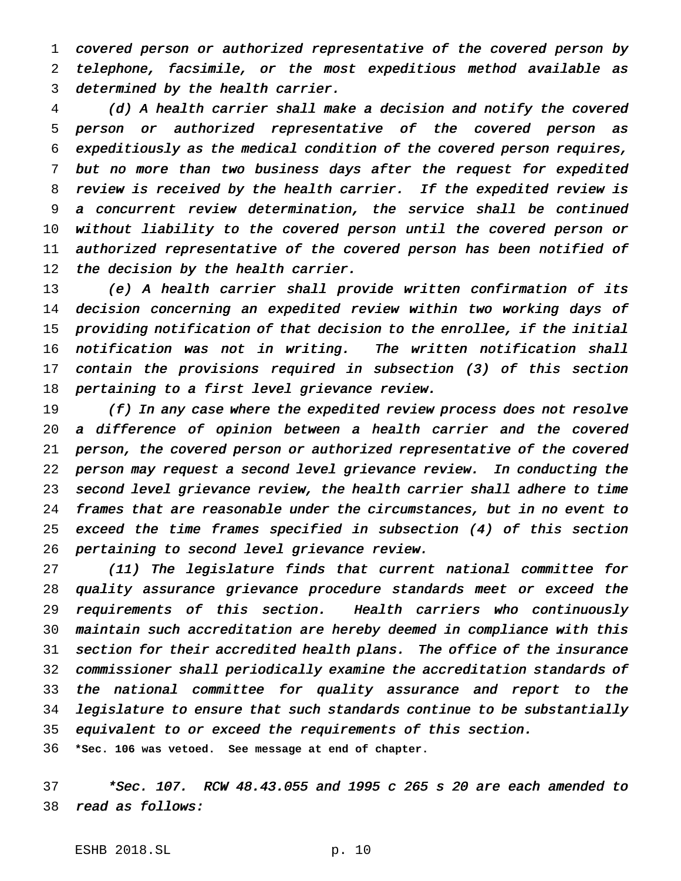*covered person or authorized representative of the covered person by telephone, facsimile, or the most expeditious method available as determined by the health carrier.*

*(d) A health carrier shall make a decision and notify the covered person or authorized representative of the covered person as expeditiously as the medical condition of the covered person requires, but no more than two business days after the request for expedited review is received by the health carrier. If the expedited review is a concurrent review determination, the service shall be continued without liability to the covered person until the covered person or authorized representative of the covered person has been notified of the decision by the health carrier.*

*(e) A health carrier shall provide written confirmation of its decision concerning an expedited review within two working days of providing notification of that decision to the enrollee, if the initial notification was not in writing. The written notification shall contain the provisions required in subsection (3) of this section pertaining to a first level grievance review.*

*(f) In any case where the expedited review process does not resolve a difference of opinion between a health carrier and the covered person, the covered person or authorized representative of the covered person may request a second level grievance review. In conducting the second level grievance review, the health carrier shall adhere to time frames that are reasonable under the circumstances, but in no event to exceed the time frames specified in subsection (4) of this section pertaining to second level grievance review.*

*(11) The legislature finds that current national committee for quality assurance grievance procedure standards meet or exceed the requirements of this section. Health carriers who continuously maintain such accreditation are hereby deemed in compliance with this section for their accredited health plans. The office of the insurance commissioner shall periodically examine the accreditation standards of the national committee for quality assurance and report to the legislature to ensure that such standards continue to be substantially equivalent to or exceed the requirements of this section.*

**\*Sec. 106 was vetoed. See message at end of chapter.**

*\*Sec. 107. RCW 48.43.055 and 1995 c 265 s 20 are each amended to read as follows:*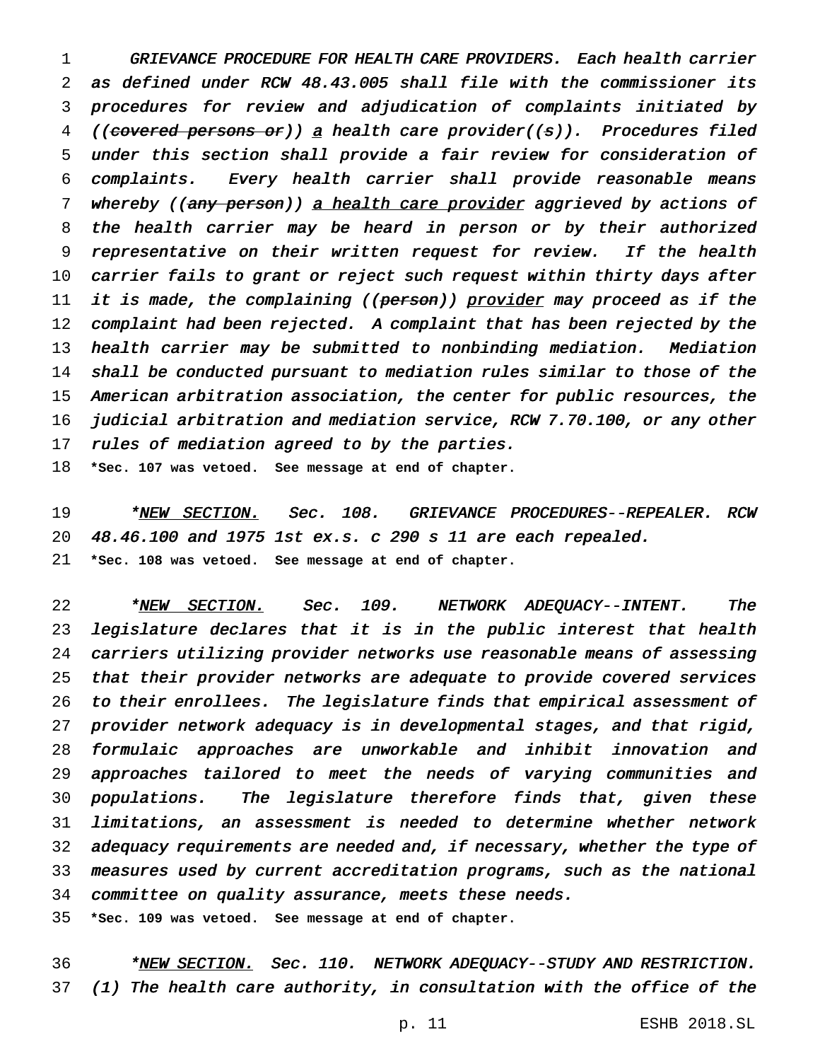GRIEVANCE PROCEDURE FOR HEALTH CARE PROVIDERS. Each health carrier as defined under RCW 48.43.005 shall file with the commissioner its procedures for review and adjudication of complaints initiated by ((~~covered persons or~~)) a health care provider((s)). Procedures filed under this section shall provide a fair review for consideration of complaints. Every health carrier shall provide reasonable means whereby ((~~any person~~)) a health care provider aggrieved by actions of the health carrier may be heard in person or by their authorized representative on their written request for review. If the health carrier fails to grant or reject such request within thirty days after it is made, the complaining ((~~person~~)) provider may proceed as if the complaint had been rejected. A complaint that has been rejected by the health carrier may be submitted to nonbinding mediation. Mediation shall be conducted pursuant to mediation rules similar to those of the American arbitration association, the center for public resources, the judicial arbitration and mediation service, RCW 7.70.100, or any other rules of mediation agreed to by the parties.

**\*Sec. 107 was vetoed. See message at end of chapter.**

\*NEW SECTION. Sec. 108. GRIEVANCE PROCEDURES--REPEALER. RCW 48.46.100 and 1975 1st ex.s. c 290 s 11 are each repealed.

**\*Sec. 108 was vetoed. See message at end of chapter.**

\*NEW SECTION. Sec. 109. NETWORK ADEQUACY--INTENT. The legislature declares that it is in the public interest that health carriers utilizing provider networks use reasonable means of assessing that their provider networks are adequate to provide covered services to their enrollees. The legislature finds that empirical assessment of provider network adequacy is in developmental stages, and that rigid, formulaic approaches are unworkable and inhibit innovation and approaches tailored to meet the needs of varying communities and populations. The legislature therefore finds that, given these limitations, an assessment is needed to determine whether network adequacy requirements are needed and, if necessary, whether the type of measures used by current accreditation programs, such as the national committee on quality assurance, meets these needs.

**\*Sec. 109 was vetoed. See message at end of chapter.**

\*NEW SECTION. Sec. 110. NETWORK ADEQUACY--STUDY AND RESTRICTION. (1) The health care authority, in consultation with the office of the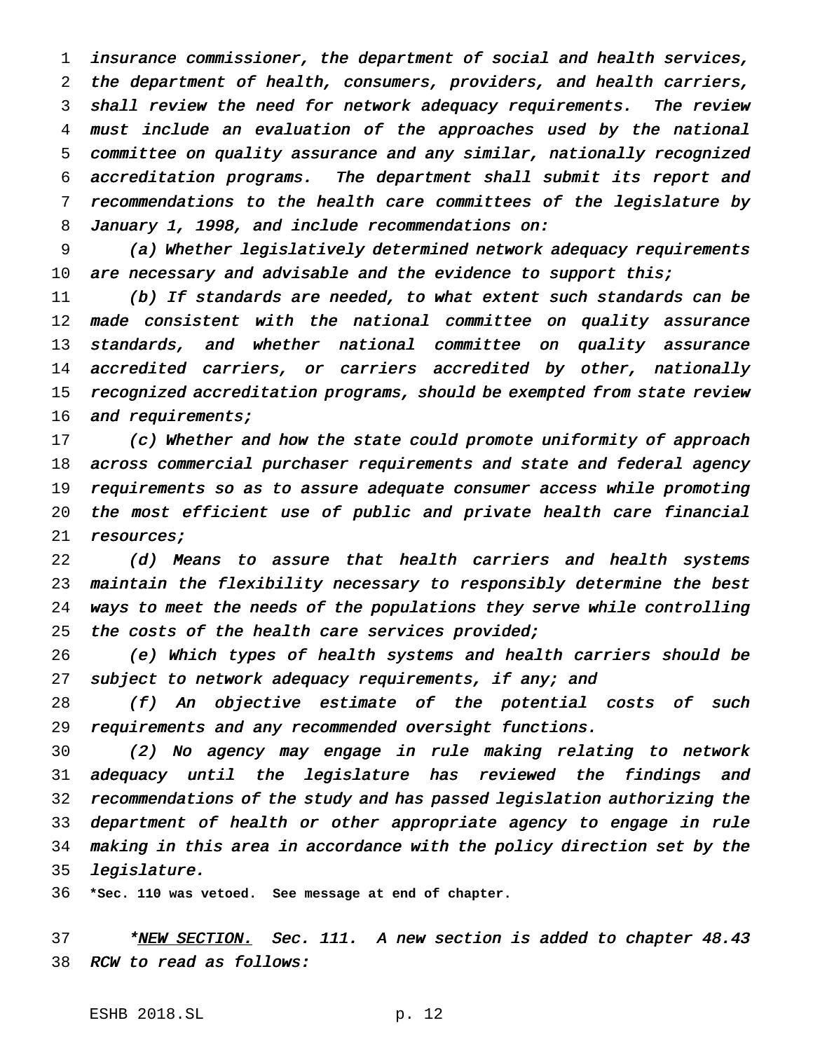*insurance commissioner, the department of social and health services, the department of health, consumers, providers, and health carriers, shall review the need for network adequacy requirements. The review must include an evaluation of the approaches used by the national committee on quality assurance and any similar, nationally recognized accreditation programs. The department shall submit its report and recommendations to the health care committees of the legislature by January 1, 1998, and include recommendations on:*

*(a) Whether legislatively determined network adequacy requirements are necessary and advisable and the evidence to support this;*

*(b) If standards are needed, to what extent such standards can be made consistent with the national committee on quality assurance standards, and whether national committee on quality assurance accredited carriers, or carriers accredited by other, nationally recognized accreditation programs, should be exempted from state review and requirements;*

*(c) Whether and how the state could promote uniformity of approach across commercial purchaser requirements and state and federal agency requirements so as to assure adequate consumer access while promoting the most efficient use of public and private health care financial resources;*

*(d) Means to assure that health carriers and health systems maintain the flexibility necessary to responsibly determine the best ways to meet the needs of the populations they serve while controlling the costs of the health care services provided;*

*(e) Which types of health systems and health carriers should be subject to network adequacy requirements, if any; and*

*(f) An objective estimate of the potential costs of such requirements and any recommended oversight functions.*

*(2) No agency may engage in rule making relating to network adequacy until the legislature has reviewed the findings and recommendations of the study and has passed legislation authorizing the department of health or other appropriate agency to engage in rule making in this area in accordance with the policy direction set by the legislature.*

**\*Sec. 110 was vetoed. See message at end of chapter.**

*\*<u>NEW SECTION.</u> Sec. 111. A new section is added to chapter 48.43 RCW to read as follows:*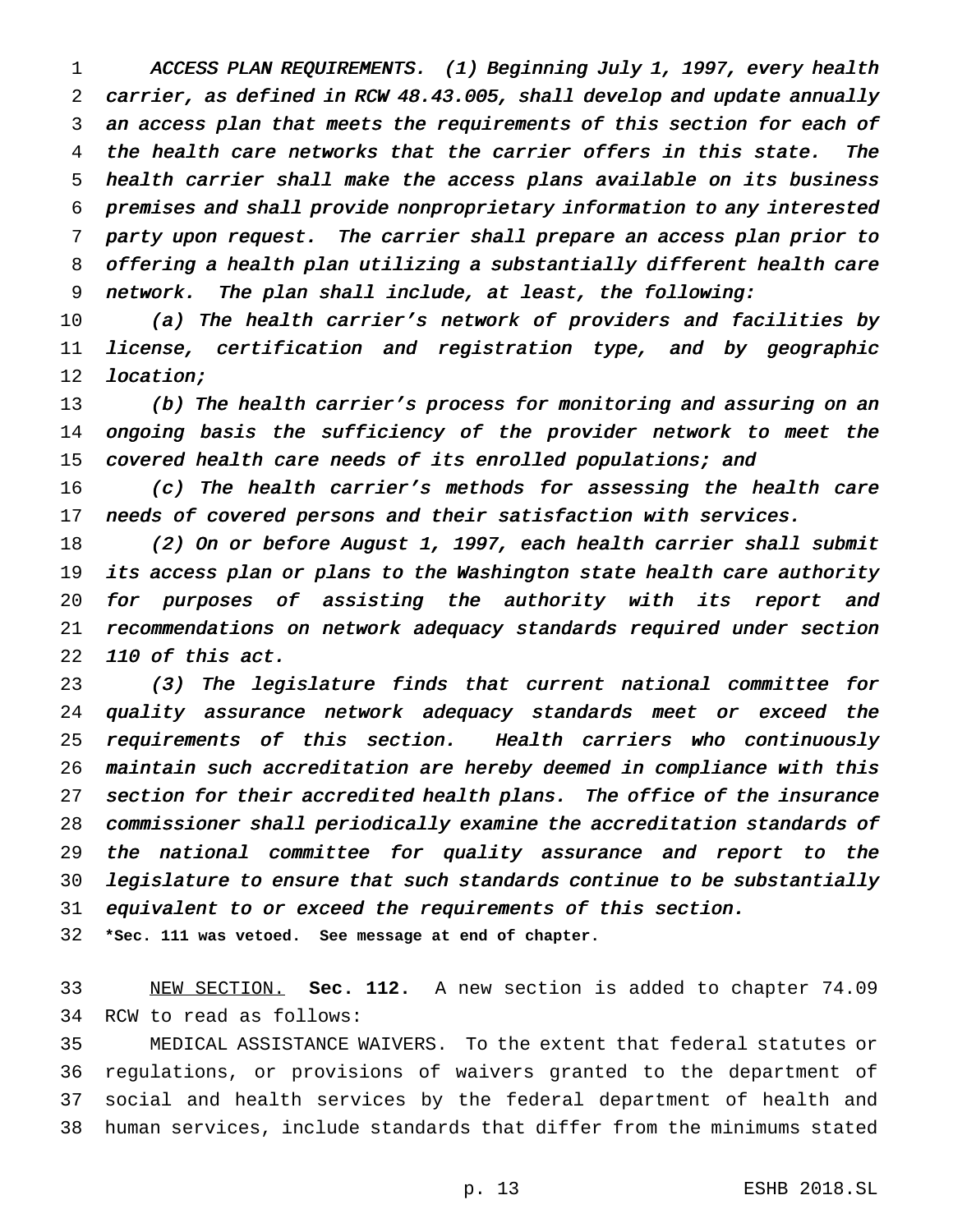*ACCESS PLAN REQUIREMENTS. (1) Beginning July 1, 1997, every health carrier, as defined in RCW 48.43.005, shall develop and update annually an access plan that meets the requirements of this section for each of the health care networks that the carrier offers in this state. The health carrier shall make the access plans available on its business premises and shall provide nonproprietary information to any interested party upon request. The carrier shall prepare an access plan prior to offering a health plan utilizing a substantially different health care network. The plan shall include, at least, the following:*

*(a) The health carrier's network of providers and facilities by license, certification and registration type, and by geographic location;*

*(b) The health carrier's process for monitoring and assuring on an ongoing basis the sufficiency of the provider network to meet the covered health care needs of its enrolled populations; and*

*(c) The health carrier's methods for assessing the health care needs of covered persons and their satisfaction with services.*

*(2) On or before August 1, 1997, each health carrier shall submit its access plan or plans to the Washington state health care authority for purposes of assisting the authority with its report and recommendations on network adequacy standards required under section 110 of this act.*

*(3) The legislature finds that current national committee for quality assurance network adequacy standards meet or exceed the requirements of this section. Health carriers who continuously maintain such accreditation are hereby deemed in compliance with this section for their accredited health plans. The office of the insurance commissioner shall periodically examine the accreditation standards of the national committee for quality assurance and report to the legislature to ensure that such standards continue to be substantially equivalent to or exceed the requirements of this section.*

**\*Sec. 111 was vetoed. See message at end of chapter.**

NEW SECTION. **Sec. 112.** A new section is added to chapter 74.09 RCW to read as follows:

MEDICAL ASSISTANCE WAIVERS. To the extent that federal statutes or regulations, or provisions of waivers granted to the department of social and health services by the federal department of health and human services, include standards that differ from the minimums stated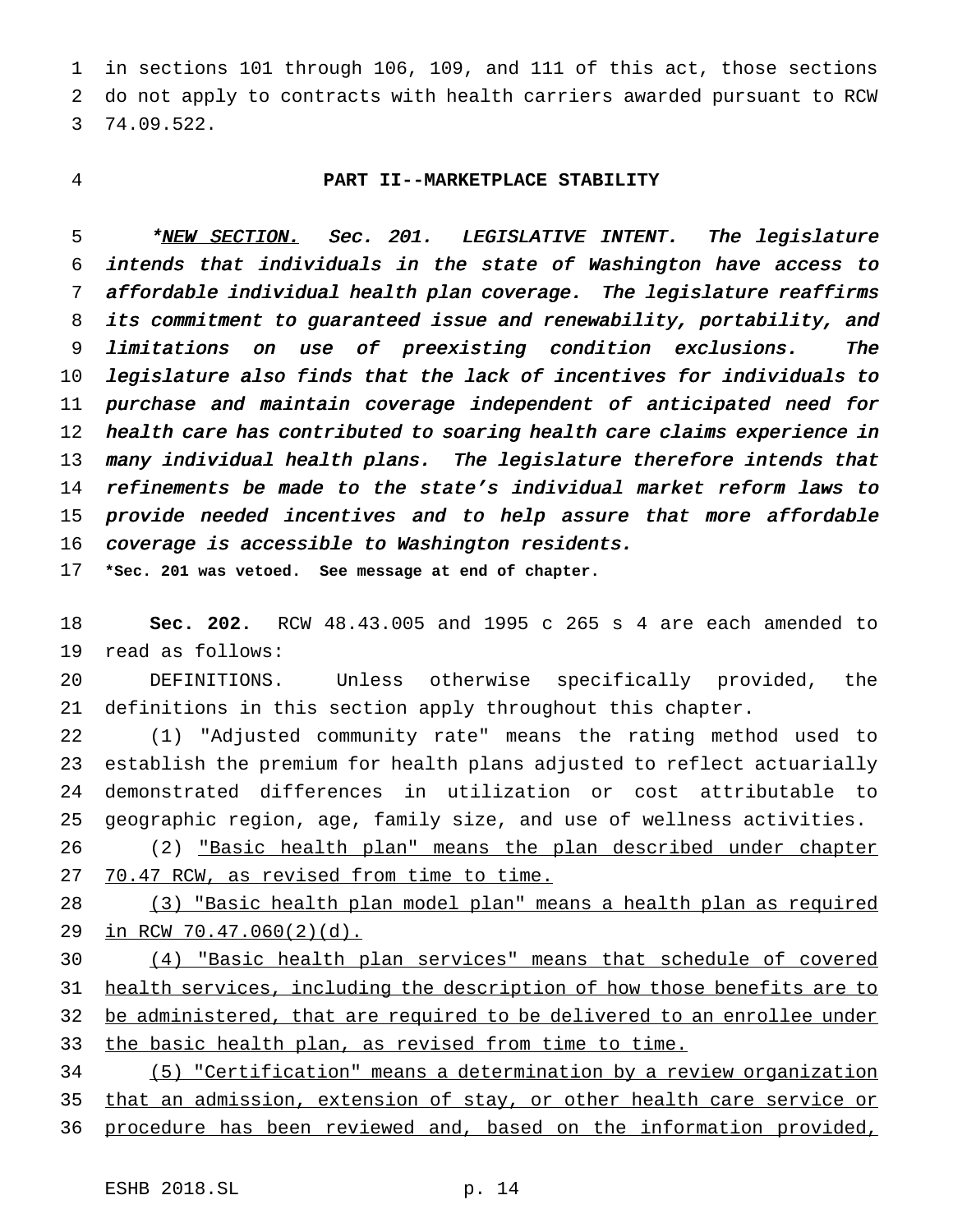in sections 101 through 106, 109, and 111 of this act, those sections do not apply to contracts with health carriers awarded pursuant to RCW 74.09.522.

## PART II--MARKETPLACE STABILITY

*\*<u>NEW SECTION.</u> Sec. 201. LEGISLATIVE INTENT. The legislature intends that individuals in the state of Washington have access to affordable individual health plan coverage. The legislature reaffirms its commitment to guaranteed issue and renewability, portability, and limitations on use of preexisting condition exclusions. The legislature also finds that the lack of incentives for individuals to purchase and maintain coverage independent of anticipated need for health care has contributed to soaring health care claims experience in many individual health plans. The legislature therefore intends that refinements be made to the state's individual market reform laws to provide needed incentives and to help assure that more affordable coverage is accessible to Washington residents.*

**\*Sec. 201 was vetoed. See message at end of chapter.**

**Sec. 202.** RCW 48.43.005 and 1995 c 265 s 4 are each amended to read as follows:

DEFINITIONS. Unless otherwise specifically provided, the definitions in this section apply throughout this chapter.

(1) "Adjusted community rate" means the rating method used to establish the premium for health plans adjusted to reflect actuarially demonstrated differences in utilization or cost attributable to geographic region, age, family size, and use of wellness activities.

(2) <u>"Basic health plan" means the plan described under chapter 70.47 RCW, as revised from time to time.</u>

<u>(3) "Basic health plan model plan" means a health plan as required in RCW 70.47.060(2)(d).</u>

<u>(4) "Basic health plan services" means that schedule of covered health services, including the description of how those benefits are to be administered, that are required to be delivered to an enrollee under the basic health plan, as revised from time to time.</u>

<u>(5) "Certification" means a determination by a review organization that an admission, extension of stay, or other health care service or procedure has been reviewed and, based on the information provided,</u>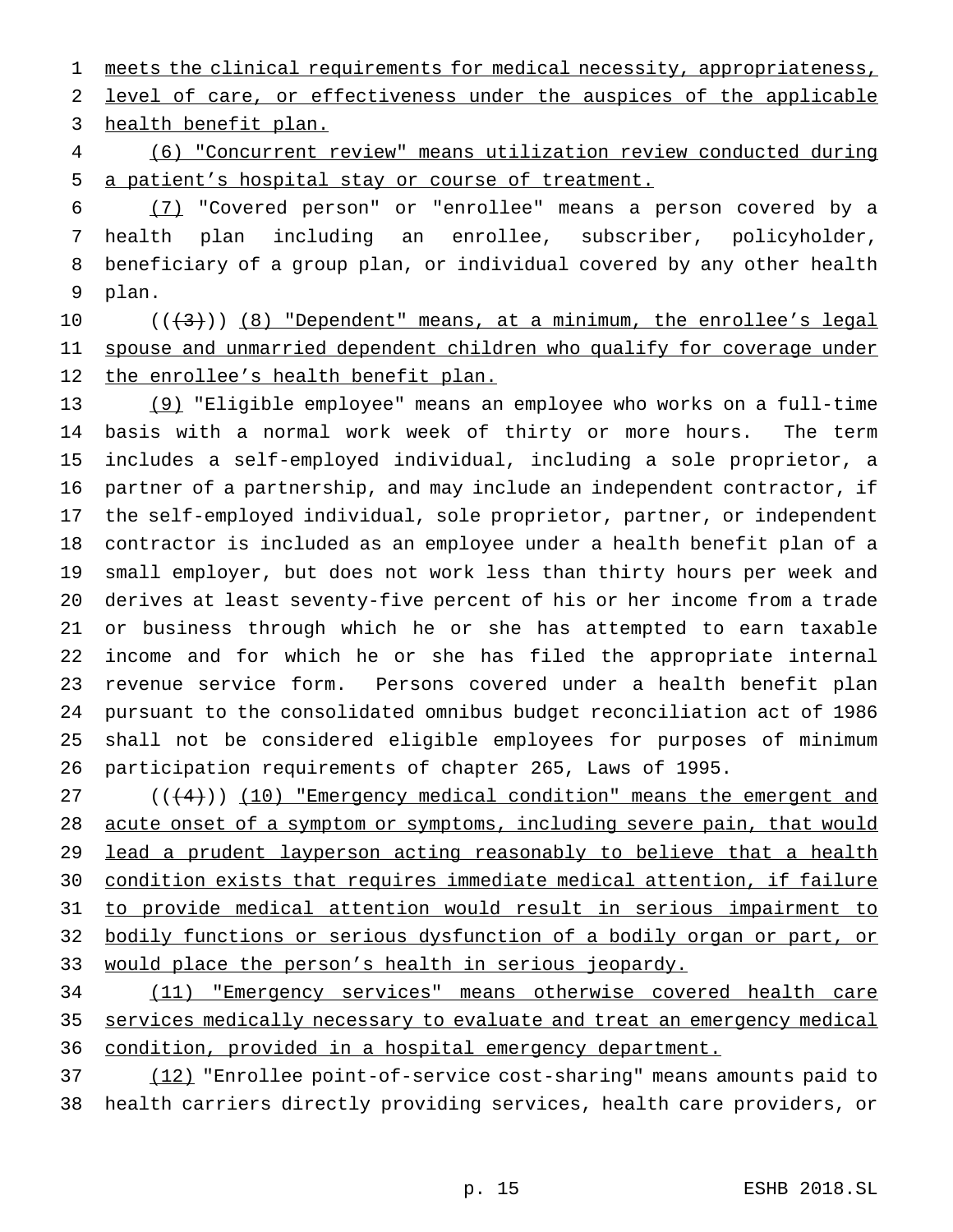meets the clinical requirements for medical necessity, appropriateness, level of care, or effectiveness under the auspices of the applicable health benefit plan.

(6) "Concurrent review" means utilization review conducted during a patient's hospital stay or course of treatment.

(7) "Covered person" or "enrollee" means a person covered by a health plan including an enrollee, subscriber, policyholder, beneficiary of a group plan, or individual covered by any other health plan.

(((3))) (8) "Dependent" means, at a minimum, the enrollee's legal spouse and unmarried dependent children who qualify for coverage under the enrollee's health benefit plan.

(9) "Eligible employee" means an employee who works on a full-time basis with a normal work week of thirty or more hours. The term includes a self-employed individual, including a sole proprietor, a partner of a partnership, and may include an independent contractor, if the self-employed individual, sole proprietor, partner, or independent contractor is included as an employee under a health benefit plan of a small employer, but does not work less than thirty hours per week and derives at least seventy-five percent of his or her income from a trade or business through which he or she has attempted to earn taxable income and for which he or she has filed the appropriate internal revenue service form. Persons covered under a health benefit plan pursuant to the consolidated omnibus budget reconciliation act of 1986 shall not be considered eligible employees for purposes of minimum participation requirements of chapter 265, Laws of 1995.

(((4))) (10) "Emergency medical condition" means the emergent and acute onset of a symptom or symptoms, including severe pain, that would lead a prudent layperson acting reasonably to believe that a health condition exists that requires immediate medical attention, if failure to provide medical attention would result in serious impairment to bodily functions or serious dysfunction of a bodily organ or part, or would place the person's health in serious jeopardy.

(11) "Emergency services" means otherwise covered health care services medically necessary to evaluate and treat an emergency medical condition, provided in a hospital emergency department.

(12) "Enrollee point-of-service cost-sharing" means amounts paid to health carriers directly providing services, health care providers, or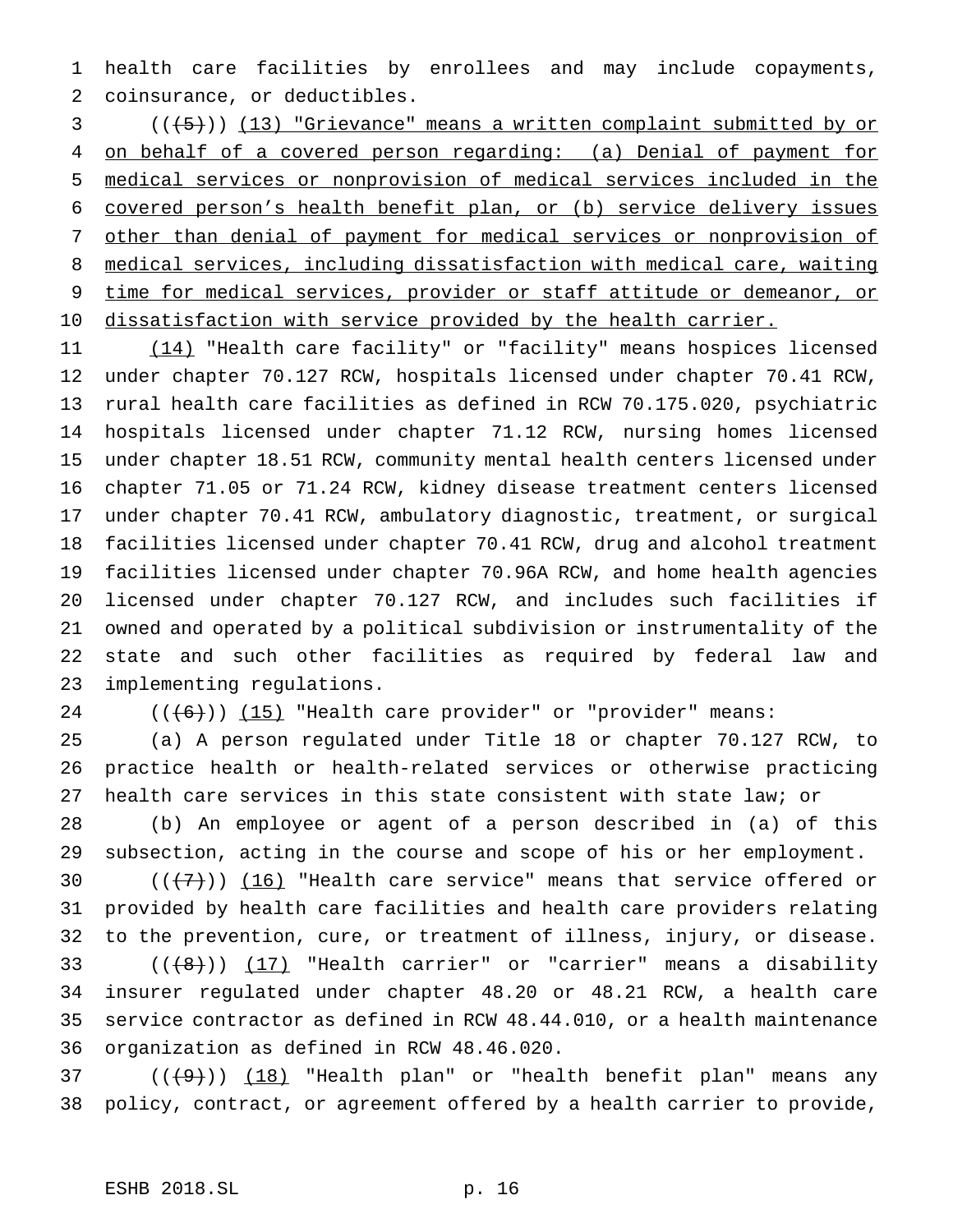health care facilities by enrollees and may include copayments, coinsurance, or deductibles.

((~~(5)~~)) <u>(13) "Grievance" means a written complaint submitted by or on behalf of a covered person regarding: (a) Denial of payment for medical services or nonprovision of medical services included in the covered person's health benefit plan, or (b) service delivery issues other than denial of payment for medical services or nonprovision of medical services, including dissatisfaction with medical care, waiting time for medical services, provider or staff attitude or demeanor, or dissatisfaction with service provided by the health carrier.</u>

<u>(14)</u> "Health care facility" or "facility" means hospices licensed under chapter 70.127 RCW, hospitals licensed under chapter 70.41 RCW, rural health care facilities as defined in RCW 70.175.020, psychiatric hospitals licensed under chapter 71.12 RCW, nursing homes licensed under chapter 18.51 RCW, community mental health centers licensed under chapter 71.05 or 71.24 RCW, kidney disease treatment centers licensed under chapter 70.41 RCW, ambulatory diagnostic, treatment, or surgical facilities licensed under chapter 70.41 RCW, drug and alcohol treatment facilities licensed under chapter 70.96A RCW, and home health agencies licensed under chapter 70.127 RCW, and includes such facilities if owned and operated by a political subdivision or instrumentality of the state and such other facilities as required by federal law and implementing regulations.

((~~(6)~~)) <u>(15)</u> "Health care provider" or "provider" means:

(a) A person regulated under Title 18 or chapter 70.127 RCW, to practice health or health-related services or otherwise practicing health care services in this state consistent with state law; or

(b) An employee or agent of a person described in (a) of this subsection, acting in the course and scope of his or her employment.

((~~(7)~~)) <u>(16)</u> "Health care service" means that service offered or provided by health care facilities and health care providers relating to the prevention, cure, or treatment of illness, injury, or disease.

((~~(8)~~)) <u>(17)</u> "Health carrier" or "carrier" means a disability insurer regulated under chapter 48.20 or 48.21 RCW, a health care service contractor as defined in RCW 48.44.010, or a health maintenance organization as defined in RCW 48.46.020.

((~~(9)~~)) <u>(18)</u> "Health plan" or "health benefit plan" means any policy, contract, or agreement offered by a health carrier to provide,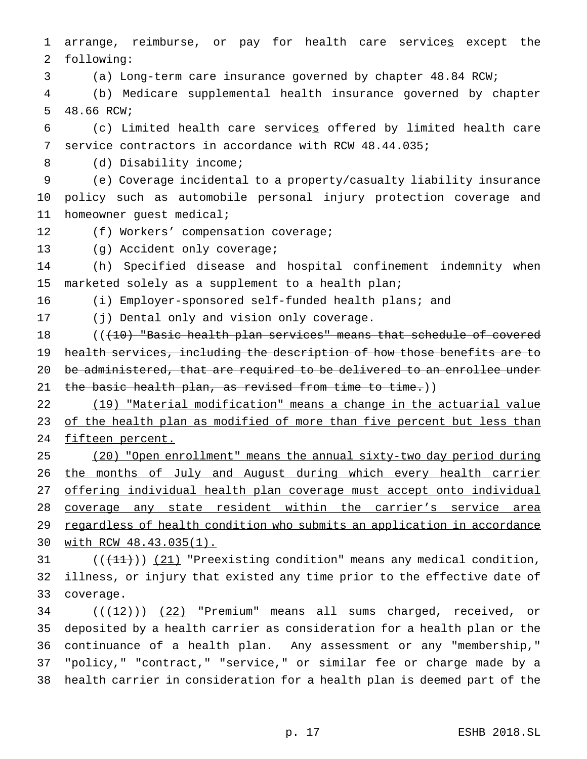arrange, reimburse, or pay for health care services except the following:

(a) Long-term care insurance governed by chapter 48.84 RCW;

(b) Medicare supplemental health insurance governed by chapter 48.66 RCW;

(c) Limited health care services offered by limited health care service contractors in accordance with RCW 48.44.035;

(d) Disability income;

(e) Coverage incidental to a property/casualty liability insurance policy such as automobile personal injury protection coverage and homeowner guest medical;

(f) Workers' compensation coverage;

(g) Accident only coverage;

(h) Specified disease and hospital confinement indemnity when marketed solely as a supplement to a health plan;

(i) Employer-sponsored self-funded health plans; and

(j) Dental only and vision only coverage.

((~~(10) "Basic health plan services" means that schedule of covered health services, including the description of how those benefits are to be administered, that are required to be delivered to an enrollee under the basic health plan, as revised from time to time.~~))

(19) "Material modification" means a change in the actuarial value of the health plan as modified of more than five percent but less than fifteen percent.

(20) "Open enrollment" means the annual sixty-two day period during the months of July and August during which every health carrier offering individual health plan coverage must accept onto individual coverage any state resident within the carrier's service area regardless of health condition who submits an application in accordance with RCW 48.43.035(1).

((~~(11)~~)) (21) "Preexisting condition" means any medical condition, illness, or injury that existed any time prior to the effective date of coverage.

((~~(12)~~)) (22) "Premium" means all sums charged, received, or deposited by a health carrier as consideration for a health plan or the continuance of a health plan. Any assessment or any "membership," "policy," "contract," "service," or similar fee or charge made by a health carrier in consideration for a health plan is deemed part of the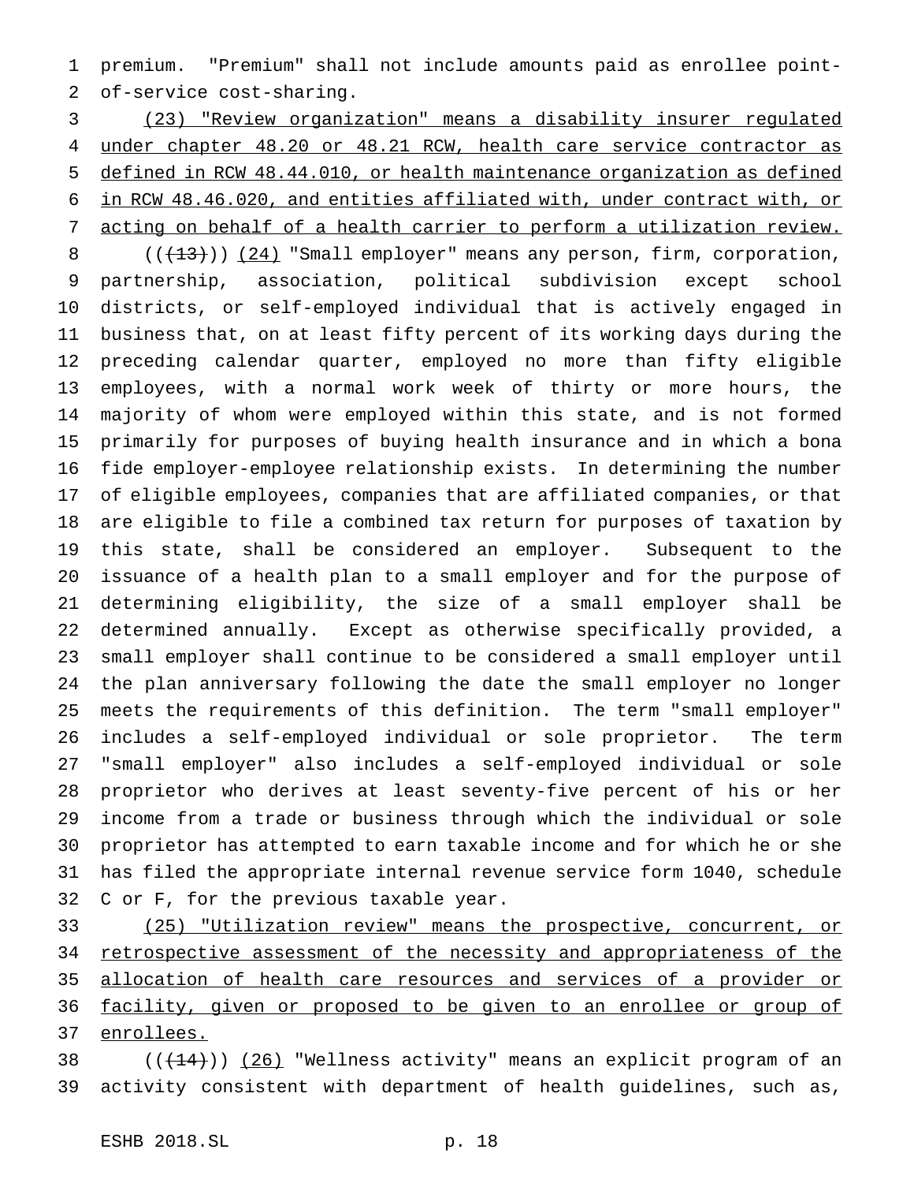premium. "Premium" shall not include amounts paid as enrollee point-of-service cost-sharing.

(23) "Review organization" means a disability insurer regulated under chapter 48.20 or 48.21 RCW, health care service contractor as defined in RCW 48.44.010, or health maintenance organization as defined in RCW 48.46.020, and entities affiliated with, under contract with, or acting on behalf of a health carrier to perform a utilization review.

(((13))) (24) "Small employer" means any person, firm, corporation, partnership, association, political subdivision except school districts, or self-employed individual that is actively engaged in business that, on at least fifty percent of its working days during the preceding calendar quarter, employed no more than fifty eligible employees, with a normal work week of thirty or more hours, the majority of whom were employed within this state, and is not formed primarily for purposes of buying health insurance and in which a bona fide employer-employee relationship exists. In determining the number of eligible employees, companies that are affiliated companies, or that are eligible to file a combined tax return for purposes of taxation by this state, shall be considered an employer. Subsequent to the issuance of a health plan to a small employer and for the purpose of determining eligibility, the size of a small employer shall be determined annually. Except as otherwise specifically provided, a small employer shall continue to be considered a small employer until the plan anniversary following the date the small employer no longer meets the requirements of this definition. The term "small employer" includes a self-employed individual or sole proprietor. The term "small employer" also includes a self-employed individual or sole proprietor who derives at least seventy-five percent of his or her income from a trade or business through which the individual or sole proprietor has attempted to earn taxable income and for which he or she has filed the appropriate internal revenue service form 1040, schedule C or F, for the previous taxable year.

(25) "Utilization review" means the prospective, concurrent, or retrospective assessment of the necessity and appropriateness of the allocation of health care resources and services of a provider or facility, given or proposed to be given to an enrollee or group of enrollees.

(((14))) (26) "Wellness activity" means an explicit program of an activity consistent with department of health guidelines, such as,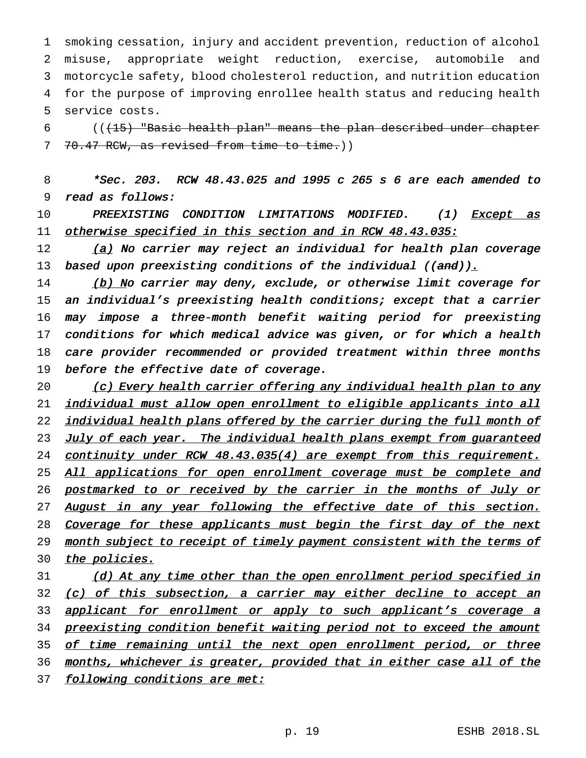smoking cessation, injury and accident prevention, reduction of alcohol misuse, appropriate weight reduction, exercise, automobile and motorcycle safety, blood cholesterol reduction, and nutrition education for the purpose of improving enrollee health status and reducing health service costs.

((~~(15) "Basic health plan" means the plan described under chapter 70.47 RCW, as revised from time to time.~~))

*\*Sec. 203. RCW 48.43.025 and 1995 c 265 s 6 are each amended to read as follows:*

*PREEXISTING CONDITION LIMITATIONS MODIFIED. (1) <u>Except as otherwise specified in this section and in RCW 48.43.035:</u>*

*<u>(a)</u> No carrier may reject an individual for health plan coverage based upon preexisting conditions of the individual ((~~and~~))<u>.</u>*

*<u>(b) N</u>o carrier may deny, exclude, or otherwise limit coverage for an individual's preexisting health conditions; except that a carrier may impose a three-month benefit waiting period for preexisting conditions for which medical advice was given, or for which a health care provider recommended or provided treatment within three months before the effective date of coverage.*

*<u>(c) Every health carrier offering any individual health plan to any individual must allow open enrollment to eligible applicants into all individual health plans offered by the carrier during the full month of July of each year. The individual health plans exempt from guaranteed continuity under RCW 48.43.035(4) are exempt from this requirement. All applications for open enrollment coverage must be complete and postmarked to or received by the carrier in the months of July or August in any year following the effective date of this section. Coverage for these applicants must begin the first day of the next month subject to receipt of timely payment consistent with the terms of the policies.</u>*

*<u>(d) At any time other than the open enrollment period specified in (c) of this subsection, a carrier may either decline to accept an applicant for enrollment or apply to such applicant's coverage a preexisting condition benefit waiting period not to exceed the amount of time remaining until the next open enrollment period, or three months, whichever is greater, provided that in either case all of the following conditions are met:</u>*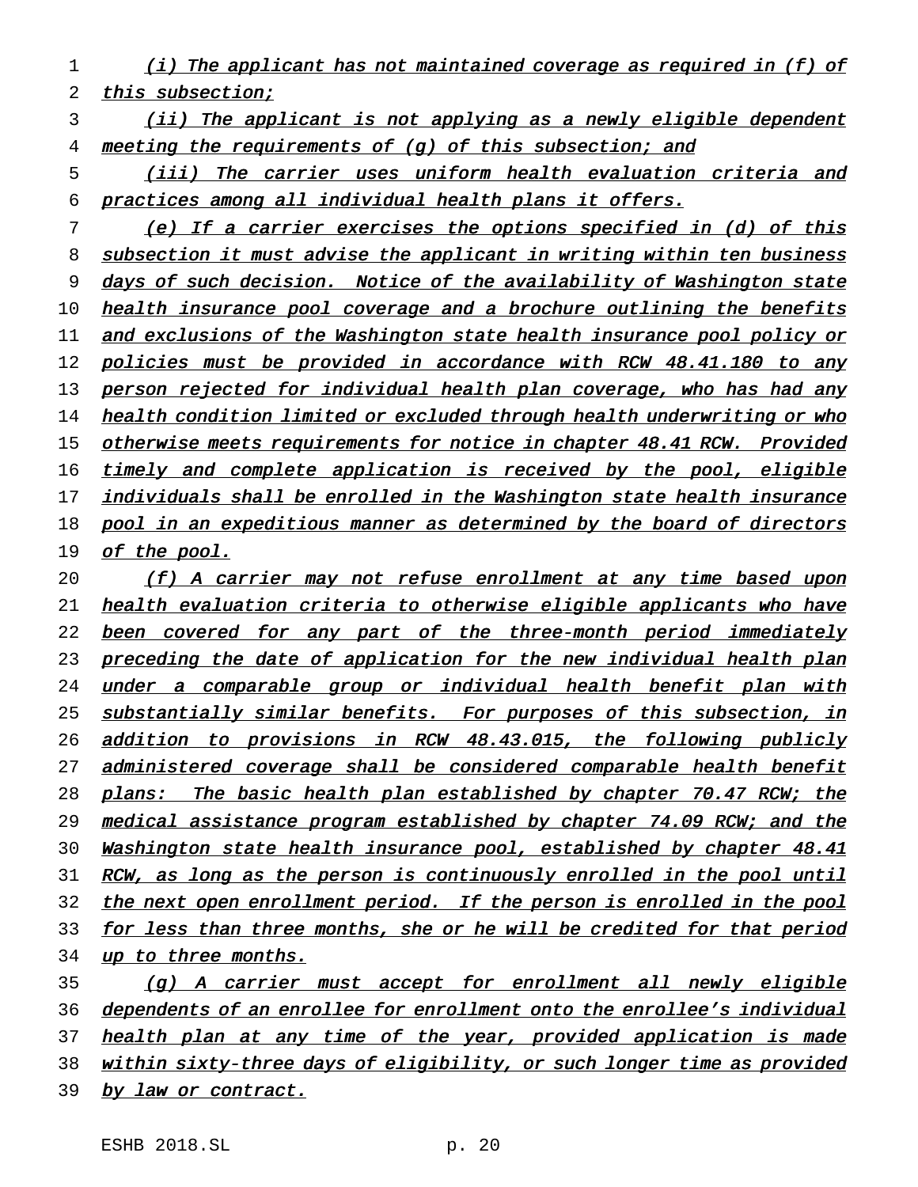(i) The applicant has not maintained coverage as required in (f) of this subsection;

(ii) The applicant is not applying as a newly eligible dependent meeting the requirements of (g) of this subsection; and

(iii) The carrier uses uniform health evaluation criteria and practices among all individual health plans it offers.

(e) If a carrier exercises the options specified in (d) of this subsection it must advise the applicant in writing within ten business days of such decision. Notice of the availability of Washington state health insurance pool coverage and a brochure outlining the benefits and exclusions of the Washington state health insurance pool policy or policies must be provided in accordance with RCW 48.41.180 to any person rejected for individual health plan coverage, who has had any health condition limited or excluded through health underwriting or who otherwise meets requirements for notice in chapter 48.41 RCW. Provided timely and complete application is received by the pool, eligible individuals shall be enrolled in the Washington state health insurance pool in an expeditious manner as determined by the board of directors of the pool.

(f) A carrier may not refuse enrollment at any time based upon health evaluation criteria to otherwise eligible applicants who have been covered for any part of the three-month period immediately preceding the date of application for the new individual health plan under a comparable group or individual health benefit plan with substantially similar benefits. For purposes of this subsection, in addition to provisions in RCW 48.43.015, the following publicly administered coverage shall be considered comparable health benefit plans: The basic health plan established by chapter 70.47 RCW; the medical assistance program established by chapter 74.09 RCW; and the Washington state health insurance pool, established by chapter 48.41 RCW, as long as the person is continuously enrolled in the pool until the next open enrollment period. If the person is enrolled in the pool for less than three months, she or he will be credited for that period up to three months.

(g) A carrier must accept for enrollment all newly eligible dependents of an enrollee for enrollment onto the enrollee's individual health plan at any time of the year, provided application is made within sixty-three days of eligibility, or such longer time as provided by law or contract.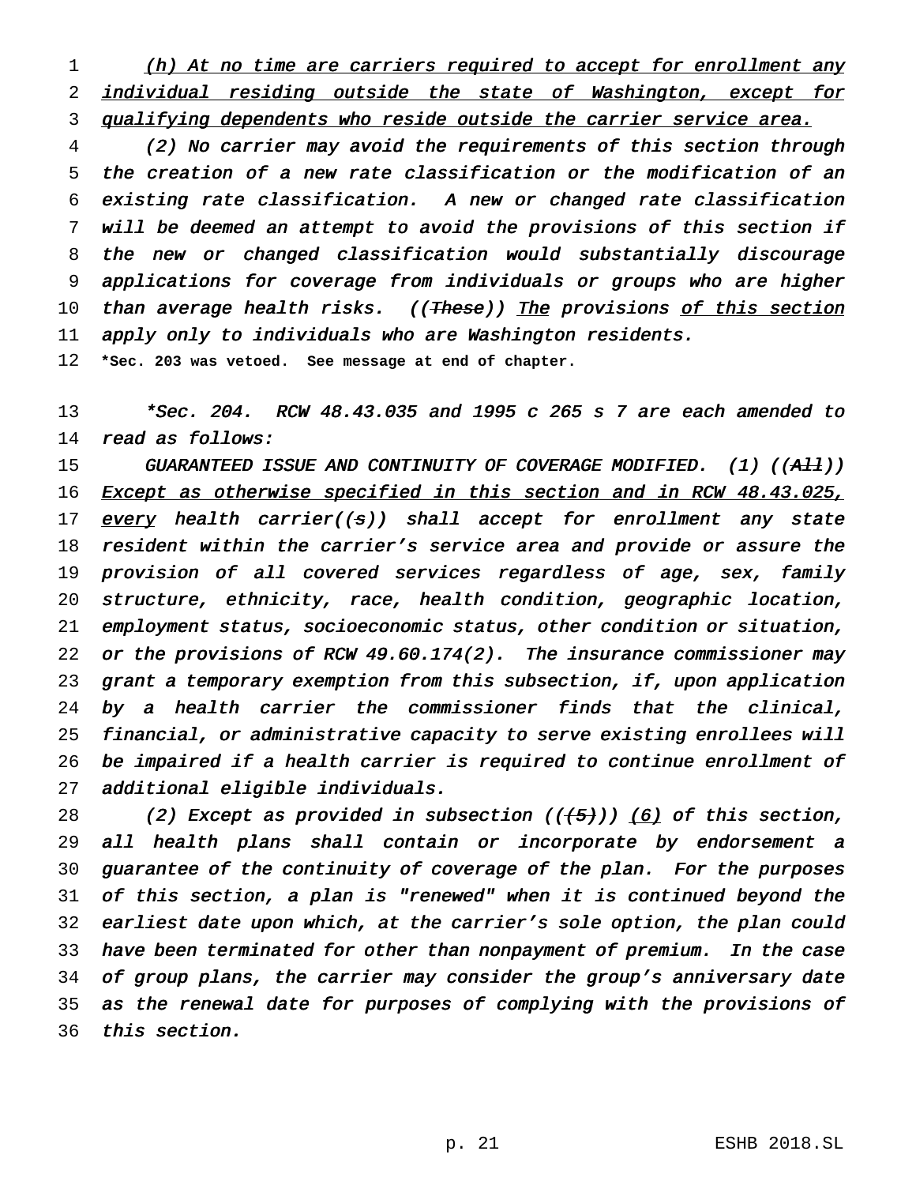(h) At no time are carriers required to accept for enrollment any individual residing outside the state of Washington, except for qualifying dependents who reside outside the carrier service area.

(2) No carrier may avoid the requirements of this section through the creation of a new rate classification or the modification of an existing rate classification. A new or changed rate classification will be deemed an attempt to avoid the provisions of this section if the new or changed classification would substantially discourage applications for coverage from individuals or groups who are higher than average health risks. ((~~These~~)) The provisions of this section apply only to individuals who are Washington residents.

**\*Sec. 203 was vetoed. See message at end of chapter.**

\*Sec. 204. RCW 48.43.035 and 1995 c 265 s 7 are each amended to read as follows:

GUARANTEED ISSUE AND CONTINUITY OF COVERAGE MODIFIED. (1) ((~~All~~)) Except as otherwise specified in this section and in RCW 48.43.025, every health carrier((~~s~~)) shall accept for enrollment any state resident within the carrier's service area and provide or assure the provision of all covered services regardless of age, sex, family structure, ethnicity, race, health condition, geographic location, employment status, socioeconomic status, other condition or situation, or the provisions of RCW 49.60.174(2). The insurance commissioner may grant a temporary exemption from this subsection, if, upon application by a health carrier the commissioner finds that the clinical, financial, or administrative capacity to serve existing enrollees will be impaired if a health carrier is required to continue enrollment of additional eligible individuals.

(2) Except as provided in subsection ((~~(5)~~)) (6) of this section, all health plans shall contain or incorporate by endorsement a guarantee of the continuity of coverage of the plan. For the purposes of this section, a plan is "renewed" when it is continued beyond the earliest date upon which, at the carrier's sole option, the plan could have been terminated for other than nonpayment of premium. In the case of group plans, the carrier may consider the group's anniversary date as the renewal date for purposes of complying with the provisions of this section.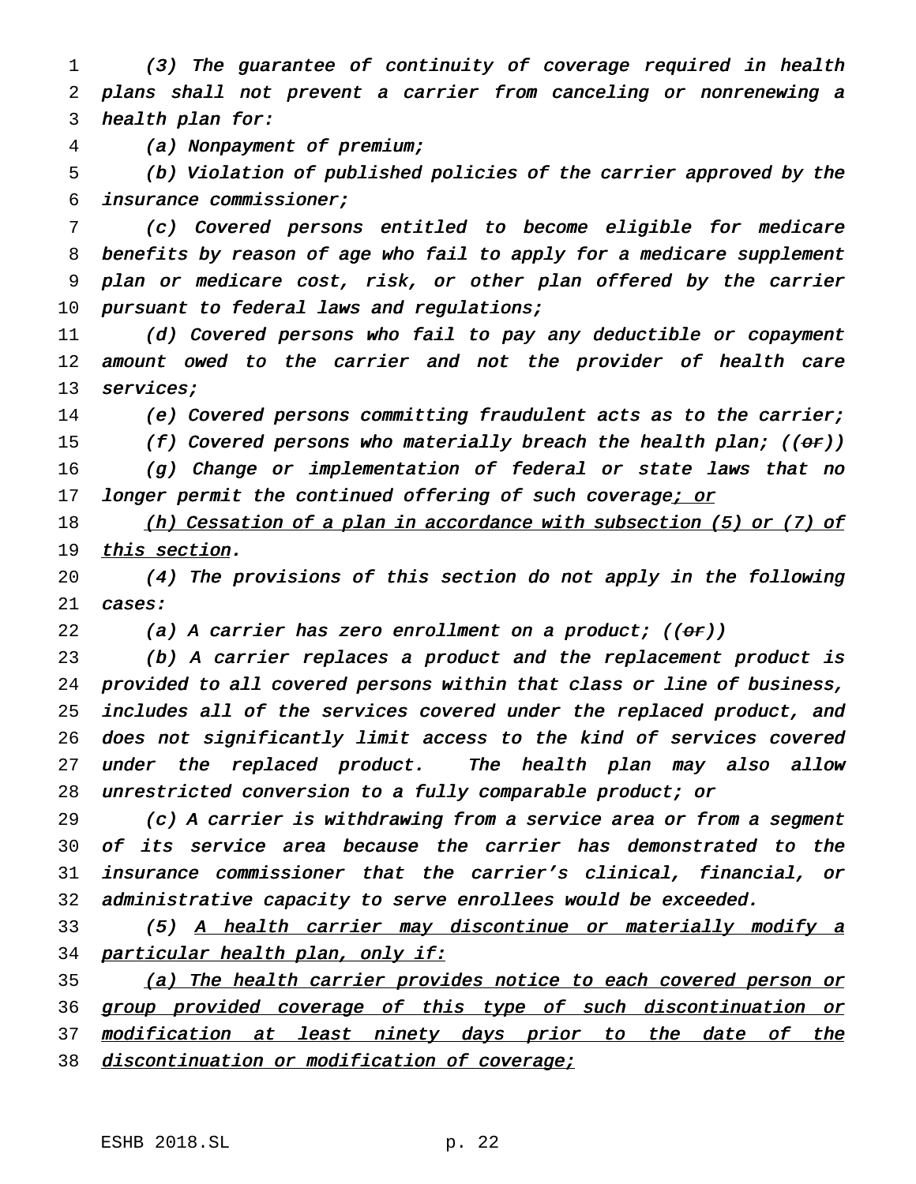(3) The guarantee of continuity of coverage required in health plans shall not prevent a carrier from canceling or nonrenewing a health plan for:

(a) Nonpayment of premium;

(b) Violation of published policies of the carrier approved by the insurance commissioner;

(c) Covered persons entitled to become eligible for medicare benefits by reason of age who fail to apply for a medicare supplement plan or medicare cost, risk, or other plan offered by the carrier pursuant to federal laws and regulations;

(d) Covered persons who fail to pay any deductible or copayment amount owed to the carrier and not the provider of health care services;

(e) Covered persons committing fraudulent acts as to the carrier;

(f) Covered persons who materially breach the health plan; ((~~or~~))

(g) Change or implementation of federal or state laws that no longer permit the continued offering of such coverage<u>; or</u>

<u>(h) Cessation of a plan in accordance with subsection (5) or (7) of this section</u>.

(4) The provisions of this section do not apply in the following cases:

(a) A carrier has zero enrollment on a product; ((~~or~~))

(b) A carrier replaces a product and the replacement product is provided to all covered persons within that class or line of business, includes all of the services covered under the replaced product, and does not significantly limit access to the kind of services covered under the replaced product. The health plan may also allow unrestricted conversion to a fully comparable product; or

(c) A carrier is withdrawing from a service area or from a segment of its service area because the carrier has demonstrated to the insurance commissioner that the carrier's clinical, financial, or administrative capacity to serve enrollees would be exceeded.

(5) <u>A health carrier may discontinue or materially modify a particular health plan, only if:</u>

<u>(a) The health carrier provides notice to each covered person or group provided coverage of this type of such discontinuation or modification at least ninety days prior to the date of the discontinuation or modification of coverage;</u>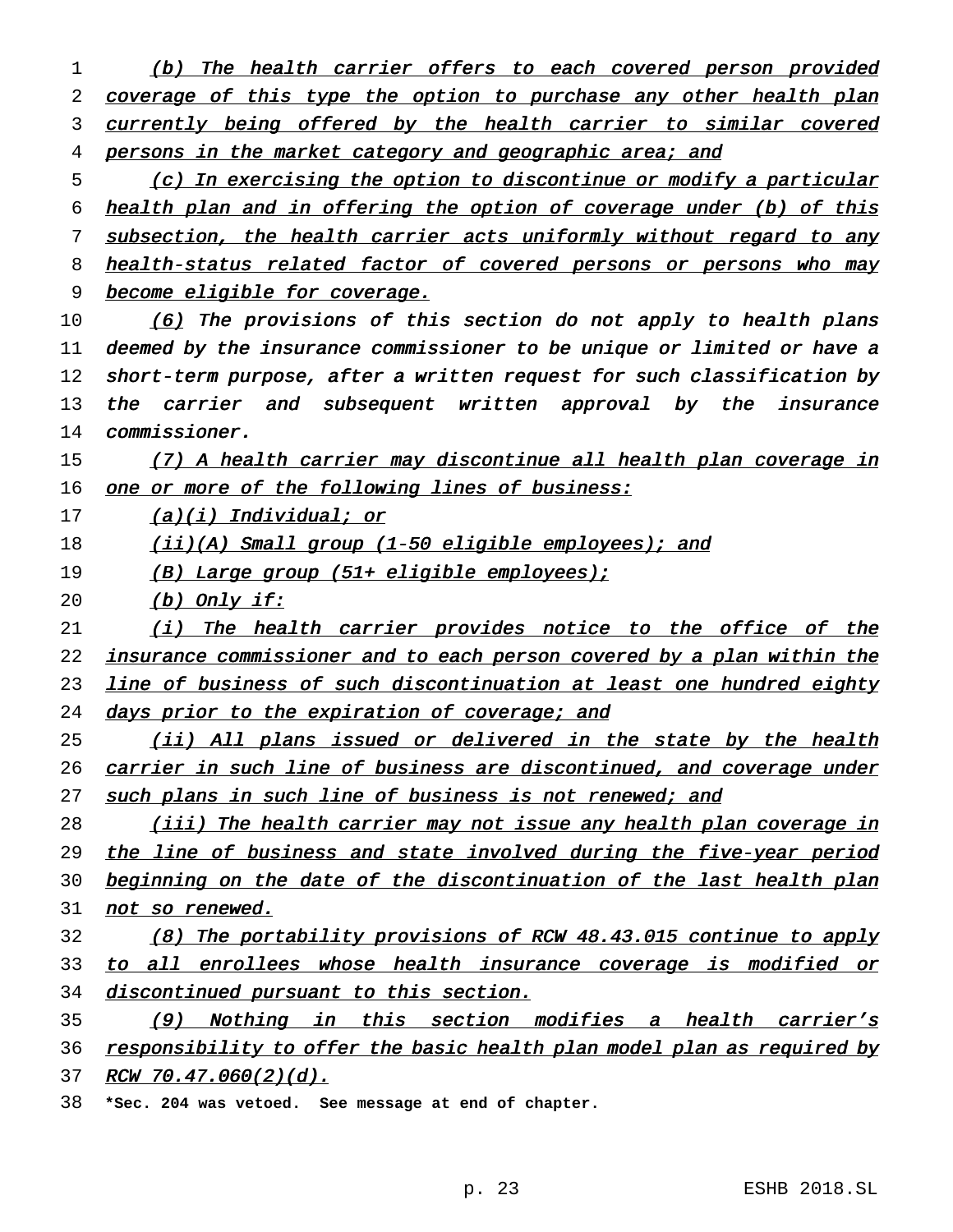*(b) The health carrier offers to each covered person provided coverage of this type the option to purchase any other health plan currently being offered by the health carrier to similar covered persons in the market category and geographic area; and*

*(c) In exercising the option to discontinue or modify a particular health plan and in offering the option of coverage under (b) of this subsection, the health carrier acts uniformly without regard to any health-status related factor of covered persons or persons who may become eligible for coverage.*

*(6) The provisions of this section do not apply to health plans deemed by the insurance commissioner to be unique or limited or have a short-term purpose, after a written request for such classification by the carrier and subsequent written approval by the insurance commissioner.*

*(7) A health carrier may discontinue all health plan coverage in one or more of the following lines of business:*

*(a)(i) Individual; or*

*(ii)(A) Small group (1-50 eligible employees); and*

*(B) Large group (51+ eligible employees);*

*(b) Only if:*

*(i) The health carrier provides notice to the office of the insurance commissioner and to each person covered by a plan within the line of business of such discontinuation at least one hundred eighty days prior to the expiration of coverage; and*

*(ii) All plans issued or delivered in the state by the health carrier in such line of business are discontinued, and coverage under such plans in such line of business is not renewed; and*

*(iii) The health carrier may not issue any health plan coverage in the line of business and state involved during the five-year period beginning on the date of the discontinuation of the last health plan not so renewed.*

*(8) The portability provisions of RCW 48.43.015 continue to apply to all enrollees whose health insurance coverage is modified or discontinued pursuant to this section.*

*(9) Nothing in this section modifies a health carrier's responsibility to offer the basic health plan model plan as required by RCW 70.47.060(2)(d).*

**\*Sec. 204 was vetoed. See message at end of chapter.**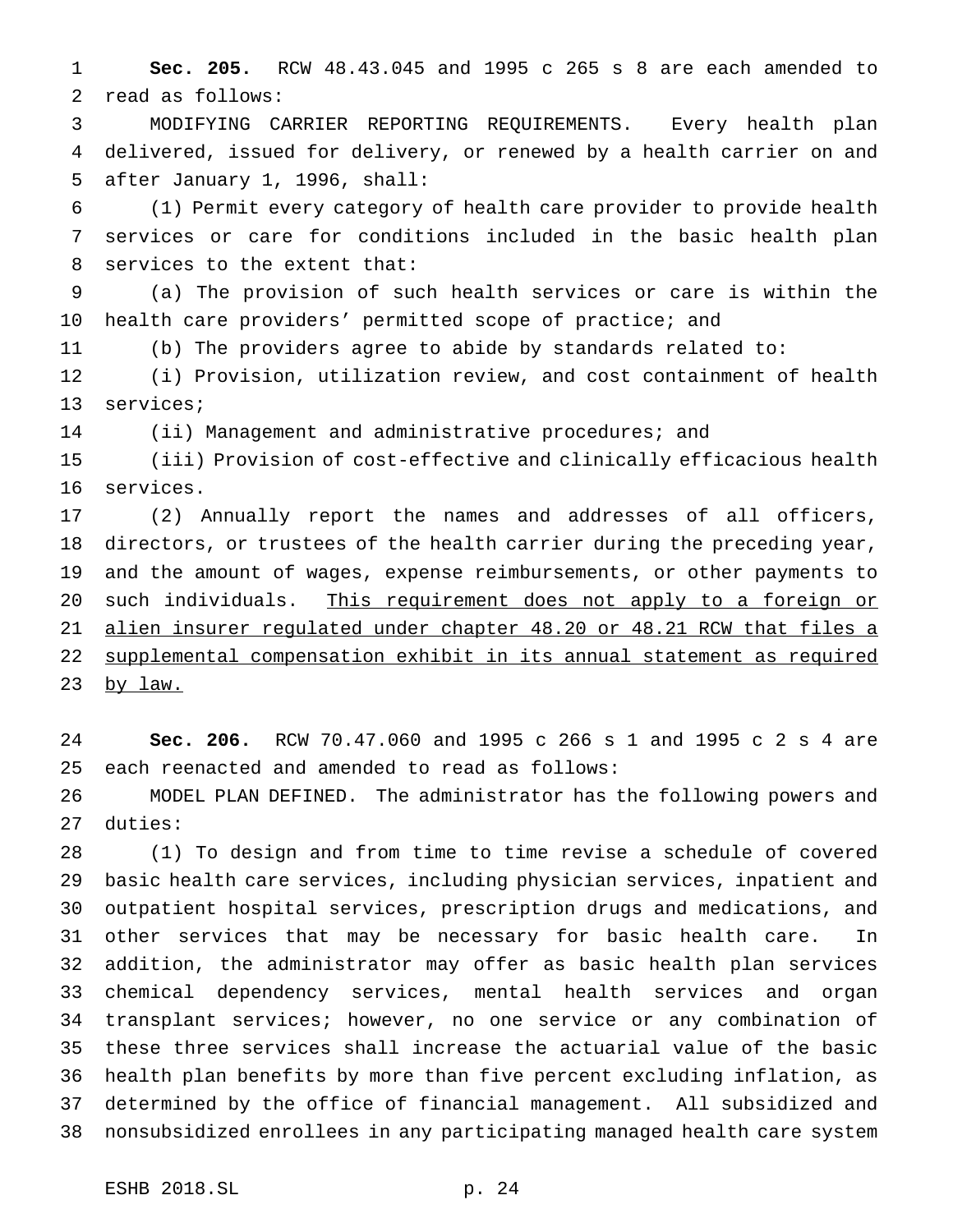**Sec. 205.** RCW 48.43.045 and 1995 c 265 s 8 are each amended to read as follows:

MODIFYING CARRIER REPORTING REQUIREMENTS. Every health plan delivered, issued for delivery, or renewed by a health carrier on and after January 1, 1996, shall:

(1) Permit every category of health care provider to provide health services or care for conditions included in the basic health plan services to the extent that:

(a) The provision of such health services or care is within the health care providers' permitted scope of practice; and

(b) The providers agree to abide by standards related to:

(i) Provision, utilization review, and cost containment of health services;

(ii) Management and administrative procedures; and

(iii) Provision of cost-effective and clinically efficacious health services.

(2) Annually report the names and addresses of all officers, directors, or trustees of the health carrier during the preceding year, and the amount of wages, expense reimbursements, or other payments to such individuals. <u>This requirement does not apply to a foreign or alien insurer regulated under chapter 48.20 or 48.21 RCW that files a supplemental compensation exhibit in its annual statement as required by law.</u>

**Sec. 206.** RCW 70.47.060 and 1995 c 266 s 1 and 1995 c 2 s 4 are each reenacted and amended to read as follows:

MODEL PLAN DEFINED. The administrator has the following powers and duties:

(1) To design and from time to time revise a schedule of covered basic health care services, including physician services, inpatient and outpatient hospital services, prescription drugs and medications, and other services that may be necessary for basic health care. In addition, the administrator may offer as basic health plan services chemical dependency services, mental health services and organ transplant services; however, no one service or any combination of these three services shall increase the actuarial value of the basic health plan benefits by more than five percent excluding inflation, as determined by the office of financial management. All subsidized and nonsubsidized enrollees in any participating managed health care system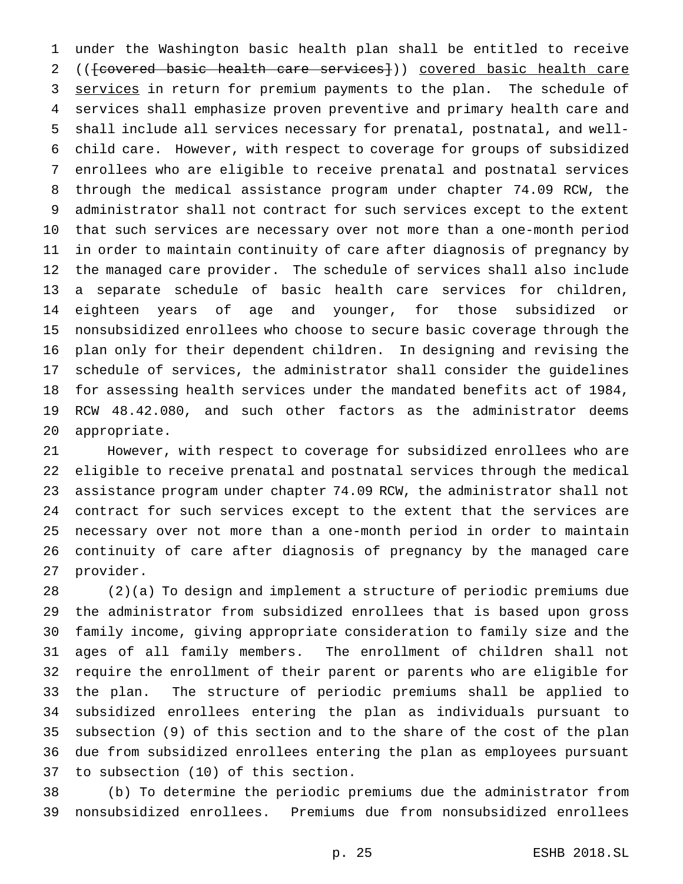under the Washington basic health plan shall be entitled to receive ((~~[covered basic health care services]~~)) <u>covered basic health care services</u> in return for premium payments to the plan. The schedule of services shall emphasize proven preventive and primary health care and shall include all services necessary for prenatal, postnatal, and well-child care. However, with respect to coverage for groups of subsidized enrollees who are eligible to receive prenatal and postnatal services through the medical assistance program under chapter 74.09 RCW, the administrator shall not contract for such services except to the extent that such services are necessary over not more than a one-month period in order to maintain continuity of care after diagnosis of pregnancy by the managed care provider. The schedule of services shall also include a separate schedule of basic health care services for children, eighteen years of age and younger, for those subsidized or nonsubsidized enrollees who choose to secure basic coverage through the plan only for their dependent children. In designing and revising the schedule of services, the administrator shall consider the guidelines for assessing health services under the mandated benefits act of 1984, RCW 48.42.080, and such other factors as the administrator deems appropriate.

However, with respect to coverage for subsidized enrollees who are eligible to receive prenatal and postnatal services through the medical assistance program under chapter 74.09 RCW, the administrator shall not contract for such services except to the extent that the services are necessary over not more than a one-month period in order to maintain continuity of care after diagnosis of pregnancy by the managed care provider.

(2)(a) To design and implement a structure of periodic premiums due the administrator from subsidized enrollees that is based upon gross family income, giving appropriate consideration to family size and the ages of all family members. The enrollment of children shall not require the enrollment of their parent or parents who are eligible for the plan. The structure of periodic premiums shall be applied to subsidized enrollees entering the plan as individuals pursuant to subsection (9) of this section and to the share of the cost of the plan due from subsidized enrollees entering the plan as employees pursuant to subsection (10) of this section.

(b) To determine the periodic premiums due the administrator from nonsubsidized enrollees. Premiums due from nonsubsidized enrollees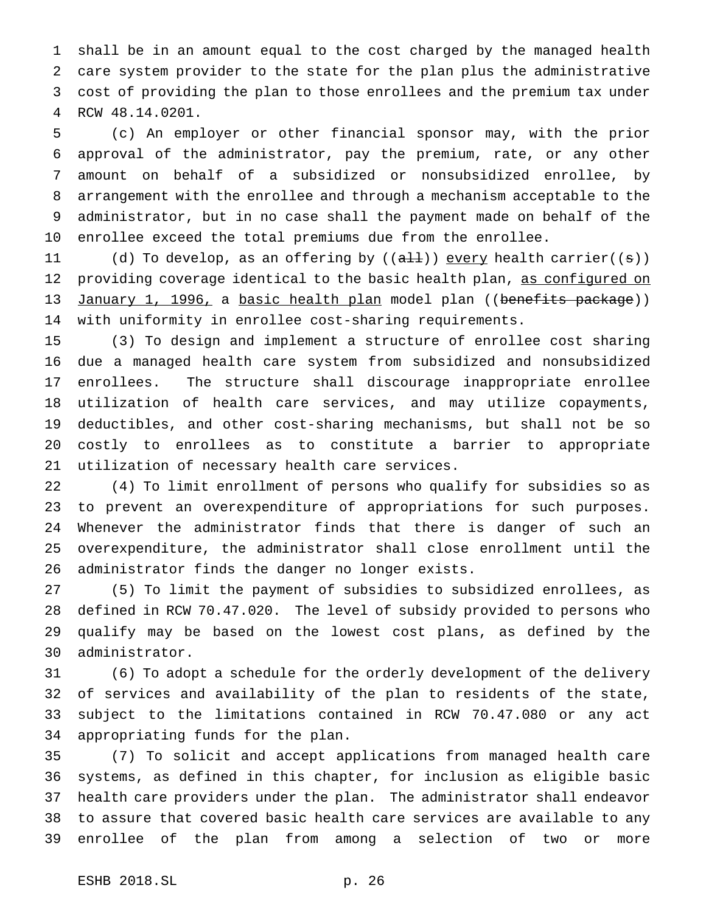shall be in an amount equal to the cost charged by the managed health care system provider to the state for the plan plus the administrative cost of providing the plan to those enrollees and the premium tax under RCW 48.14.0201.

(c) An employer or other financial sponsor may, with the prior approval of the administrator, pay the premium, rate, or any other amount on behalf of a subsidized or nonsubsidized enrollee, by arrangement with the enrollee and through a mechanism acceptable to the administrator, but in no case shall the payment made on behalf of the enrollee exceed the total premiums due from the enrollee.

(d) To develop, as an offering by ((~~all~~)) every health carrier((~~s~~)) providing coverage identical to the basic health plan, as configured on January 1, 1996, a basic health plan model plan ((~~benefits package~~)) with uniformity in enrollee cost-sharing requirements.

(3) To design and implement a structure of enrollee cost sharing due a managed health care system from subsidized and nonsubsidized enrollees. The structure shall discourage inappropriate enrollee utilization of health care services, and may utilize copayments, deductibles, and other cost-sharing mechanisms, but shall not be so costly to enrollees as to constitute a barrier to appropriate utilization of necessary health care services.

(4) To limit enrollment of persons who qualify for subsidies so as to prevent an overexpenditure of appropriations for such purposes. Whenever the administrator finds that there is danger of such an overexpenditure, the administrator shall close enrollment until the administrator finds the danger no longer exists.

(5) To limit the payment of subsidies to subsidized enrollees, as defined in RCW 70.47.020. The level of subsidy provided to persons who qualify may be based on the lowest cost plans, as defined by the administrator.

(6) To adopt a schedule for the orderly development of the delivery of services and availability of the plan to residents of the state, subject to the limitations contained in RCW 70.47.080 or any act appropriating funds for the plan.

(7) To solicit and accept applications from managed health care systems, as defined in this chapter, for inclusion as eligible basic health care providers under the plan. The administrator shall endeavor to assure that covered basic health care services are available to any enrollee of the plan from among a selection of two or more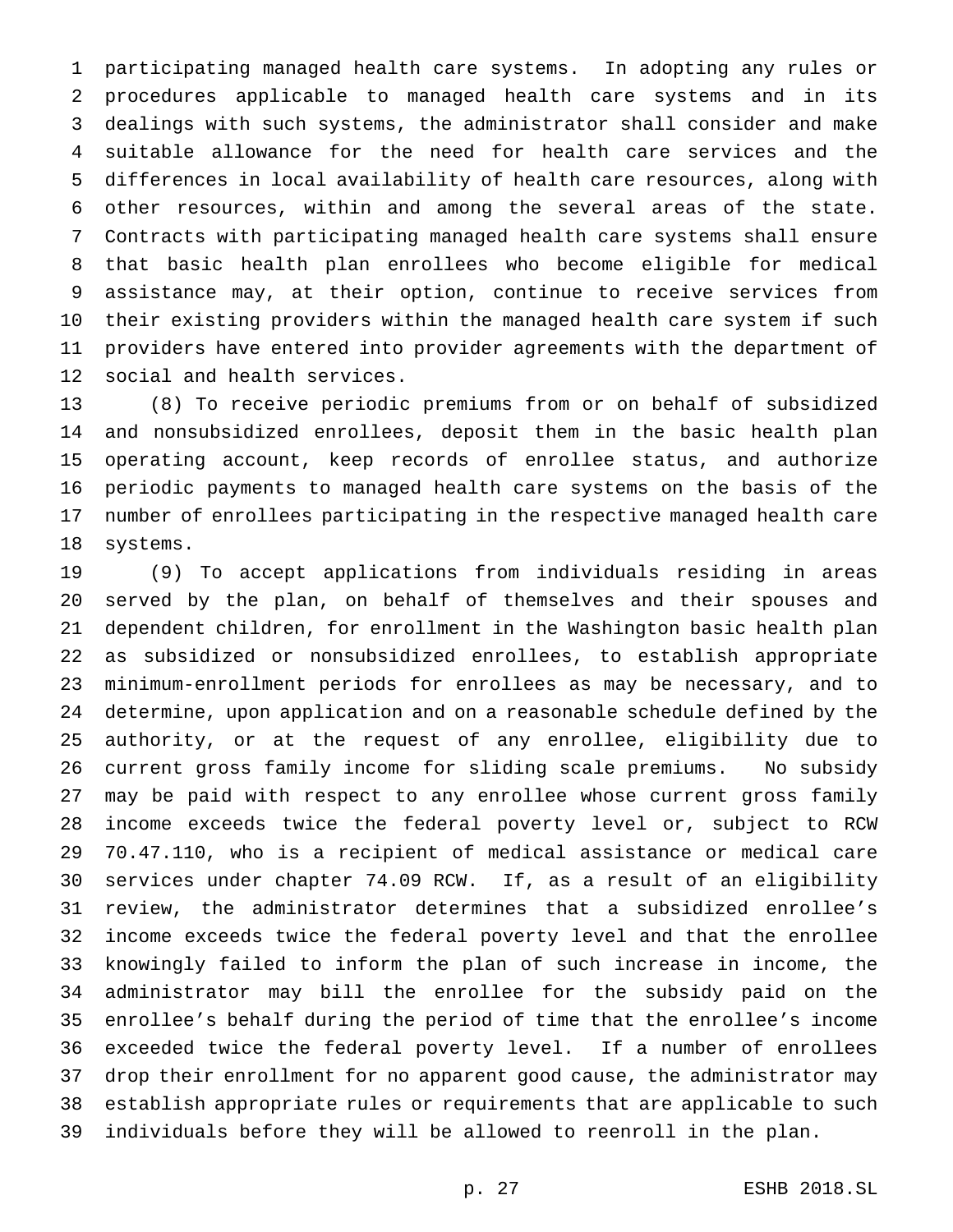participating managed health care systems. In adopting any rules or procedures applicable to managed health care systems and in its dealings with such systems, the administrator shall consider and make suitable allowance for the need for health care services and the differences in local availability of health care resources, along with other resources, within and among the several areas of the state. Contracts with participating managed health care systems shall ensure that basic health plan enrollees who become eligible for medical assistance may, at their option, continue to receive services from their existing providers within the managed health care system if such providers have entered into provider agreements with the department of social and health services.

(8) To receive periodic premiums from or on behalf of subsidized and nonsubsidized enrollees, deposit them in the basic health plan operating account, keep records of enrollee status, and authorize periodic payments to managed health care systems on the basis of the number of enrollees participating in the respective managed health care systems.

(9) To accept applications from individuals residing in areas served by the plan, on behalf of themselves and their spouses and dependent children, for enrollment in the Washington basic health plan as subsidized or nonsubsidized enrollees, to establish appropriate minimum-enrollment periods for enrollees as may be necessary, and to determine, upon application and on a reasonable schedule defined by the authority, or at the request of any enrollee, eligibility due to current gross family income for sliding scale premiums. No subsidy may be paid with respect to any enrollee whose current gross family income exceeds twice the federal poverty level or, subject to RCW 70.47.110, who is a recipient of medical assistance or medical care services under chapter 74.09 RCW. If, as a result of an eligibility review, the administrator determines that a subsidized enrollee's income exceeds twice the federal poverty level and that the enrollee knowingly failed to inform the plan of such increase in income, the administrator may bill the enrollee for the subsidy paid on the enrollee's behalf during the period of time that the enrollee's income exceeded twice the federal poverty level. If a number of enrollees drop their enrollment for no apparent good cause, the administrator may establish appropriate rules or requirements that are applicable to such individuals before they will be allowed to reenroll in the plan.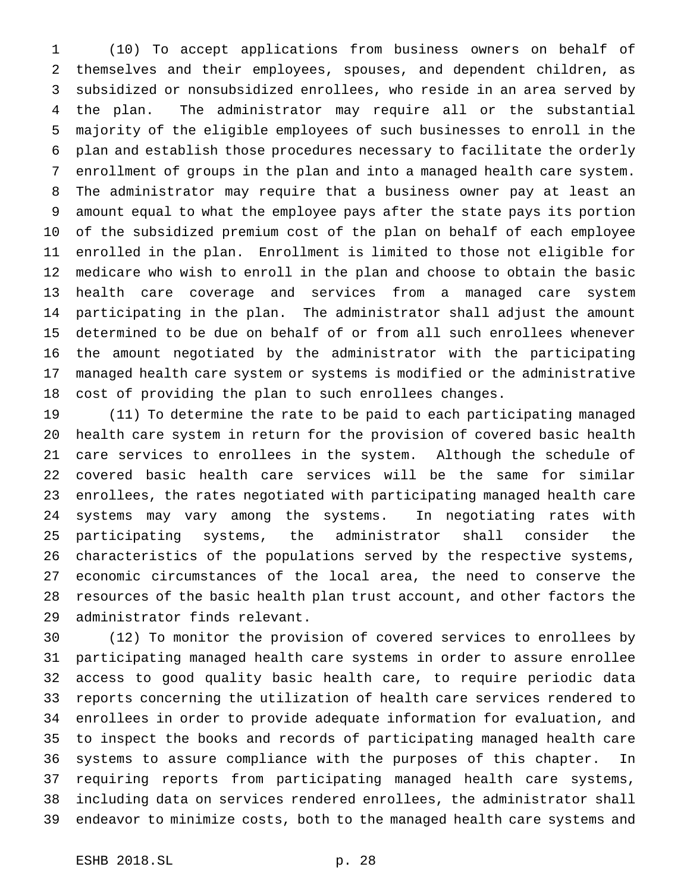(10) To accept applications from business owners on behalf of themselves and their employees, spouses, and dependent children, as subsidized or nonsubsidized enrollees, who reside in an area served by the plan. The administrator may require all or the substantial majority of the eligible employees of such businesses to enroll in the plan and establish those procedures necessary to facilitate the orderly enrollment of groups in the plan and into a managed health care system. The administrator may require that a business owner pay at least an amount equal to what the employee pays after the state pays its portion of the subsidized premium cost of the plan on behalf of each employee enrolled in the plan. Enrollment is limited to those not eligible for medicare who wish to enroll in the plan and choose to obtain the basic health care coverage and services from a managed care system participating in the plan. The administrator shall adjust the amount determined to be due on behalf of or from all such enrollees whenever the amount negotiated by the administrator with the participating managed health care system or systems is modified or the administrative cost of providing the plan to such enrollees changes.

(11) To determine the rate to be paid to each participating managed health care system in return for the provision of covered basic health care services to enrollees in the system. Although the schedule of covered basic health care services will be the same for similar enrollees, the rates negotiated with participating managed health care systems may vary among the systems. In negotiating rates with participating systems, the administrator shall consider the characteristics of the populations served by the respective systems, economic circumstances of the local area, the need to conserve the resources of the basic health plan trust account, and other factors the administrator finds relevant.

(12) To monitor the provision of covered services to enrollees by participating managed health care systems in order to assure enrollee access to good quality basic health care, to require periodic data reports concerning the utilization of health care services rendered to enrollees in order to provide adequate information for evaluation, and to inspect the books and records of participating managed health care systems to assure compliance with the purposes of this chapter. In requiring reports from participating managed health care systems, including data on services rendered enrollees, the administrator shall endeavor to minimize costs, both to the managed health care systems and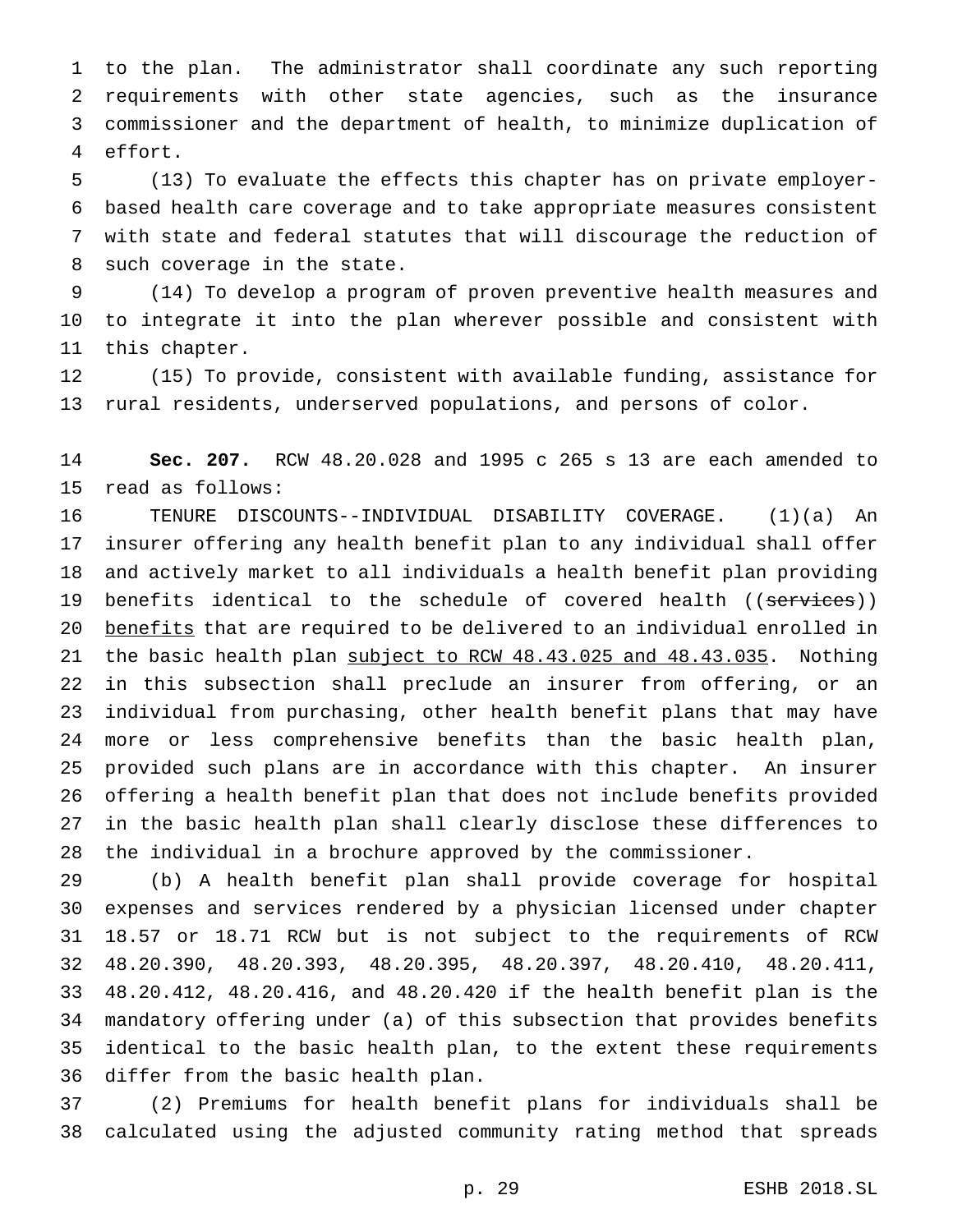to the plan. The administrator shall coordinate any such reporting requirements with other state agencies, such as the insurance commissioner and the department of health, to minimize duplication of effort.

(13) To evaluate the effects this chapter has on private employer-based health care coverage and to take appropriate measures consistent with state and federal statutes that will discourage the reduction of such coverage in the state.

(14) To develop a program of proven preventive health measures and to integrate it into the plan wherever possible and consistent with this chapter.

(15) To provide, consistent with available funding, assistance for rural residents, underserved populations, and persons of color.

**Sec. 207.** RCW 48.20.028 and 1995 c 265 s 13 are each amended to read as follows:

TENURE DISCOUNTS--INDIVIDUAL DISABILITY COVERAGE. (1)(a) An insurer offering any health benefit plan to any individual shall offer and actively market to all individuals a health benefit plan providing benefits identical to the schedule of covered health ((~~services~~)) <u>benefits</u> that are required to be delivered to an individual enrolled in the basic health plan <u>subject to RCW 48.43.025 and 48.43.035</u>. Nothing in this subsection shall preclude an insurer from offering, or an individual from purchasing, other health benefit plans that may have more or less comprehensive benefits than the basic health plan, provided such plans are in accordance with this chapter. An insurer offering a health benefit plan that does not include benefits provided in the basic health plan shall clearly disclose these differences to the individual in a brochure approved by the commissioner.

(b) A health benefit plan shall provide coverage for hospital expenses and services rendered by a physician licensed under chapter 18.57 or 18.71 RCW but is not subject to the requirements of RCW 48.20.390, 48.20.393, 48.20.395, 48.20.397, 48.20.410, 48.20.411, 48.20.412, 48.20.416, and 48.20.420 if the health benefit plan is the mandatory offering under (a) of this subsection that provides benefits identical to the basic health plan, to the extent these requirements differ from the basic health plan.

(2) Premiums for health benefit plans for individuals shall be calculated using the adjusted community rating method that spreads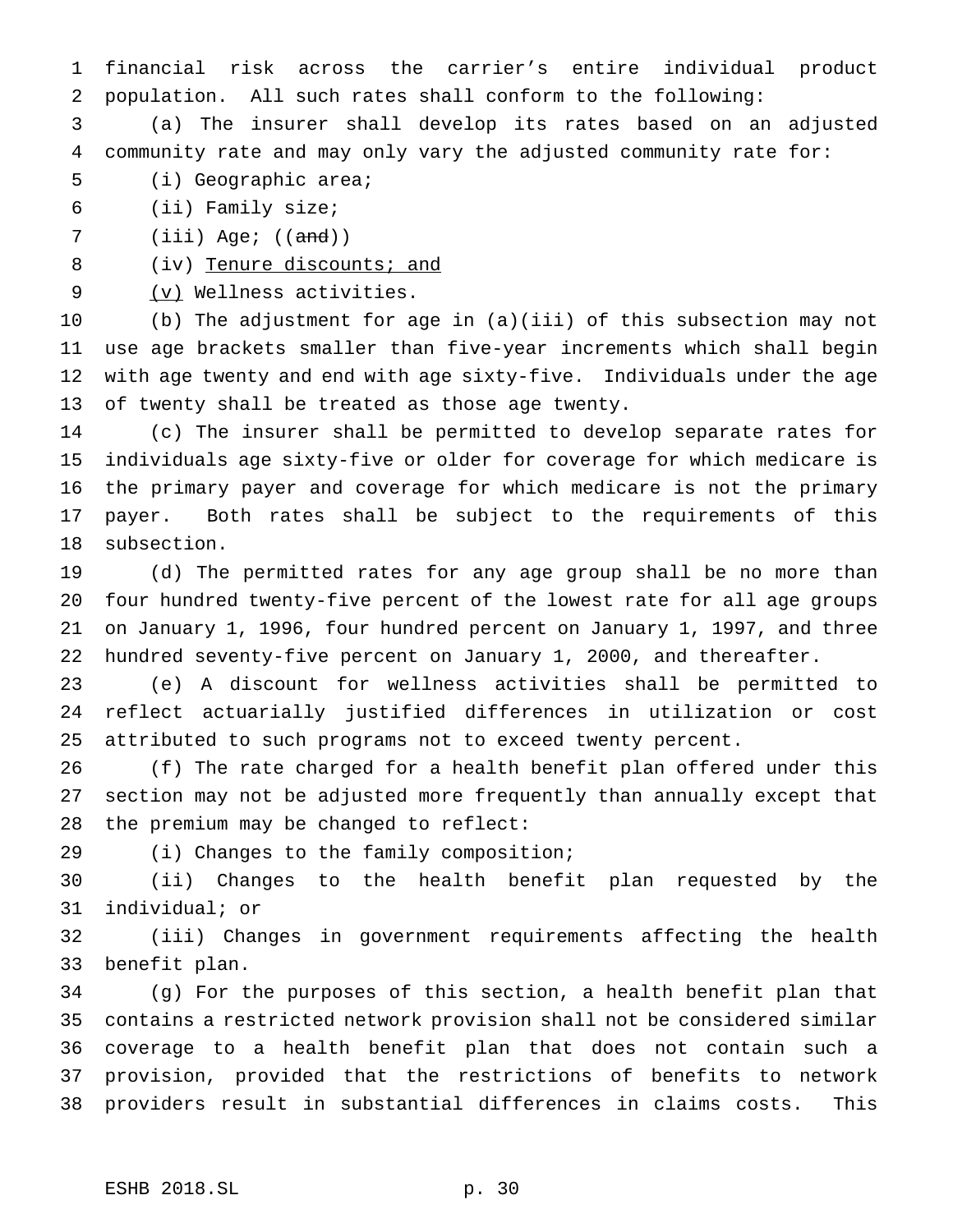financial risk across the carrier's entire individual product population. All such rates shall conform to the following:

(a) The insurer shall develop its rates based on an adjusted community rate and may only vary the adjusted community rate for:

(i) Geographic area;

(ii) Family size;

(iii) Age; ((~~and~~))

(iv) <u>Tenure discounts; and</u>

<u>(v)</u> Wellness activities.

(b) The adjustment for age in (a)(iii) of this subsection may not use age brackets smaller than five-year increments which shall begin with age twenty and end with age sixty-five. Individuals under the age of twenty shall be treated as those age twenty.

(c) The insurer shall be permitted to develop separate rates for individuals age sixty-five or older for coverage for which medicare is the primary payer and coverage for which medicare is not the primary payer. Both rates shall be subject to the requirements of this subsection.

(d) The permitted rates for any age group shall be no more than four hundred twenty-five percent of the lowest rate for all age groups on January 1, 1996, four hundred percent on January 1, 1997, and three hundred seventy-five percent on January 1, 2000, and thereafter.

(e) A discount for wellness activities shall be permitted to reflect actuarially justified differences in utilization or cost attributed to such programs not to exceed twenty percent.

(f) The rate charged for a health benefit plan offered under this section may not be adjusted more frequently than annually except that the premium may be changed to reflect:

(i) Changes to the family composition;

(ii) Changes to the health benefit plan requested by the individual; or

(iii) Changes in government requirements affecting the health benefit plan.

(g) For the purposes of this section, a health benefit plan that contains a restricted network provision shall not be considered similar coverage to a health benefit plan that does not contain such a provision, provided that the restrictions of benefits to network providers result in substantial differences in claims costs. This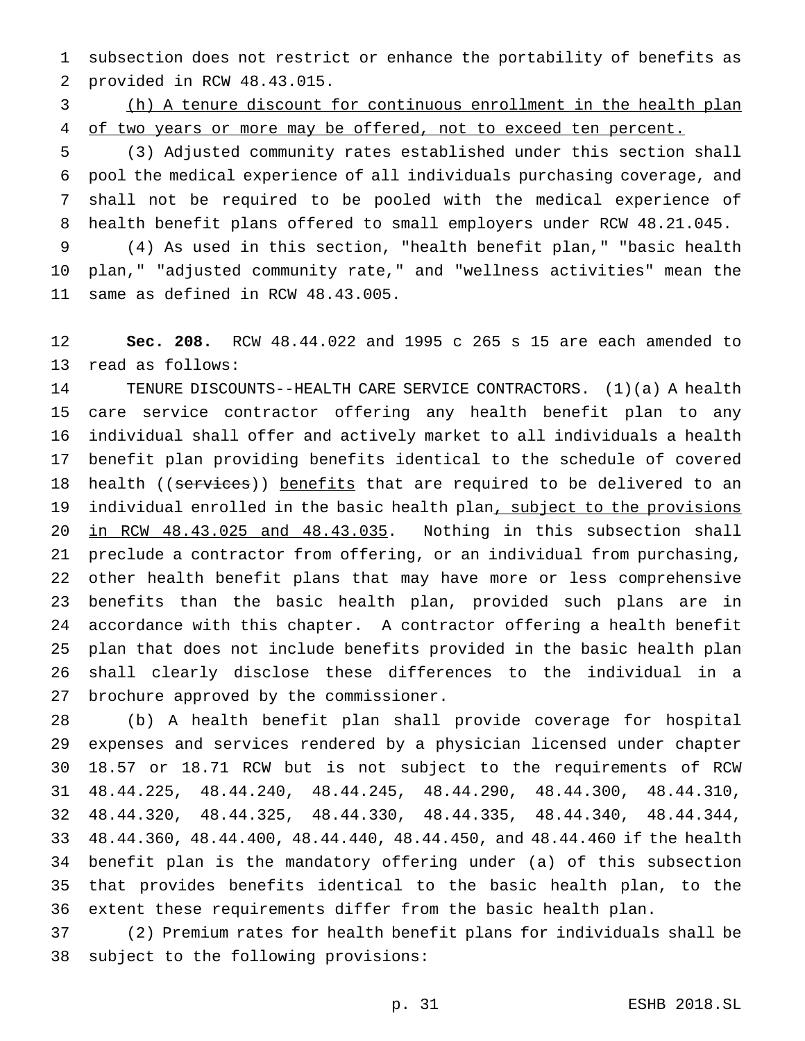subsection does not restrict or enhance the portability of benefits as provided in RCW 48.43.015.

<u>(h) A tenure discount for continuous enrollment in the health plan of two years or more may be offered, not to exceed ten percent.</u>

(3) Adjusted community rates established under this section shall pool the medical experience of all individuals purchasing coverage, and shall not be required to be pooled with the medical experience of health benefit plans offered to small employers under RCW 48.21.045.

(4) As used in this section, "health benefit plan," "basic health plan," "adjusted community rate," and "wellness activities" mean the same as defined in RCW 48.43.005.

**Sec. 208.** RCW 48.44.022 and 1995 c 265 s 15 are each amended to read as follows:

TENURE DISCOUNTS--HEALTH CARE SERVICE CONTRACTORS. (1)(a) A health care service contractor offering any health benefit plan to any individual shall offer and actively market to all individuals a health benefit plan providing benefits identical to the schedule of covered health ((~~services~~)) <u>benefits</u> that are required to be delivered to an individual enrolled in the basic health plan<u>, subject to the provisions in RCW 48.43.025 and 48.43.035</u>. Nothing in this subsection shall preclude a contractor from offering, or an individual from purchasing, other health benefit plans that may have more or less comprehensive benefits than the basic health plan, provided such plans are in accordance with this chapter. A contractor offering a health benefit plan that does not include benefits provided in the basic health plan shall clearly disclose these differences to the individual in a brochure approved by the commissioner.

(b) A health benefit plan shall provide coverage for hospital expenses and services rendered by a physician licensed under chapter 18.57 or 18.71 RCW but is not subject to the requirements of RCW 48.44.225, 48.44.240, 48.44.245, 48.44.290, 48.44.300, 48.44.310, 48.44.320, 48.44.325, 48.44.330, 48.44.335, 48.44.340, 48.44.344, 48.44.360, 48.44.400, 48.44.440, 48.44.450, and 48.44.460 if the health benefit plan is the mandatory offering under (a) of this subsection that provides benefits identical to the basic health plan, to the extent these requirements differ from the basic health plan.

(2) Premium rates for health benefit plans for individuals shall be subject to the following provisions: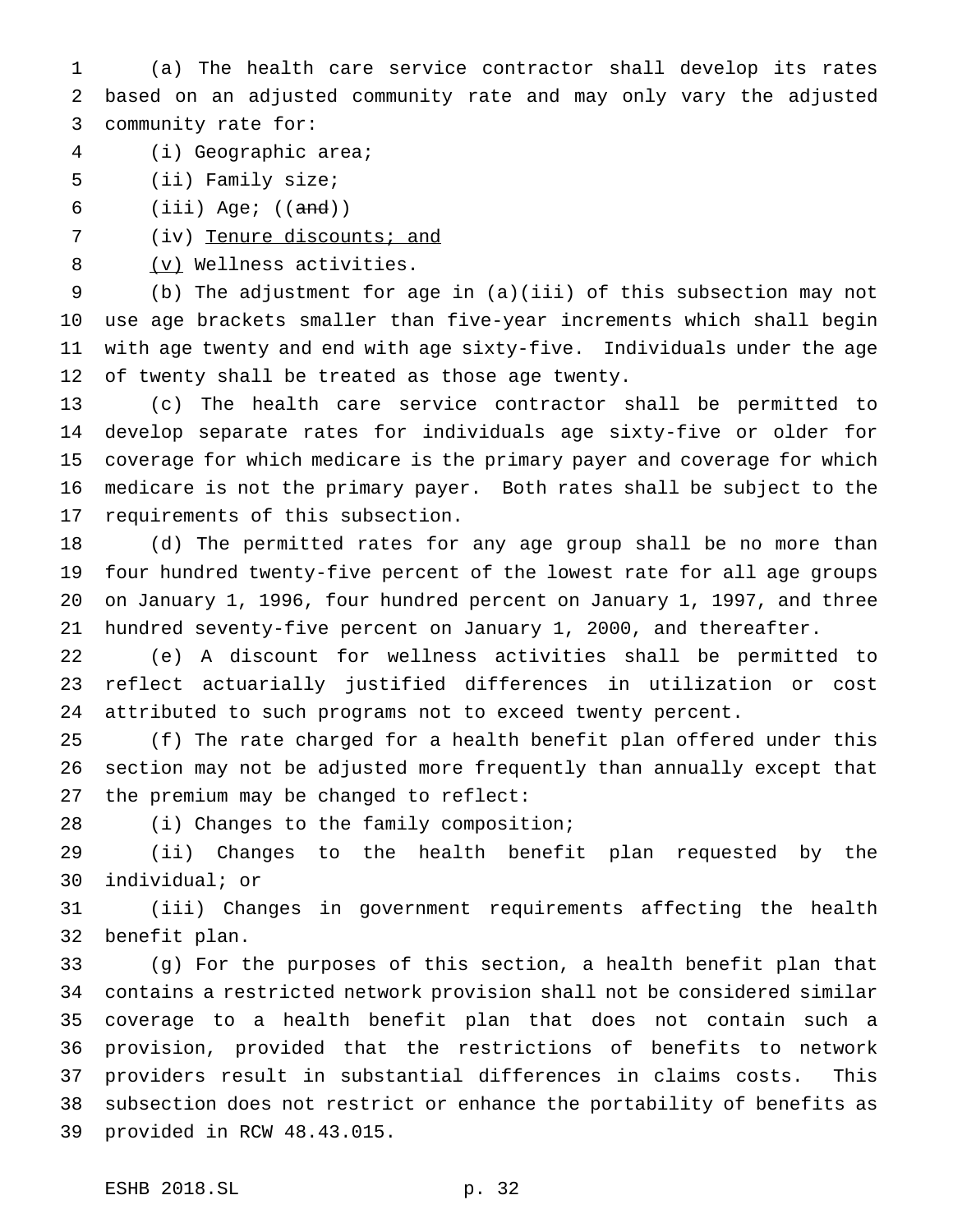(a) The health care service contractor shall develop its rates based on an adjusted community rate and may only vary the adjusted community rate for:

(i) Geographic area;

(ii) Family size;

(iii) Age; ((~~and~~))

(iv) Tenure discounts; and

(v) Wellness activities.

(b) The adjustment for age in (a)(iii) of this subsection may not use age brackets smaller than five-year increments which shall begin with age twenty and end with age sixty-five. Individuals under the age of twenty shall be treated as those age twenty.

(c) The health care service contractor shall be permitted to develop separate rates for individuals age sixty-five or older for coverage for which medicare is the primary payer and coverage for which medicare is not the primary payer. Both rates shall be subject to the requirements of this subsection.

(d) The permitted rates for any age group shall be no more than four hundred twenty-five percent of the lowest rate for all age groups on January 1, 1996, four hundred percent on January 1, 1997, and three hundred seventy-five percent on January 1, 2000, and thereafter.

(e) A discount for wellness activities shall be permitted to reflect actuarially justified differences in utilization or cost attributed to such programs not to exceed twenty percent.

(f) The rate charged for a health benefit plan offered under this section may not be adjusted more frequently than annually except that the premium may be changed to reflect:

(i) Changes to the family composition;

(ii) Changes to the health benefit plan requested by the individual; or

(iii) Changes in government requirements affecting the health benefit plan.

(g) For the purposes of this section, a health benefit plan that contains a restricted network provision shall not be considered similar coverage to a health benefit plan that does not contain such a provision, provided that the restrictions of benefits to network providers result in substantial differences in claims costs. This subsection does not restrict or enhance the portability of benefits as provided in RCW 48.43.015.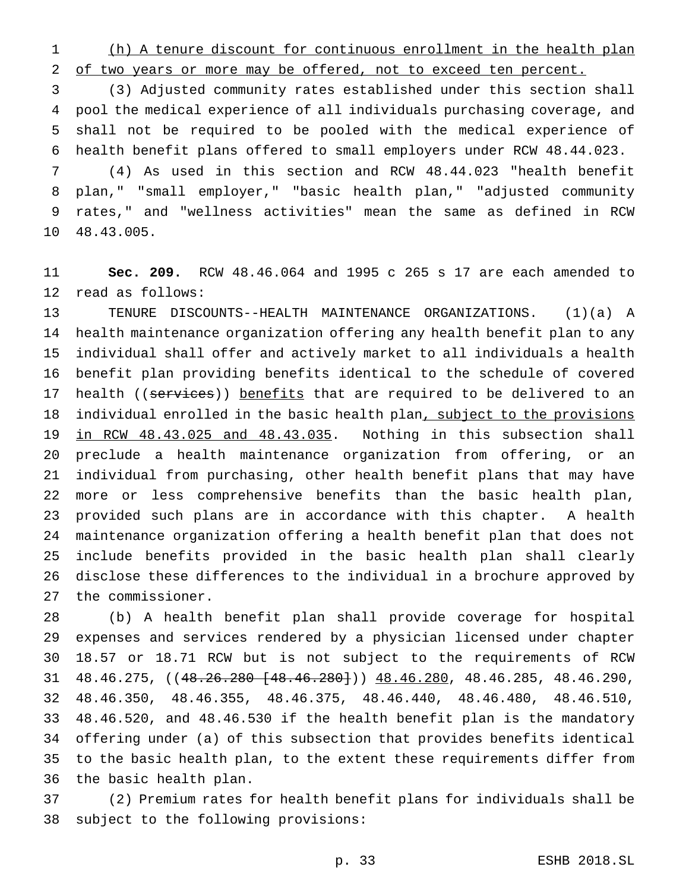<u>(h) A tenure discount for continuous enrollment in the health plan of two years or more may be offered, not to exceed ten percent.</u>

(3) Adjusted community rates established under this section shall pool the medical experience of all individuals purchasing coverage, and shall not be required to be pooled with the medical experience of health benefit plans offered to small employers under RCW 48.44.023.

(4) As used in this section and RCW 48.44.023 "health benefit plan," "small employer," "basic health plan," "adjusted community rates," and "wellness activities" mean the same as defined in RCW 48.43.005.

**Sec. 209.** RCW 48.46.064 and 1995 c 265 s 17 are each amended to read as follows:

TENURE DISCOUNTS--HEALTH MAINTENANCE ORGANIZATIONS. (1)(a) A health maintenance organization offering any health benefit plan to any individual shall offer and actively market to all individuals a health benefit plan providing benefits identical to the schedule of covered health ((~~services~~)) <u>benefits</u> that are required to be delivered to an individual enrolled in the basic health plan<u>, subject to the provisions in RCW 48.43.025 and 48.43.035</u>. Nothing in this subsection shall preclude a health maintenance organization from offering, or an individual from purchasing, other health benefit plans that may have more or less comprehensive benefits than the basic health plan, provided such plans are in accordance with this chapter. A health maintenance organization offering a health benefit plan that does not include benefits provided in the basic health plan shall clearly disclose these differences to the individual in a brochure approved by the commissioner.

(b) A health benefit plan shall provide coverage for hospital expenses and services rendered by a physician licensed under chapter 18.57 or 18.71 RCW but is not subject to the requirements of RCW 48.46.275, ((~~48.26.280 [48.46.280]~~)) <u>48.46.280</u>, 48.46.285, 48.46.290, 48.46.350, 48.46.355, 48.46.375, 48.46.440, 48.46.480, 48.46.510, 48.46.520, and 48.46.530 if the health benefit plan is the mandatory offering under (a) of this subsection that provides benefits identical to the basic health plan, to the extent these requirements differ from the basic health plan.

(2) Premium rates for health benefit plans for individuals shall be subject to the following provisions: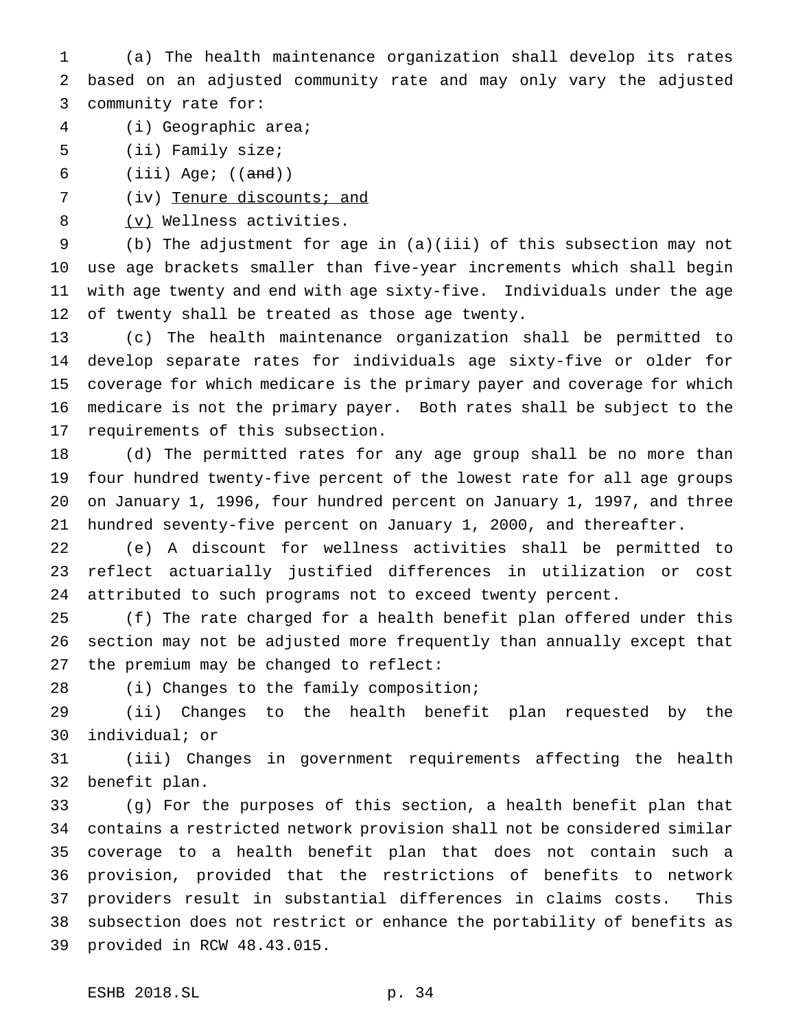(a) The health maintenance organization shall develop its rates based on an adjusted community rate and may only vary the adjusted community rate for:

(i) Geographic area;

(ii) Family size;

(iii) Age; ((~~and~~))

(iv) <u>Tenure discounts; and</u>

<u>(v)</u> Wellness activities.

(b) The adjustment for age in (a)(iii) of this subsection may not use age brackets smaller than five-year increments which shall begin with age twenty and end with age sixty-five. Individuals under the age of twenty shall be treated as those age twenty.

(c) The health maintenance organization shall be permitted to develop separate rates for individuals age sixty-five or older for coverage for which medicare is the primary payer and coverage for which medicare is not the primary payer. Both rates shall be subject to the requirements of this subsection.

(d) The permitted rates for any age group shall be no more than four hundred twenty-five percent of the lowest rate for all age groups on January 1, 1996, four hundred percent on January 1, 1997, and three hundred seventy-five percent on January 1, 2000, and thereafter.

(e) A discount for wellness activities shall be permitted to reflect actuarially justified differences in utilization or cost attributed to such programs not to exceed twenty percent.

(f) The rate charged for a health benefit plan offered under this section may not be adjusted more frequently than annually except that the premium may be changed to reflect:

(i) Changes to the family composition;

(ii) Changes to the health benefit plan requested by the individual; or

(iii) Changes in government requirements affecting the health benefit plan.

(g) For the purposes of this section, a health benefit plan that contains a restricted network provision shall not be considered similar coverage to a health benefit plan that does not contain such a provision, provided that the restrictions of benefits to network providers result in substantial differences in claims costs. This subsection does not restrict or enhance the portability of benefits as provided in RCW 48.43.015.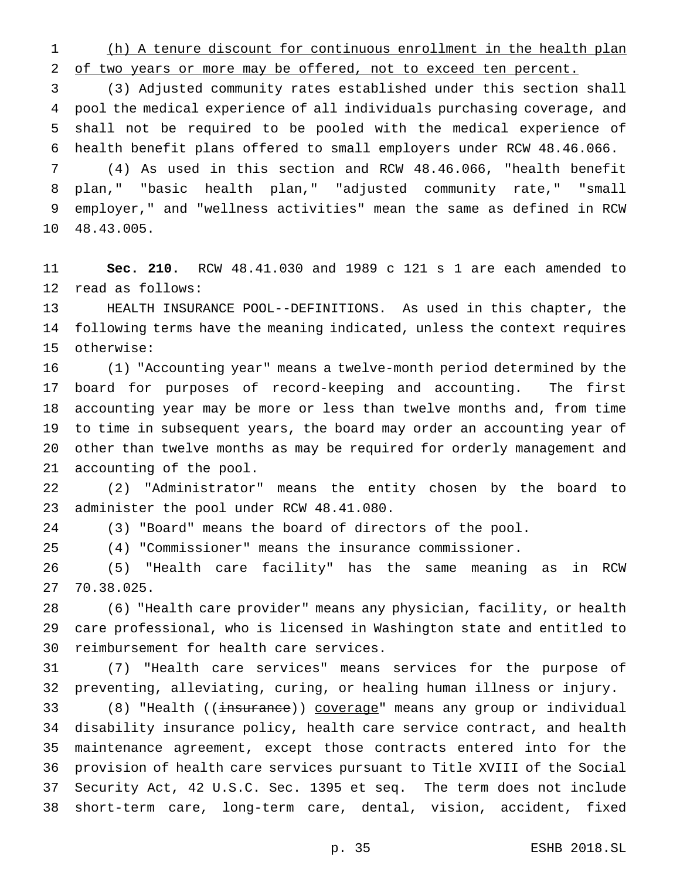(h) A tenure discount for continuous enrollment in the health plan of two years or more may be offered, not to exceed ten percent.

(3) Adjusted community rates established under this section shall pool the medical experience of all individuals purchasing coverage, and shall not be required to be pooled with the medical experience of health benefit plans offered to small employers under RCW 48.46.066.

(4) As used in this section and RCW 48.46.066, "health benefit plan," "basic health plan," "adjusted community rate," "small employer," and "wellness activities" mean the same as defined in RCW 48.43.005.

**Sec. 210.** RCW 48.41.030 and 1989 c 121 s 1 are each amended to read as follows:

HEALTH INSURANCE POOL--DEFINITIONS. As used in this chapter, the following terms have the meaning indicated, unless the context requires otherwise:

(1) "Accounting year" means a twelve-month period determined by the board for purposes of record-keeping and accounting. The first accounting year may be more or less than twelve months and, from time to time in subsequent years, the board may order an accounting year of other than twelve months as may be required for orderly management and accounting of the pool.

(2) "Administrator" means the entity chosen by the board to administer the pool under RCW 48.41.080.

(3) "Board" means the board of directors of the pool.

(4) "Commissioner" means the insurance commissioner.

(5) "Health care facility" has the same meaning as in RCW 70.38.025.

(6) "Health care provider" means any physician, facility, or health care professional, who is licensed in Washington state and entitled to reimbursement for health care services.

(7) "Health care services" means services for the purpose of preventing, alleviating, curing, or healing human illness or injury.

(8) "Health ((~~insurance~~)) coverage" means any group or individual disability insurance policy, health care service contract, and health maintenance agreement, except those contracts entered into for the provision of health care services pursuant to Title XVIII of the Social Security Act, 42 U.S.C. Sec. 1395 et seq. The term does not include short-term care, long-term care, dental, vision, accident, fixed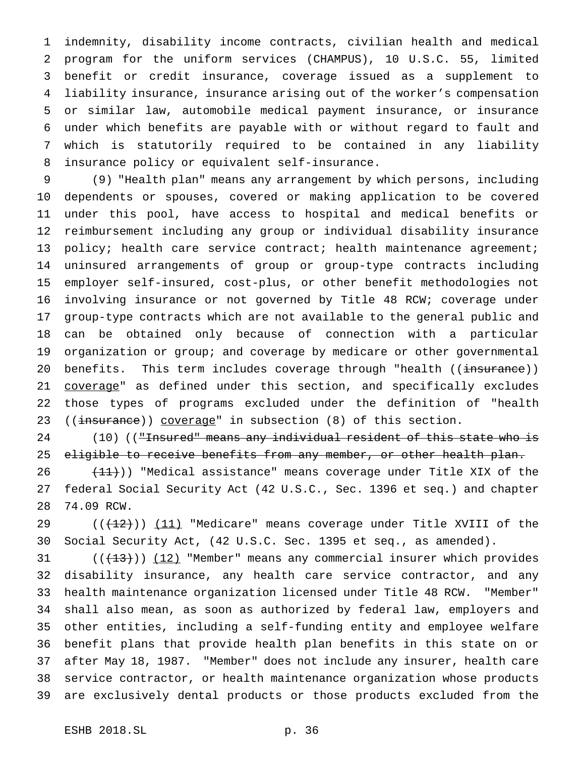indemnity, disability income contracts, civilian health and medical program for the uniform services (CHAMPUS), 10 U.S.C. 55, limited benefit or credit insurance, coverage issued as a supplement to liability insurance, insurance arising out of the worker's compensation or similar law, automobile medical payment insurance, or insurance under which benefits are payable with or without regard to fault and which is statutorily required to be contained in any liability insurance policy or equivalent self-insurance.

(9) "Health plan" means any arrangement by which persons, including dependents or spouses, covered or making application to be covered under this pool, have access to hospital and medical benefits or reimbursement including any group or individual disability insurance policy; health care service contract; health maintenance agreement; uninsured arrangements of group or group-type contracts including employer self-insured, cost-plus, or other benefit methodologies not involving insurance or not governed by Title 48 RCW; coverage under group-type contracts which are not available to the general public and can be obtained only because of connection with a particular organization or group; and coverage by medicare or other governmental benefits. This term includes coverage through "health ((~~insurance~~)) coverage" as defined under this section, and specifically excludes those types of programs excluded under the definition of "health ((~~insurance~~)) coverage" in subsection (8) of this section.

(10) ((~~"Insured" means any individual resident of this state who is eligible to receive benefits from any member, or other health plan.~~

~~(11)~~)) "Medical assistance" means coverage under Title XIX of the federal Social Security Act (42 U.S.C., Sec. 1396 et seq.) and chapter 74.09 RCW.

((~~(12)~~)) (11) "Medicare" means coverage under Title XVIII of the Social Security Act, (42 U.S.C. Sec. 1395 et seq., as amended).

((~~(13)~~)) (12) "Member" means any commercial insurer which provides disability insurance, any health care service contractor, and any health maintenance organization licensed under Title 48 RCW. "Member" shall also mean, as soon as authorized by federal law, employers and other entities, including a self-funding entity and employee welfare benefit plans that provide health plan benefits in this state on or after May 18, 1987. "Member" does not include any insurer, health care service contractor, or health maintenance organization whose products are exclusively dental products or those products excluded from the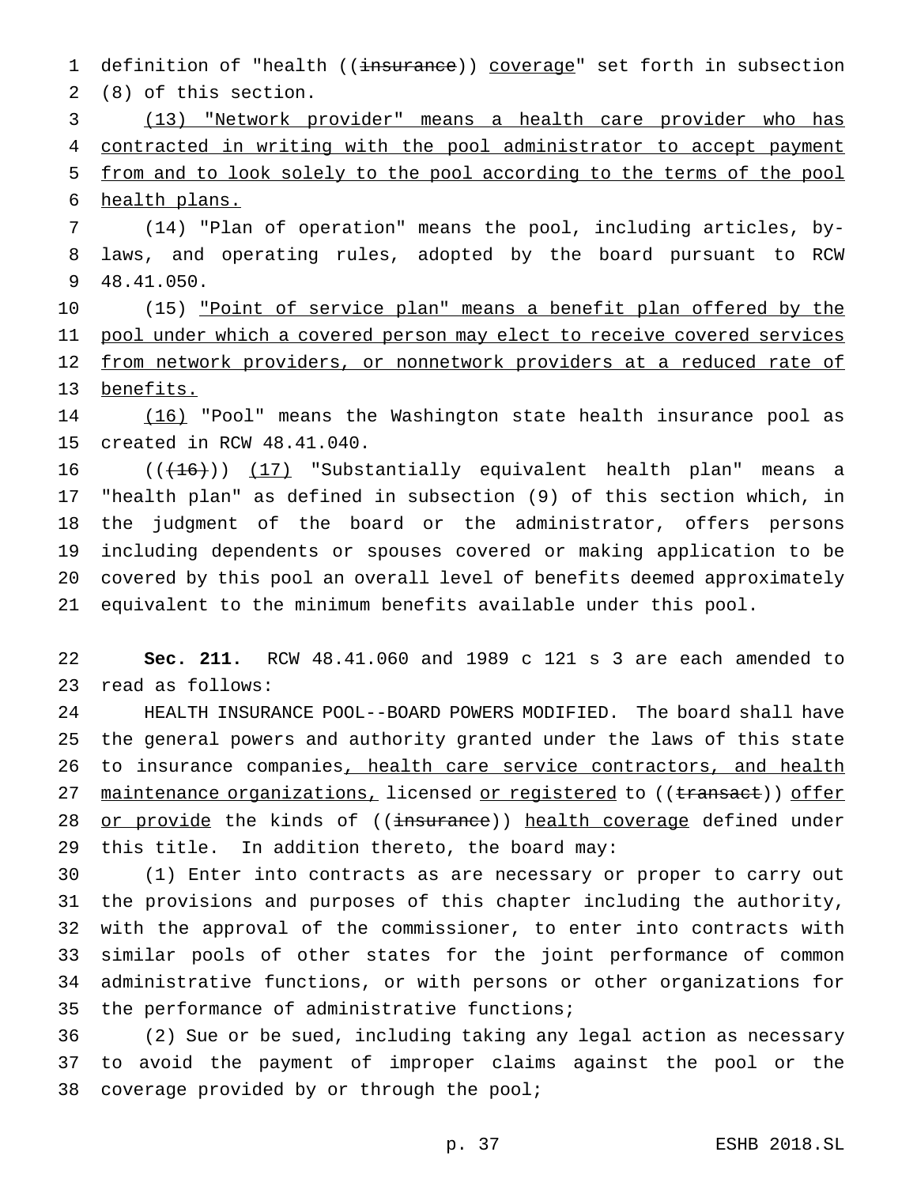definition of "health ((~~insurance~~)) <u>coverage</u>" set forth in subsection (8) of this section.

<u>(13) "Network provider" means a health care provider who has contracted in writing with the pool administrator to accept payment from and to look solely to the pool according to the terms of the pool health plans.</u>

(14) "Plan of operation" means the pool, including articles, by-laws, and operating rules, adopted by the board pursuant to RCW 48.41.050.

(15) <u>"Point of service plan" means a benefit plan offered by the pool under which a covered person may elect to receive covered services from network providers, or nonnetwork providers at a reduced rate of benefits.</u>

<u>(16)</u> "Pool" means the Washington state health insurance pool as created in RCW 48.41.040.

((~~(16)~~)) <u>(17)</u> "Substantially equivalent health plan" means a "health plan" as defined in subsection (9) of this section which, in the judgment of the board or the administrator, offers persons including dependents or spouses covered or making application to be covered by this pool an overall level of benefits deemed approximately equivalent to the minimum benefits available under this pool.

**Sec. 211.** RCW 48.41.060 and 1989 c 121 s 3 are each amended to read as follows:

HEALTH INSURANCE POOL--BOARD POWERS MODIFIED. The board shall have the general powers and authority granted under the laws of this state to insurance companies<u>, health care service contractors, and health maintenance organizations,</u> licensed <u>or registered</u> to ((~~transact~~)) <u>offer or provide</u> the kinds of ((~~insurance~~)) <u>health coverage</u> defined under this title. In addition thereto, the board may:

(1) Enter into contracts as are necessary or proper to carry out the provisions and purposes of this chapter including the authority, with the approval of the commissioner, to enter into contracts with similar pools of other states for the joint performance of common administrative functions, or with persons or other organizations for the performance of administrative functions;

(2) Sue or be sued, including taking any legal action as necessary to avoid the payment of improper claims against the pool or the coverage provided by or through the pool;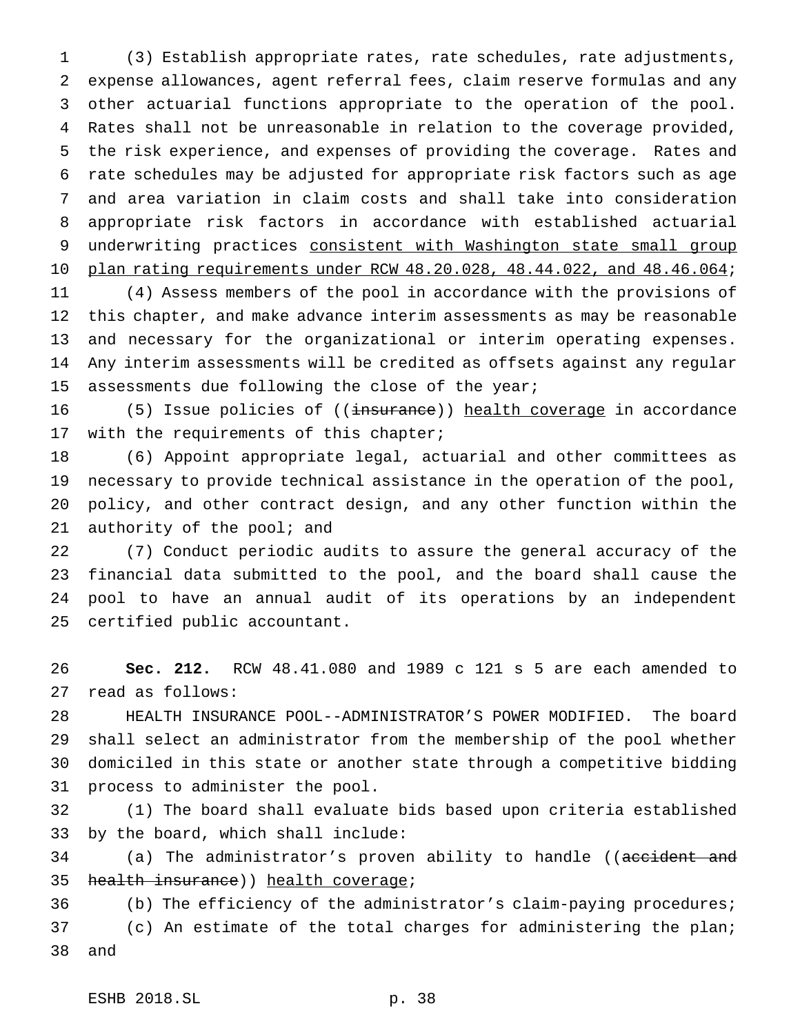(3) Establish appropriate rates, rate schedules, rate adjustments, expense allowances, agent referral fees, claim reserve formulas and any other actuarial functions appropriate to the operation of the pool. Rates shall not be unreasonable in relation to the coverage provided, the risk experience, and expenses of providing the coverage. Rates and rate schedules may be adjusted for appropriate risk factors such as age and area variation in claim costs and shall take into consideration appropriate risk factors in accordance with established actuarial underwriting practices <u>consistent with Washington state small group plan rating requirements under RCW 48.20.028, 48.44.022, and 48.46.064</u>;

(4) Assess members of the pool in accordance with the provisions of this chapter, and make advance interim assessments as may be reasonable and necessary for the organizational or interim operating expenses. Any interim assessments will be credited as offsets against any regular assessments due following the close of the year;

(5) Issue policies of ((~~insurance~~)) <u>health coverage</u> in accordance with the requirements of this chapter;

(6) Appoint appropriate legal, actuarial and other committees as necessary to provide technical assistance in the operation of the pool, policy, and other contract design, and any other function within the authority of the pool; and

(7) Conduct periodic audits to assure the general accuracy of the financial data submitted to the pool, and the board shall cause the pool to have an annual audit of its operations by an independent certified public accountant.

**Sec. 212.** RCW 48.41.080 and 1989 c 121 s 5 are each amended to read as follows:

HEALTH INSURANCE POOL--ADMINISTRATOR'S POWER MODIFIED. The board shall select an administrator from the membership of the pool whether domiciled in this state or another state through a competitive bidding process to administer the pool.

(1) The board shall evaluate bids based upon criteria established by the board, which shall include:

(a) The administrator's proven ability to handle ((~~accident and health insurance~~)) <u>health coverage</u>;

(b) The efficiency of the administrator's claim-paying procedures;

(c) An estimate of the total charges for administering the plan; and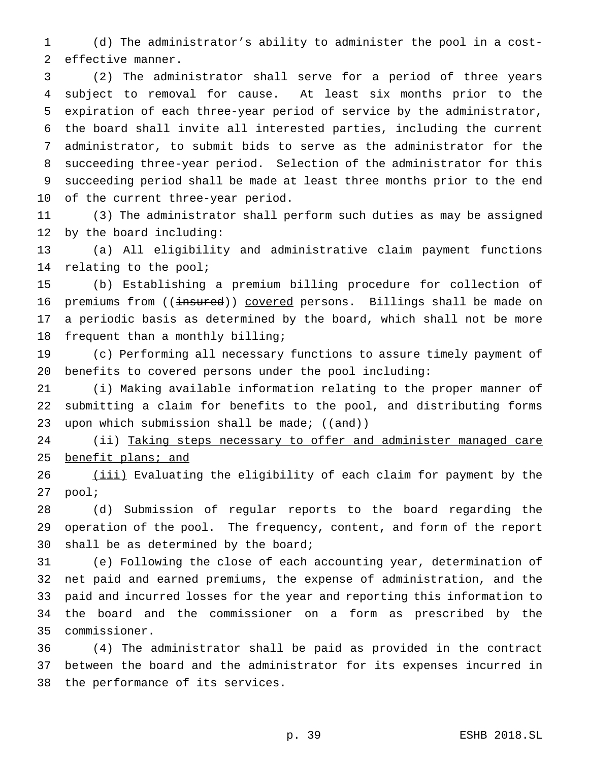(d) The administrator's ability to administer the pool in a cost-effective manner.

(2) The administrator shall serve for a period of three years subject to removal for cause. At least six months prior to the expiration of each three-year period of service by the administrator, the board shall invite all interested parties, including the current administrator, to submit bids to serve as the administrator for the succeeding three-year period. Selection of the administrator for this succeeding period shall be made at least three months prior to the end of the current three-year period.

(3) The administrator shall perform such duties as may be assigned by the board including:

(a) All eligibility and administrative claim payment functions relating to the pool;

(b) Establishing a premium billing procedure for collection of premiums from ((~~insured~~)) <u>covered</u> persons. Billings shall be made on a periodic basis as determined by the board, which shall not be more frequent than a monthly billing;

(c) Performing all necessary functions to assure timely payment of benefits to covered persons under the pool including:

(i) Making available information relating to the proper manner of submitting a claim for benefits to the pool, and distributing forms upon which submission shall be made; ((~~and~~))

(ii) <u>Taking steps necessary to offer and administer managed care benefit plans; and</u>

<u>(iii)</u> Evaluating the eligibility of each claim for payment by the pool;

(d) Submission of regular reports to the board regarding the operation of the pool. The frequency, content, and form of the report shall be as determined by the board;

(e) Following the close of each accounting year, determination of net paid and earned premiums, the expense of administration, and the paid and incurred losses for the year and reporting this information to the board and the commissioner on a form as prescribed by the commissioner.

(4) The administrator shall be paid as provided in the contract between the board and the administrator for its expenses incurred in the performance of its services.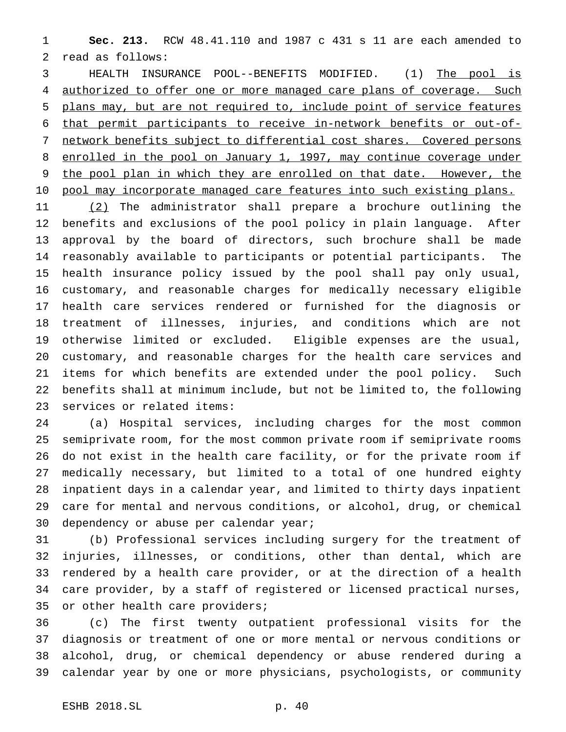**Sec. 213.** RCW 48.41.110 and 1987 c 431 s 11 are each amended to read as follows:

HEALTH INSURANCE POOL--BENEFITS MODIFIED. (1) <u>The pool is authorized to offer one or more managed care plans of coverage. Such plans may, but are not required to, include point of service features that permit participants to receive in-network benefits or out-of-network benefits subject to differential cost shares. Covered persons enrolled in the pool on January 1, 1997, may continue coverage under the pool plan in which they are enrolled on that date. However, the pool may incorporate managed care features into such existing plans.</u>

<u>(2)</u> The administrator shall prepare a brochure outlining the benefits and exclusions of the pool policy in plain language. After approval by the board of directors, such brochure shall be made reasonably available to participants or potential participants. The health insurance policy issued by the pool shall pay only usual, customary, and reasonable charges for medically necessary eligible health care services rendered or furnished for the diagnosis or treatment of illnesses, injuries, and conditions which are not otherwise limited or excluded. Eligible expenses are the usual, customary, and reasonable charges for the health care services and items for which benefits are extended under the pool policy. Such benefits shall at minimum include, but not be limited to, the following services or related items:

(a) Hospital services, including charges for the most common semiprivate room, for the most common private room if semiprivate rooms do not exist in the health care facility, or for the private room if medically necessary, but limited to a total of one hundred eighty inpatient days in a calendar year, and limited to thirty days inpatient care for mental and nervous conditions, or alcohol, drug, or chemical dependency or abuse per calendar year;

(b) Professional services including surgery for the treatment of injuries, illnesses, or conditions, other than dental, which are rendered by a health care provider, or at the direction of a health care provider, by a staff of registered or licensed practical nurses, or other health care providers;

(c) The first twenty outpatient professional visits for the diagnosis or treatment of one or more mental or nervous conditions or alcohol, drug, or chemical dependency or abuse rendered during a calendar year by one or more physicians, psychologists, or community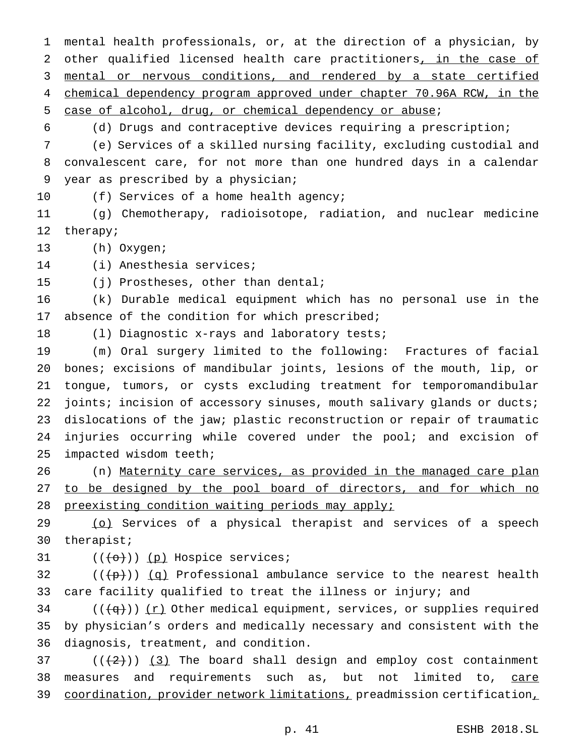mental health professionals, or, at the direction of a physician, by other qualified licensed health care practitioners<u>, in the case of mental or nervous conditions, and rendered by a state certified chemical dependency program approved under chapter 70.96A RCW, in the case of alcohol, drug, or chemical dependency or abuse</u>;

(d) Drugs and contraceptive devices requiring a prescription;

(e) Services of a skilled nursing facility, excluding custodial and convalescent care, for not more than one hundred days in a calendar year as prescribed by a physician;

(f) Services of a home health agency;

(g) Chemotherapy, radioisotope, radiation, and nuclear medicine therapy;

(h) Oxygen;

(i) Anesthesia services;

(j) Prostheses, other than dental;

(k) Durable medical equipment which has no personal use in the absence of the condition for which prescribed;

(l) Diagnostic x-rays and laboratory tests;

(m) Oral surgery limited to the following: Fractures of facial bones; excisions of mandibular joints, lesions of the mouth, lip, or tongue, tumors, or cysts excluding treatment for temporomandibular joints; incision of accessory sinuses, mouth salivary glands or ducts; dislocations of the jaw; plastic reconstruction or repair of traumatic injuries occurring while covered under the pool; and excision of impacted wisdom teeth;

(n) <u>Maternity care services, as provided in the managed care plan to be designed by the pool board of directors, and for which no preexisting condition waiting periods may apply;</u>

<u>(o)</u> Services of a physical therapist and services of a speech therapist;

((~~(o)~~)) <u>(p)</u> Hospice services;

((~~(p)~~)) <u>(q)</u> Professional ambulance service to the nearest health care facility qualified to treat the illness or injury; and

((~~(q)~~)) <u>(r)</u> Other medical equipment, services, or supplies required by physician's orders and medically necessary and consistent with the diagnosis, treatment, and condition.

((~~(2)~~)) <u>(3)</u> The board shall design and employ cost containment measures and requirements such as, but not limited to, <u>care coordination, provider network limitations,</u> preadmission certification<u>,</u>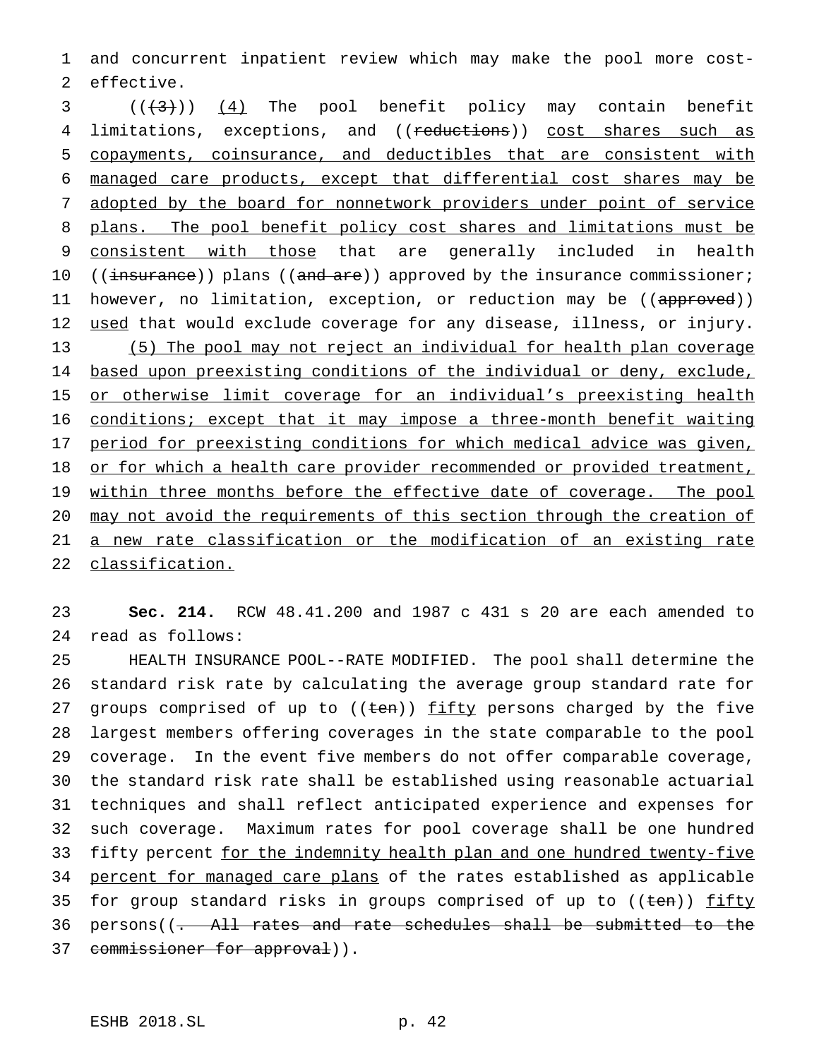and concurrent inpatient review which may make the pool more cost-effective.

((~~(3)~~)) <u>(4)</u> The pool benefit policy may contain benefit limitations, exceptions, and ((~~reductions~~)) <u>cost shares such as copayments, coinsurance, and deductibles that are consistent with managed care products, except that differential cost shares may be adopted by the board for nonnetwork providers under point of service plans. The pool benefit policy cost shares and limitations must be consistent with those</u> that are generally included in health ((~~insurance~~)) plans ((~~and are~~)) approved by the insurance commissioner; however, no limitation, exception, or reduction may be ((~~approved~~)) <u>used</u> that would exclude coverage for any disease, illness, or injury.

<u>(5) The pool may not reject an individual for health plan coverage based upon preexisting conditions of the individual or deny, exclude, or otherwise limit coverage for an individual's preexisting health conditions; except that it may impose a three-month benefit waiting period for preexisting conditions for which medical advice was given, or for which a health care provider recommended or provided treatment, within three months before the effective date of coverage. The pool may not avoid the requirements of this section through the creation of a new rate classification or the modification of an existing rate classification.</u>

**Sec. 214.** RCW 48.41.200 and 1987 c 431 s 20 are each amended to read as follows:

HEALTH INSURANCE POOL--RATE MODIFIED. The pool shall determine the standard risk rate by calculating the average group standard rate for groups comprised of up to ((~~ten~~)) <u>fifty</u> persons charged by the five largest members offering coverages in the state comparable to the pool coverage. In the event five members do not offer comparable coverage, the standard risk rate shall be established using reasonable actuarial techniques and shall reflect anticipated experience and expenses for such coverage. Maximum rates for pool coverage shall be one hundred fifty percent <u>for the indemnity health plan and one hundred twenty-five percent for managed care plans</u> of the rates established as applicable for group standard risks in groups comprised of up to ((~~ten~~)) <u>fifty</u> persons((~~. All rates and rate schedules shall be submitted to the commissioner for approval~~)).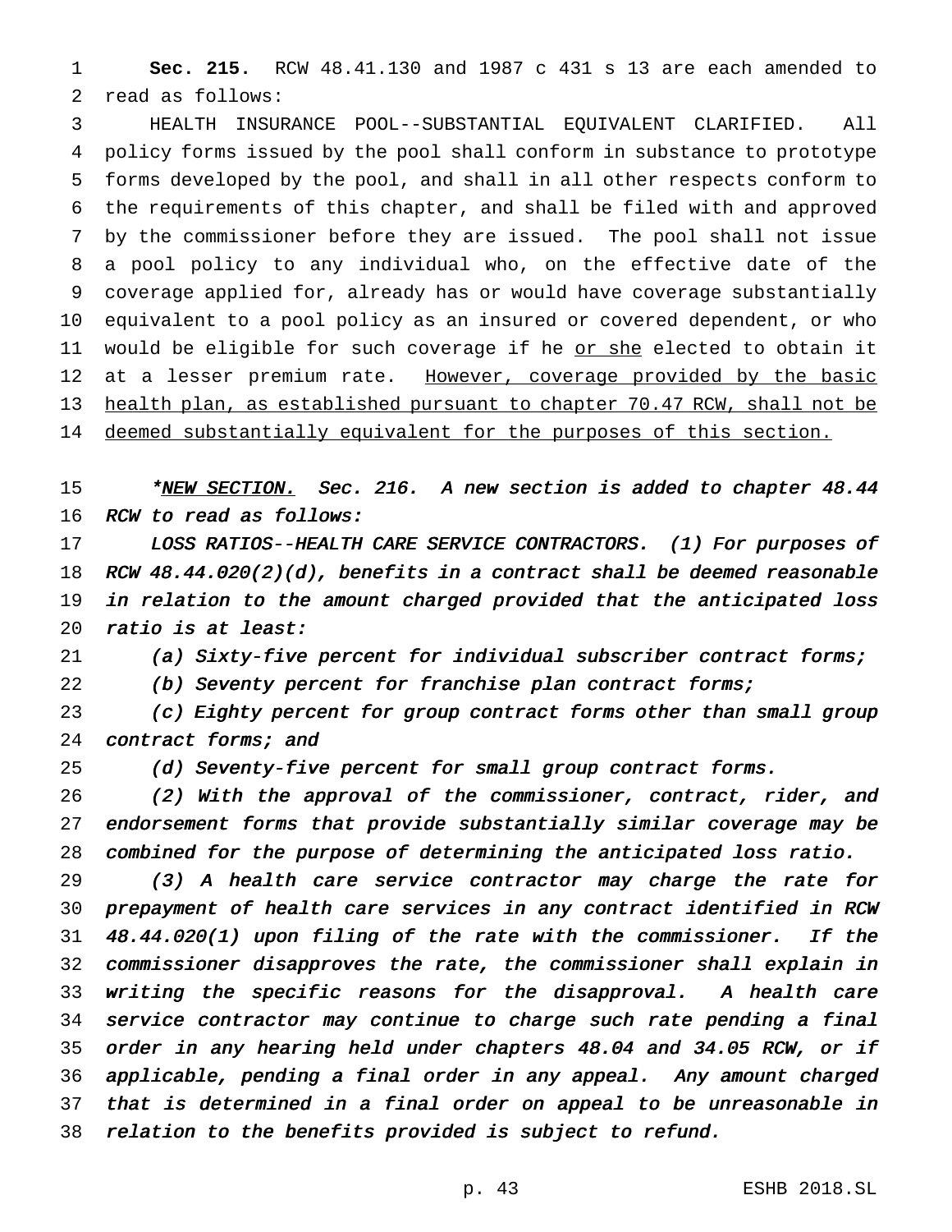**Sec. 215.** RCW 48.41.130 and 1987 c 431 s 13 are each amended to read as follows:

HEALTH INSURANCE POOL--SUBSTANTIAL EQUIVALENT CLARIFIED. All policy forms issued by the pool shall conform in substance to prototype forms developed by the pool, and shall in all other respects conform to the requirements of this chapter, and shall be filed with and approved by the commissioner before they are issued. The pool shall not issue a pool policy to any individual who, on the effective date of the coverage applied for, already has or would have coverage substantially equivalent to a pool policy as an insured or covered dependent, or who would be eligible for such coverage if he <u>or she</u> elected to obtain it at a lesser premium rate. <u>However, coverage provided by the basic health plan, as established pursuant to chapter 70.47 RCW, shall not be deemed substantially equivalent for the purposes of this section.</u>

*\*<u>NEW SECTION.</u> Sec. 216. A new section is added to chapter 48.44 RCW to read as follows:*

*LOSS RATIOS--HEALTH CARE SERVICE CONTRACTORS. (1) For purposes of RCW 48.44.020(2)(d), benefits in a contract shall be deemed reasonable in relation to the amount charged provided that the anticipated loss ratio is at least:*

*(a) Sixty-five percent for individual subscriber contract forms;*

*(b) Seventy percent for franchise plan contract forms;*

*(c) Eighty percent for group contract forms other than small group contract forms; and*

*(d) Seventy-five percent for small group contract forms.*

*(2) With the approval of the commissioner, contract, rider, and endorsement forms that provide substantially similar coverage may be combined for the purpose of determining the anticipated loss ratio.*

*(3) A health care service contractor may charge the rate for prepayment of health care services in any contract identified in RCW 48.44.020(1) upon filing of the rate with the commissioner. If the commissioner disapproves the rate, the commissioner shall explain in writing the specific reasons for the disapproval. A health care service contractor may continue to charge such rate pending a final order in any hearing held under chapters 48.04 and 34.05 RCW, or if applicable, pending a final order in any appeal. Any amount charged that is determined in a final order on appeal to be unreasonable in relation to the benefits provided is subject to refund.*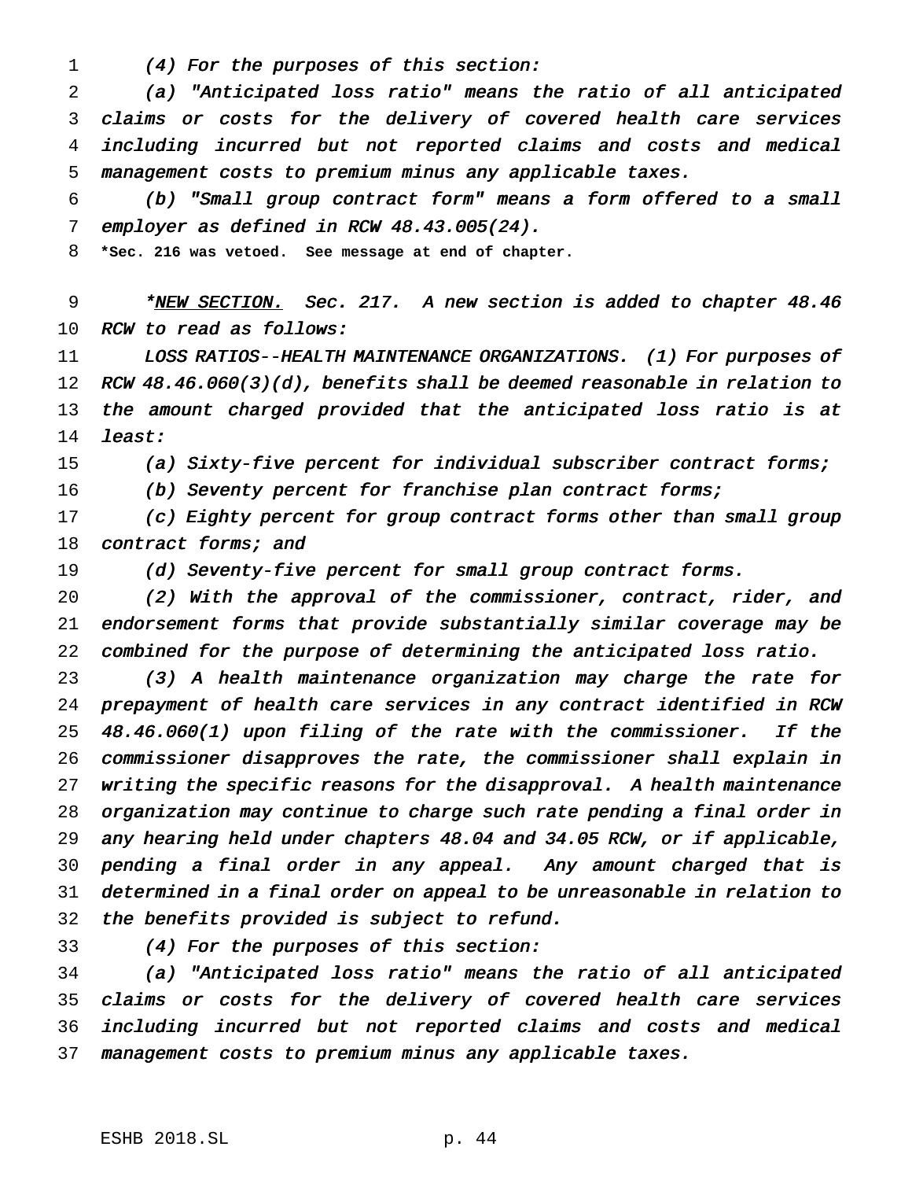*(4) For the purposes of this section:*

*(a) "Anticipated loss ratio" means the ratio of all anticipated claims or costs for the delivery of covered health care services including incurred but not reported claims and costs and medical management costs to premium minus any applicable taxes.*

*(b) "Small group contract form" means a form offered to a small employer as defined in RCW 48.43.005(24).*

**\*Sec. 216 was vetoed. See message at end of chapter.**

*\*NEW SECTION. Sec. 217. A new section is added to chapter 48.46 RCW to read as follows:*

*LOSS RATIOS--HEALTH MAINTENANCE ORGANIZATIONS. (1) For purposes of RCW 48.46.060(3)(d), benefits shall be deemed reasonable in relation to the amount charged provided that the anticipated loss ratio is at least:*

*(a) Sixty-five percent for individual subscriber contract forms;*

*(b) Seventy percent for franchise plan contract forms;*

*(c) Eighty percent for group contract forms other than small group contract forms; and*

*(d) Seventy-five percent for small group contract forms.*

*(2) With the approval of the commissioner, contract, rider, and endorsement forms that provide substantially similar coverage may be combined for the purpose of determining the anticipated loss ratio.*

*(3) A health maintenance organization may charge the rate for prepayment of health care services in any contract identified in RCW 48.46.060(1) upon filing of the rate with the commissioner. If the commissioner disapproves the rate, the commissioner shall explain in writing the specific reasons for the disapproval. A health maintenance organization may continue to charge such rate pending a final order in any hearing held under chapters 48.04 and 34.05 RCW, or if applicable, pending a final order in any appeal. Any amount charged that is determined in a final order on appeal to be unreasonable in relation to the benefits provided is subject to refund.*

*(4) For the purposes of this section:*

*(a) "Anticipated loss ratio" means the ratio of all anticipated claims or costs for the delivery of covered health care services including incurred but not reported claims and costs and medical management costs to premium minus any applicable taxes.*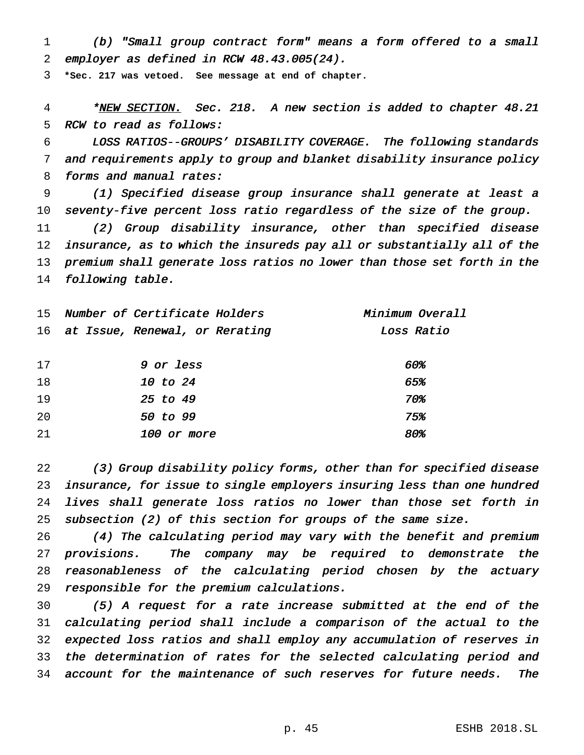*(b) "Small group contract form" means a form offered to a small employer as defined in RCW 48.43.005(24).*

**\*Sec. 217 was vetoed. See message at end of chapter.**

*\*NEW SECTION. Sec. 218. A new section is added to chapter 48.21 RCW to read as follows:*

*LOSS RATIOS--GROUPS' DISABILITY COVERAGE. The following standards and requirements apply to group and blanket disability insurance policy forms and manual rates:*

*(1) Specified disease group insurance shall generate at least a seventy-five percent loss ratio regardless of the size of the group.*

*(2) Group disability insurance, other than specified disease insurance, as to which the insureds pay all or substantially all of the premium shall generate loss ratios no lower than those set forth in the following table.*

| *Number of Certificate Holders at Issue, Renewal, or Rerating* | *Minimum Overall Loss Ratio* |
| --- | --- |
| *9 or less* | *60%* |
| *10 to 24* | *65%* |
| *25 to 49* | *70%* |
| *50 to 99* | *75%* |
| *100 or more* | *80%* |

*(3) Group disability policy forms, other than for specified disease insurance, for issue to single employers insuring less than one hundred lives shall generate loss ratios no lower than those set forth in subsection (2) of this section for groups of the same size.*

*(4) The calculating period may vary with the benefit and premium provisions. The company may be required to demonstrate the reasonableness of the calculating period chosen by the actuary responsible for the premium calculations.*

*(5) A request for a rate increase submitted at the end of the calculating period shall include a comparison of the actual to the expected loss ratios and shall employ any accumulation of reserves in the determination of rates for the selected calculating period and account for the maintenance of such reserves for future needs. The*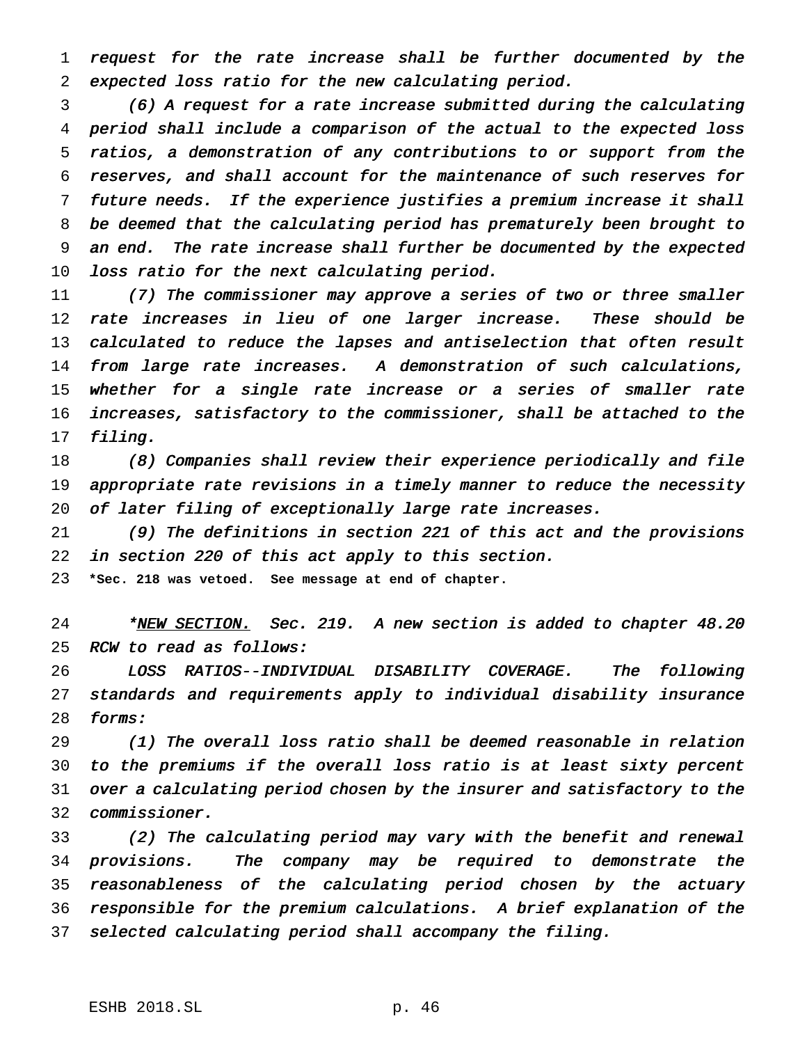*request for the rate increase shall be further documented by the expected loss ratio for the new calculating period.*

*(6) A request for a rate increase submitted during the calculating period shall include a comparison of the actual to the expected loss ratios, a demonstration of any contributions to or support from the reserves, and shall account for the maintenance of such reserves for future needs. If the experience justifies a premium increase it shall be deemed that the calculating period has prematurely been brought to an end. The rate increase shall further be documented by the expected loss ratio for the next calculating period.*

*(7) The commissioner may approve a series of two or three smaller rate increases in lieu of one larger increase. These should be calculated to reduce the lapses and antiselection that often result from large rate increases. A demonstration of such calculations, whether for a single rate increase or a series of smaller rate increases, satisfactory to the commissioner, shall be attached to the filing.*

*(8) Companies shall review their experience periodically and file appropriate rate revisions in a timely manner to reduce the necessity of later filing of exceptionally large rate increases.*

*(9) The definitions in section 221 of this act and the provisions in section 220 of this act apply to this section.*

**\*Sec. 218 was vetoed. See message at end of chapter.**

*\*<u>NEW SECTION.</u> Sec. 219. A new section is added to chapter 48.20 RCW to read as follows:*

*LOSS RATIOS--INDIVIDUAL DISABILITY COVERAGE. The following standards and requirements apply to individual disability insurance forms:*

*(1) The overall loss ratio shall be deemed reasonable in relation to the premiums if the overall loss ratio is at least sixty percent over a calculating period chosen by the insurer and satisfactory to the commissioner.*

*(2) The calculating period may vary with the benefit and renewal provisions. The company may be required to demonstrate the reasonableness of the calculating period chosen by the actuary responsible for the premium calculations. A brief explanation of the selected calculating period shall accompany the filing.*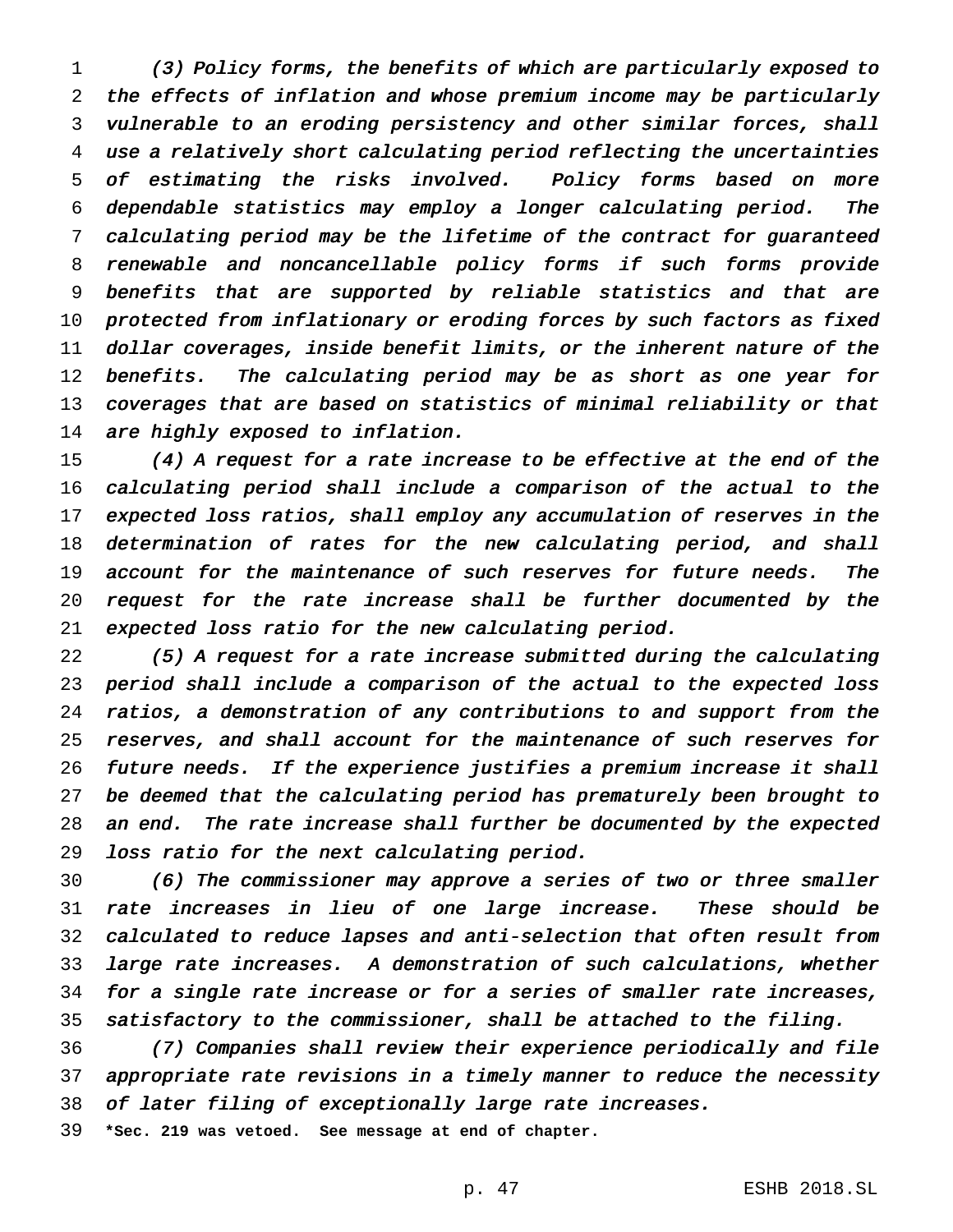*(3) Policy forms, the benefits of which are particularly exposed to the effects of inflation and whose premium income may be particularly vulnerable to an eroding persistency and other similar forces, shall use a relatively short calculating period reflecting the uncertainties of estimating the risks involved. Policy forms based on more dependable statistics may employ a longer calculating period. The calculating period may be the lifetime of the contract for guaranteed renewable and noncancellable policy forms if such forms provide benefits that are supported by reliable statistics and that are protected from inflationary or eroding forces by such factors as fixed dollar coverages, inside benefit limits, or the inherent nature of the benefits. The calculating period may be as short as one year for coverages that are based on statistics of minimal reliability or that are highly exposed to inflation.*

*(4) A request for a rate increase to be effective at the end of the calculating period shall include a comparison of the actual to the expected loss ratios, shall employ any accumulation of reserves in the determination of rates for the new calculating period, and shall account for the maintenance of such reserves for future needs. The request for the rate increase shall be further documented by the expected loss ratio for the new calculating period.*

*(5) A request for a rate increase submitted during the calculating period shall include a comparison of the actual to the expected loss ratios, a demonstration of any contributions to and support from the reserves, and shall account for the maintenance of such reserves for future needs. If the experience justifies a premium increase it shall be deemed that the calculating period has prematurely been brought to an end. The rate increase shall further be documented by the expected loss ratio for the next calculating period.*

*(6) The commissioner may approve a series of two or three smaller rate increases in lieu of one large increase. These should be calculated to reduce lapses and anti-selection that often result from large rate increases. A demonstration of such calculations, whether for a single rate increase or for a series of smaller rate increases, satisfactory to the commissioner, shall be attached to the filing.*

*(7) Companies shall review their experience periodically and file appropriate rate revisions in a timely manner to reduce the necessity of later filing of exceptionally large rate increases.*

**\*Sec. 219 was vetoed. See message at end of chapter.**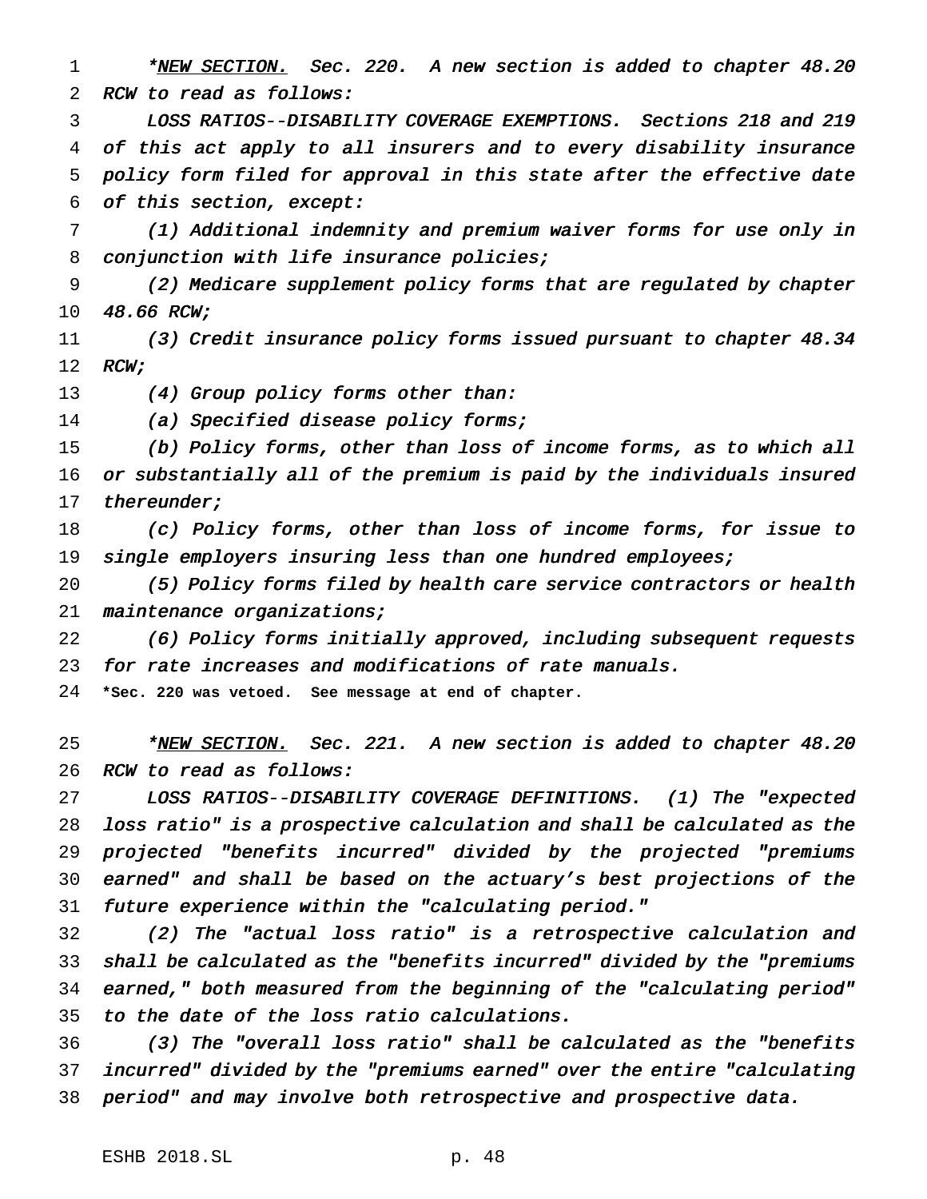*<u>NEW SECTION.</u> Sec. 220. A new section is added to chapter 48.20 RCW to read as follows:

*LOSS RATIOS--DISABILITY COVERAGE EXEMPTIONS. Sections 218 and 219 of this act apply to all insurers and to every disability insurance policy form filed for approval in this state after the effective date of this section, except:*

*(1) Additional indemnity and premium waiver forms for use only in conjunction with life insurance policies;*

*(2) Medicare supplement policy forms that are regulated by chapter 48.66 RCW;*

*(3) Credit insurance policy forms issued pursuant to chapter 48.34 RCW;*

*(4) Group policy forms other than:*

*(a) Specified disease policy forms;*

*(b) Policy forms, other than loss of income forms, as to which all or substantially all of the premium is paid by the individuals insured thereunder;*

*(c) Policy forms, other than loss of income forms, for issue to single employers insuring less than one hundred employees;*

*(5) Policy forms filed by health care service contractors or health maintenance organizations;*

*(6) Policy forms initially approved, including subsequent requests for rate increases and modifications of rate manuals.*

**\*Sec. 220 was vetoed. See message at end of chapter.**

*<u>NEW SECTION.</u> Sec. 221. A new section is added to chapter 48.20 RCW to read as follows:

*LOSS RATIOS--DISABILITY COVERAGE DEFINITIONS. (1) The "expected loss ratio" is a prospective calculation and shall be calculated as the projected "benefits incurred" divided by the projected "premiums earned" and shall be based on the actuary's best projections of the future experience within the "calculating period."*

*(2) The "actual loss ratio" is a retrospective calculation and shall be calculated as the "benefits incurred" divided by the "premiums earned," both measured from the beginning of the "calculating period" to the date of the loss ratio calculations.*

*(3) The "overall loss ratio" shall be calculated as the "benefits incurred" divided by the "premiums earned" over the entire "calculating period" and may involve both retrospective and prospective data.*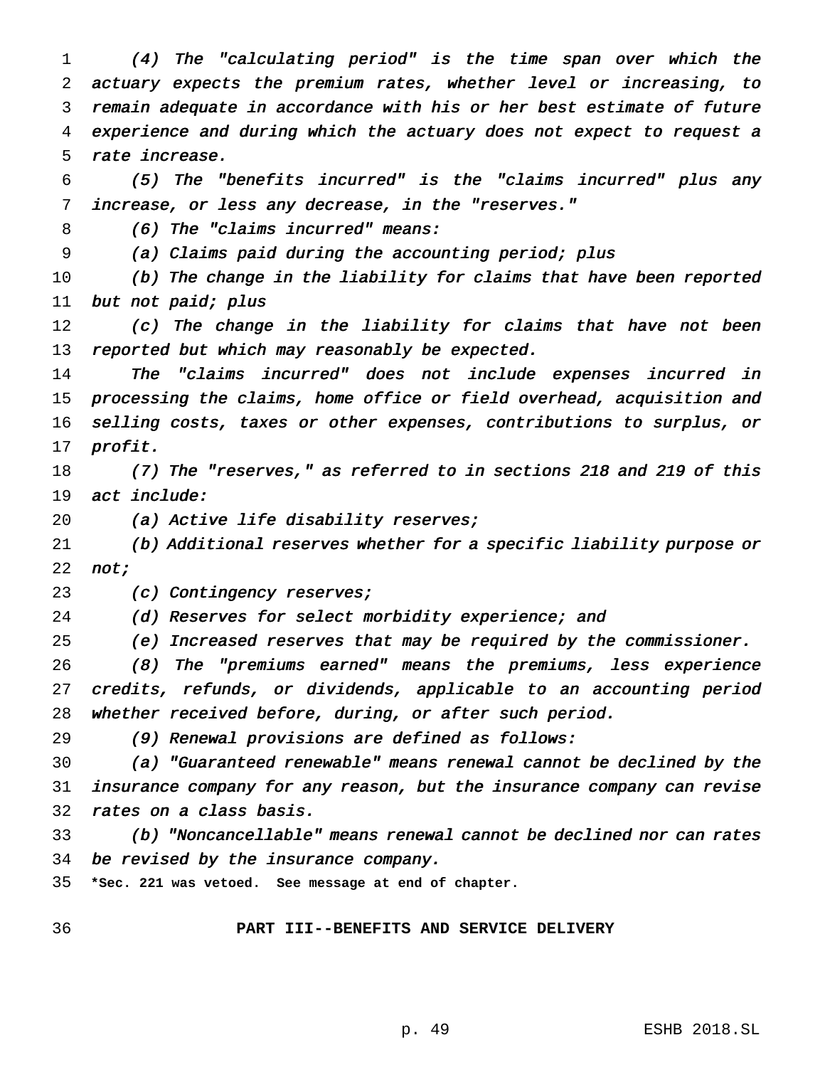*(4) The "calculating period" is the time span over which the actuary expects the premium rates, whether level or increasing, to remain adequate in accordance with his or her best estimate of future experience and during which the actuary does not expect to request a rate increase.*

*(5) The "benefits incurred" is the "claims incurred" plus any increase, or less any decrease, in the "reserves."*

*(6) The "claims incurred" means:*

*(a) Claims paid during the accounting period; plus*

*(b) The change in the liability for claims that have been reported but not paid; plus*

*(c) The change in the liability for claims that have not been reported but which may reasonably be expected.*

*The "claims incurred" does not include expenses incurred in processing the claims, home office or field overhead, acquisition and selling costs, taxes or other expenses, contributions to surplus, or profit.*

*(7) The "reserves," as referred to in sections 218 and 219 of this act include:*

*(a) Active life disability reserves;*

*(b) Additional reserves whether for a specific liability purpose or not;*

*(c) Contingency reserves;*

*(d) Reserves for select morbidity experience; and*

*(e) Increased reserves that may be required by the commissioner.*

*(8) The "premiums earned" means the premiums, less experience credits, refunds, or dividends, applicable to an accounting period whether received before, during, or after such period.*

*(9) Renewal provisions are defined as follows:*

*(a) "Guaranteed renewable" means renewal cannot be declined by the insurance company for any reason, but the insurance company can revise rates on a class basis.*

*(b) "Noncancellable" means renewal cannot be declined nor can rates be revised by the insurance company.*

**\*Sec. 221 was vetoed. See message at end of chapter.**

## PART III--BENEFITS AND SERVICE DELIVERY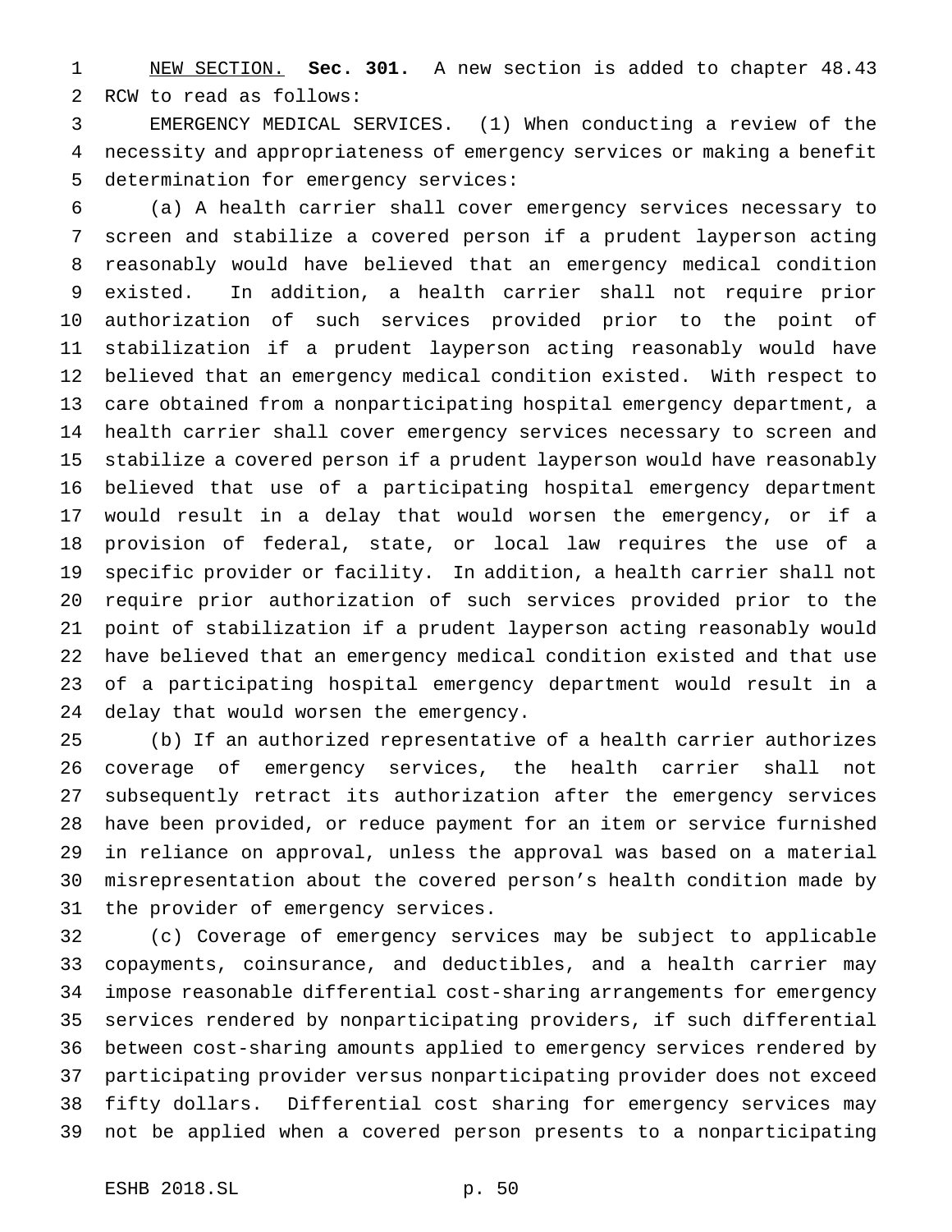<u>NEW SECTION.</u> **Sec. 301.** A new section is added to chapter 48.43 RCW to read as follows:

EMERGENCY MEDICAL SERVICES. (1) When conducting a review of the necessity and appropriateness of emergency services or making a benefit determination for emergency services:

(a) A health carrier shall cover emergency services necessary to screen and stabilize a covered person if a prudent layperson acting reasonably would have believed that an emergency medical condition existed. In addition, a health carrier shall not require prior authorization of such services provided prior to the point of stabilization if a prudent layperson acting reasonably would have believed that an emergency medical condition existed. With respect to care obtained from a nonparticipating hospital emergency department, a health carrier shall cover emergency services necessary to screen and stabilize a covered person if a prudent layperson would have reasonably believed that use of a participating hospital emergency department would result in a delay that would worsen the emergency, or if a provision of federal, state, or local law requires the use of a specific provider or facility. In addition, a health carrier shall not require prior authorization of such services provided prior to the point of stabilization if a prudent layperson acting reasonably would have believed that an emergency medical condition existed and that use of a participating hospital emergency department would result in a delay that would worsen the emergency.

(b) If an authorized representative of a health carrier authorizes coverage of emergency services, the health carrier shall not subsequently retract its authorization after the emergency services have been provided, or reduce payment for an item or service furnished in reliance on approval, unless the approval was based on a material misrepresentation about the covered person's health condition made by the provider of emergency services.

(c) Coverage of emergency services may be subject to applicable copayments, coinsurance, and deductibles, and a health carrier may impose reasonable differential cost-sharing arrangements for emergency services rendered by nonparticipating providers, if such differential between cost-sharing amounts applied to emergency services rendered by participating provider versus nonparticipating provider does not exceed fifty dollars. Differential cost sharing for emergency services may not be applied when a covered person presents to a nonparticipating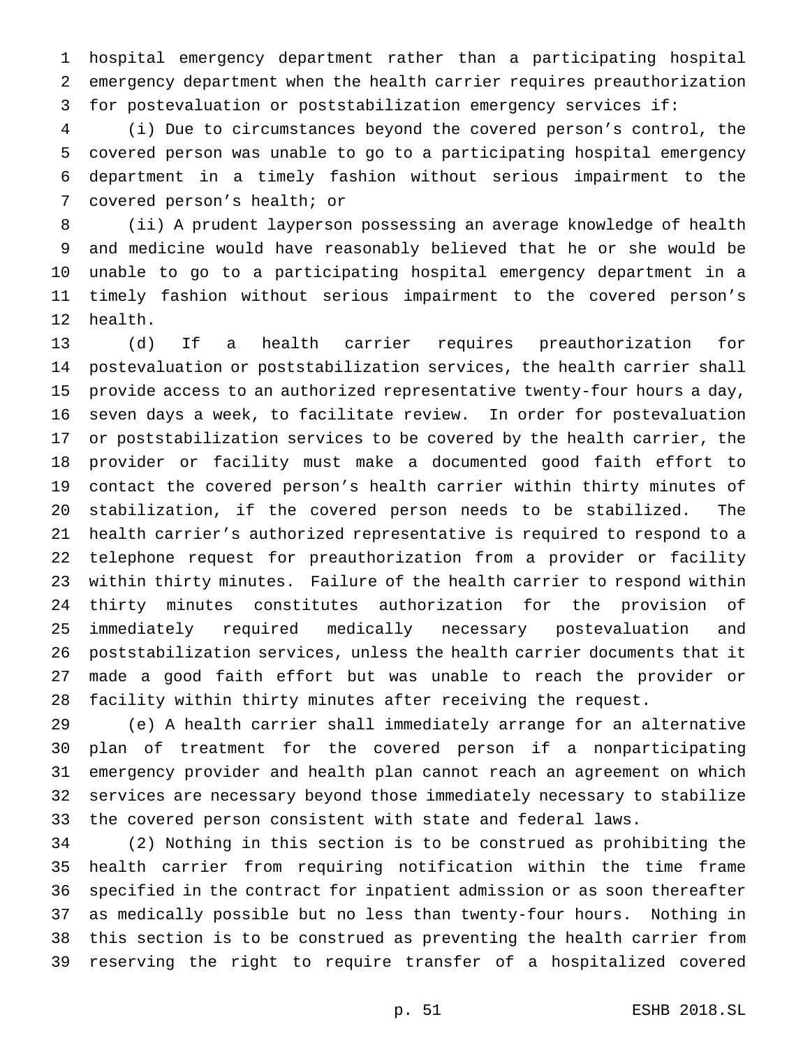hospital emergency department rather than a participating hospital emergency department when the health carrier requires preauthorization for postevaluation or poststabilization emergency services if:

(i) Due to circumstances beyond the covered person's control, the covered person was unable to go to a participating hospital emergency department in a timely fashion without serious impairment to the covered person's health; or

(ii) A prudent layperson possessing an average knowledge of health and medicine would have reasonably believed that he or she would be unable to go to a participating hospital emergency department in a timely fashion without serious impairment to the covered person's health.

(d) If a health carrier requires preauthorization for postevaluation or poststabilization services, the health carrier shall provide access to an authorized representative twenty-four hours a day, seven days a week, to facilitate review. In order for postevaluation or poststabilization services to be covered by the health carrier, the provider or facility must make a documented good faith effort to contact the covered person's health carrier within thirty minutes of stabilization, if the covered person needs to be stabilized. The health carrier's authorized representative is required to respond to a telephone request for preauthorization from a provider or facility within thirty minutes. Failure of the health carrier to respond within thirty minutes constitutes authorization for the provision of immediately required medically necessary postevaluation and poststabilization services, unless the health carrier documents that it made a good faith effort but was unable to reach the provider or facility within thirty minutes after receiving the request.

(e) A health carrier shall immediately arrange for an alternative plan of treatment for the covered person if a nonparticipating emergency provider and health plan cannot reach an agreement on which services are necessary beyond those immediately necessary to stabilize the covered person consistent with state and federal laws.

(2) Nothing in this section is to be construed as prohibiting the health carrier from requiring notification within the time frame specified in the contract for inpatient admission or as soon thereafter as medically possible but no less than twenty-four hours. Nothing in this section is to be construed as preventing the health carrier from reserving the right to require transfer of a hospitalized covered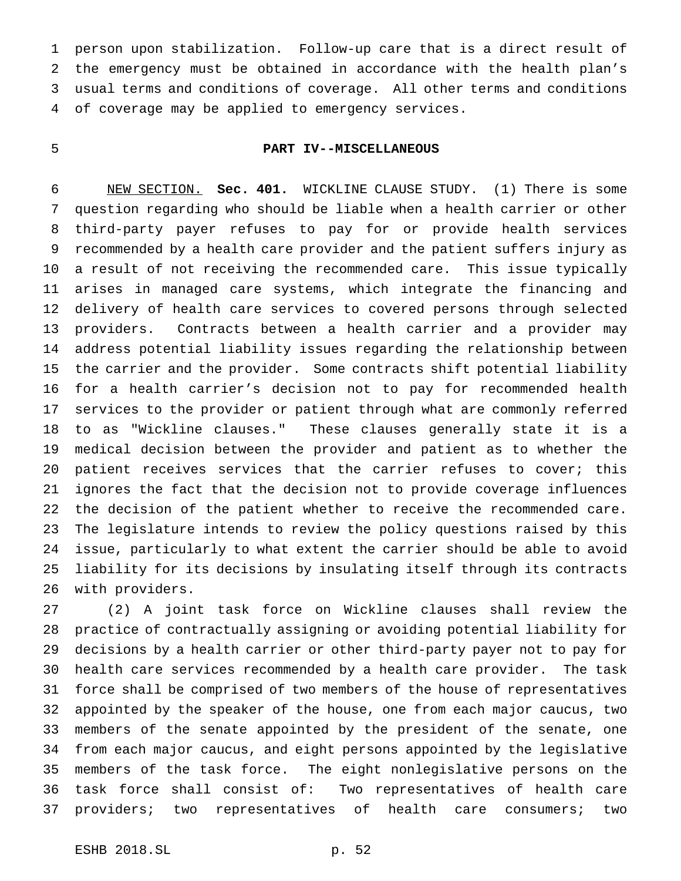person upon stabilization. Follow-up care that is a direct result of the emergency must be obtained in accordance with the health plan's usual terms and conditions of coverage. All other terms and conditions of coverage may be applied to emergency services.

## PART IV--MISCELLANEOUS

NEW SECTION. **Sec. 401.** WICKLINE CLAUSE STUDY. (1) There is some question regarding who should be liable when a health carrier or other third-party payer refuses to pay for or provide health services recommended by a health care provider and the patient suffers injury as a result of not receiving the recommended care. This issue typically arises in managed care systems, which integrate the financing and delivery of health care services to covered persons through selected providers. Contracts between a health carrier and a provider may address potential liability issues regarding the relationship between the carrier and the provider. Some contracts shift potential liability for a health carrier's decision not to pay for recommended health services to the provider or patient through what are commonly referred to as "Wickline clauses." These clauses generally state it is a medical decision between the provider and patient as to whether the patient receives services that the carrier refuses to cover; this ignores the fact that the decision not to provide coverage influences the decision of the patient whether to receive the recommended care. The legislature intends to review the policy questions raised by this issue, particularly to what extent the carrier should be able to avoid liability for its decisions by insulating itself through its contracts with providers.

(2) A joint task force on Wickline clauses shall review the practice of contractually assigning or avoiding potential liability for decisions by a health carrier or other third-party payer not to pay for health care services recommended by a health care provider. The task force shall be comprised of two members of the house of representatives appointed by the speaker of the house, one from each major caucus, two members of the senate appointed by the president of the senate, one from each major caucus, and eight persons appointed by the legislative members of the task force. The eight nonlegislative persons on the task force shall consist of: Two representatives of health care providers; two representatives of health care consumers; two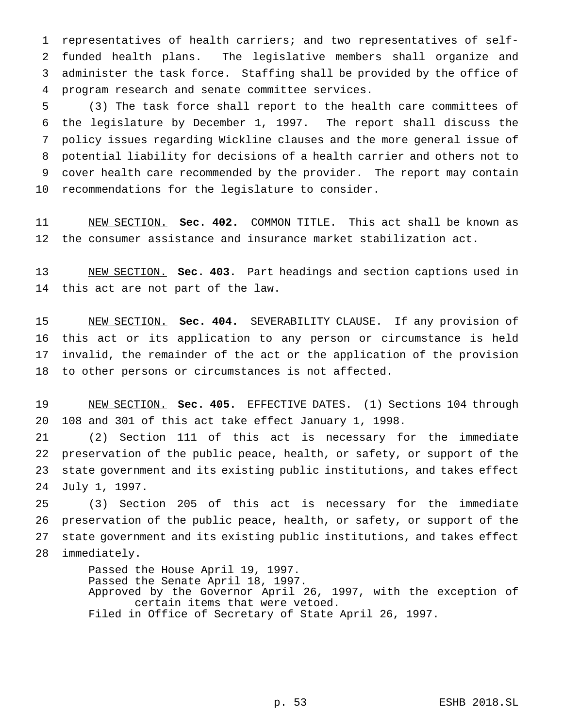representatives of health carriers; and two representatives of self-funded health plans. The legislative members shall organize and administer the task force. Staffing shall be provided by the office of program research and senate committee services.

(3) The task force shall report to the health care committees of the legislature by December 1, 1997. The report shall discuss the policy issues regarding Wickline clauses and the more general issue of potential liability for decisions of a health carrier and others not to cover health care recommended by the provider. The report may contain recommendations for the legislature to consider.

NEW SECTION. **Sec. 402.** COMMON TITLE. This act shall be known as the consumer assistance and insurance market stabilization act.

NEW SECTION. **Sec. 403.** Part headings and section captions used in this act are not part of the law.

NEW SECTION. **Sec. 404.** SEVERABILITY CLAUSE. If any provision of this act or its application to any person or circumstance is held invalid, the remainder of the act or the application of the provision to other persons or circumstances is not affected.

NEW SECTION. **Sec. 405.** EFFECTIVE DATES. (1) Sections 104 through 108 and 301 of this act take effect January 1, 1998.

(2) Section 111 of this act is necessary for the immediate preservation of the public peace, health, or safety, or support of the state government and its existing public institutions, and takes effect July 1, 1997.

(3) Section 205 of this act is necessary for the immediate preservation of the public peace, health, or safety, or support of the state government and its existing public institutions, and takes effect immediately.

Passed the House April 19, 1997.
Passed the Senate April 18, 1997.
Approved by the Governor April 26, 1997, with the exception of certain items that were vetoed.
Filed in Office of Secretary of State April 26, 1997.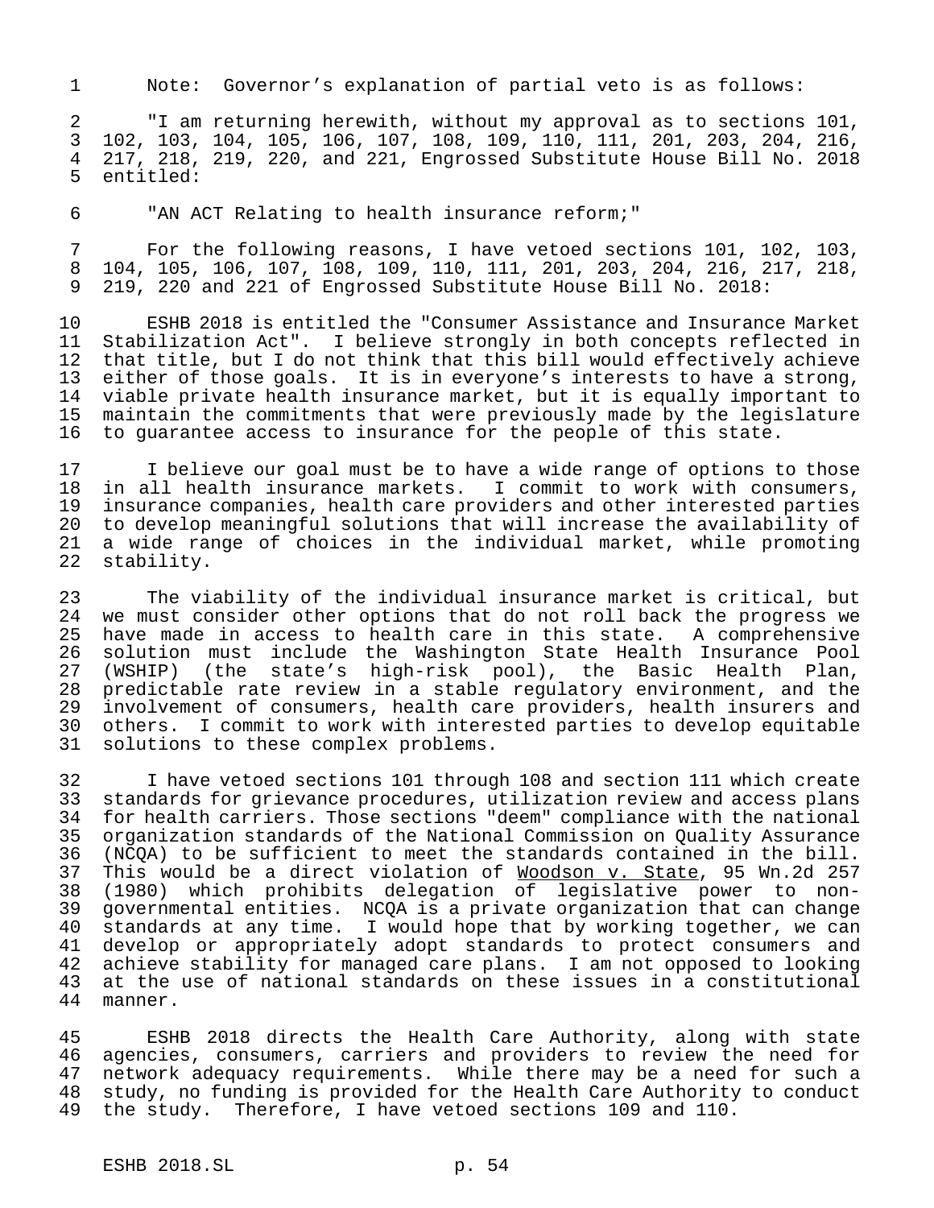Note: Governor's explanation of partial veto is as follows:

"I am returning herewith, without my approval as to sections 101, 102, 103, 104, 105, 106, 107, 108, 109, 110, 111, 201, 203, 204, 216, 217, 218, 219, 220, and 221, Engrossed Substitute House Bill No. 2018 entitled:

"AN ACT Relating to health insurance reform;"

For the following reasons, I have vetoed sections 101, 102, 103, 104, 105, 106, 107, 108, 109, 110, 111, 201, 203, 204, 216, 217, 218, 219, 220 and 221 of Engrossed Substitute House Bill No. 2018:

ESHB 2018 is entitled the "Consumer Assistance and Insurance Market Stabilization Act". I believe strongly in both concepts reflected in that title, but I do not think that this bill would effectively achieve either of those goals. It is in everyone's interests to have a strong, viable private health insurance market, but it is equally important to maintain the commitments that were previously made by the legislature to guarantee access to insurance for the people of this state.

I believe our goal must be to have a wide range of options to those in all health insurance markets. I commit to work with consumers, insurance companies, health care providers and other interested parties to develop meaningful solutions that will increase the availability of a wide range of choices in the individual market, while promoting stability.

The viability of the individual insurance market is critical, but we must consider other options that do not roll back the progress we have made in access to health care in this state. A comprehensive solution must include the Washington State Health Insurance Pool (WSHIP) (the state's high-risk pool), the Basic Health Plan, predictable rate review in a stable regulatory environment, and the involvement of consumers, health care providers, health insurers and others. I commit to work with interested parties to develop equitable solutions to these complex problems.

I have vetoed sections 101 through 108 and section 111 which create standards for grievance procedures, utilization review and access plans for health carriers. Those sections "deem" compliance with the national organization standards of the National Commission on Quality Assurance (NCQA) to be sufficient to meet the standards contained in the bill. This would be a direct violation of <u>Woodson v. State</u>, 95 Wn.2d 257 (1980) which prohibits delegation of legislative power to non-governmental entities. NCQA is a private organization that can change standards at any time. I would hope that by working together, we can develop or appropriately adopt standards to protect consumers and achieve stability for managed care plans. I am not opposed to looking at the use of national standards on these issues in a constitutional manner.

ESHB 2018 directs the Health Care Authority, along with state agencies, consumers, carriers and providers to review the need for network adequacy requirements. While there may be a need for such a study, no funding is provided for the Health Care Authority to conduct the study. Therefore, I have vetoed sections 109 and 110.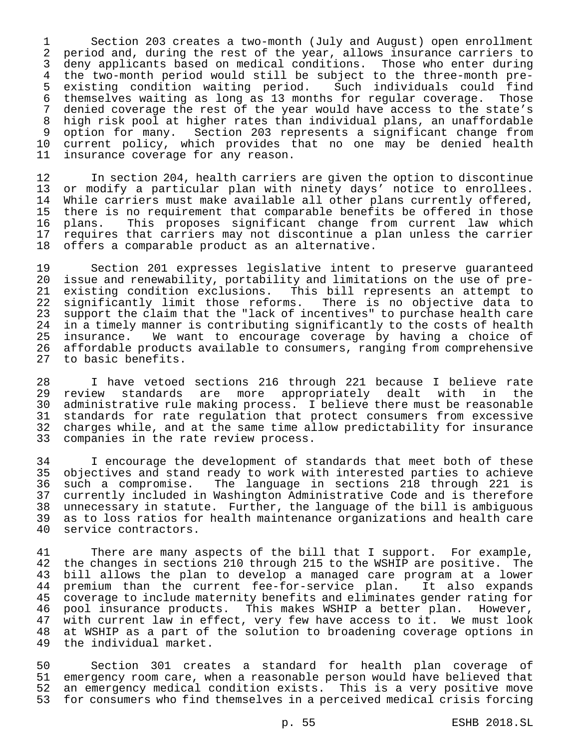Section 203 creates a two-month (July and August) open enrollment period and, during the rest of the year, allows insurance carriers to deny applicants based on medical conditions. Those who enter during the two-month period would still be subject to the three-month pre-existing condition waiting period. Such individuals could find themselves waiting as long as 13 months for regular coverage. Those denied coverage the rest of the year would have access to the state's high risk pool at higher rates than individual plans, an unaffordable option for many. Section 203 represents a significant change from current policy, which provides that no one may be denied health insurance coverage for any reason.

In section 204, health carriers are given the option to discontinue or modify a particular plan with ninety days' notice to enrollees. While carriers must make available all other plans currently offered, there is no requirement that comparable benefits be offered in those plans. This proposes significant change from current law which requires that carriers may not discontinue a plan unless the carrier offers a comparable product as an alternative.

Section 201 expresses legislative intent to preserve guaranteed issue and renewability, portability and limitations on the use of pre-existing condition exclusions. This bill represents an attempt to significantly limit those reforms. There is no objective data to support the claim that the "lack of incentives" to purchase health care in a timely manner is contributing significantly to the costs of health insurance. We want to encourage coverage by having a choice of affordable products available to consumers, ranging from comprehensive to basic benefits.

I have vetoed sections 216 through 221 because I believe rate review standards are more appropriately dealt with in the administrative rule making process. I believe there must be reasonable standards for rate regulation that protect consumers from excessive charges while, and at the same time allow predictability for insurance companies in the rate review process.

I encourage the development of standards that meet both of these objectives and stand ready to work with interested parties to achieve such a compromise. The language in sections 218 through 221 is currently included in Washington Administrative Code and is therefore unnecessary in statute. Further, the language of the bill is ambiguous as to loss ratios for health maintenance organizations and health care service contractors.

There are many aspects of the bill that I support. For example, the changes in sections 210 through 215 to the WSHIP are positive. The bill allows the plan to develop a managed care program at a lower premium than the current fee-for-service plan. It also expands coverage to include maternity benefits and eliminates gender rating for pool insurance products. This makes WSHIP a better plan. However, with current law in effect, very few have access to it. We must look at WSHIP as a part of the solution to broadening coverage options in the individual market.

Section 301 creates a standard for health plan coverage of emergency room care, when a reasonable person would have believed that an emergency medical condition exists. This is a very positive move for consumers who find themselves in a perceived medical crisis forcing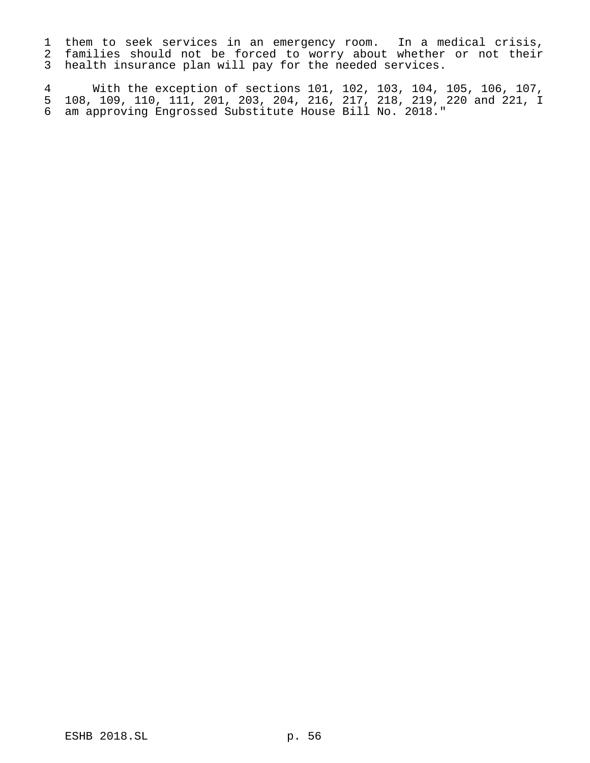them to seek services in an emergency room. In a medical crisis, families should not be forced to worry about whether or not their health insurance plan will pay for the needed services.

With the exception of sections 101, 102, 103, 104, 105, 106, 107, 108, 109, 110, 111, 201, 203, 204, 216, 217, 218, 219, 220 and 221, I am approving Engrossed Substitute House Bill No. 2018."